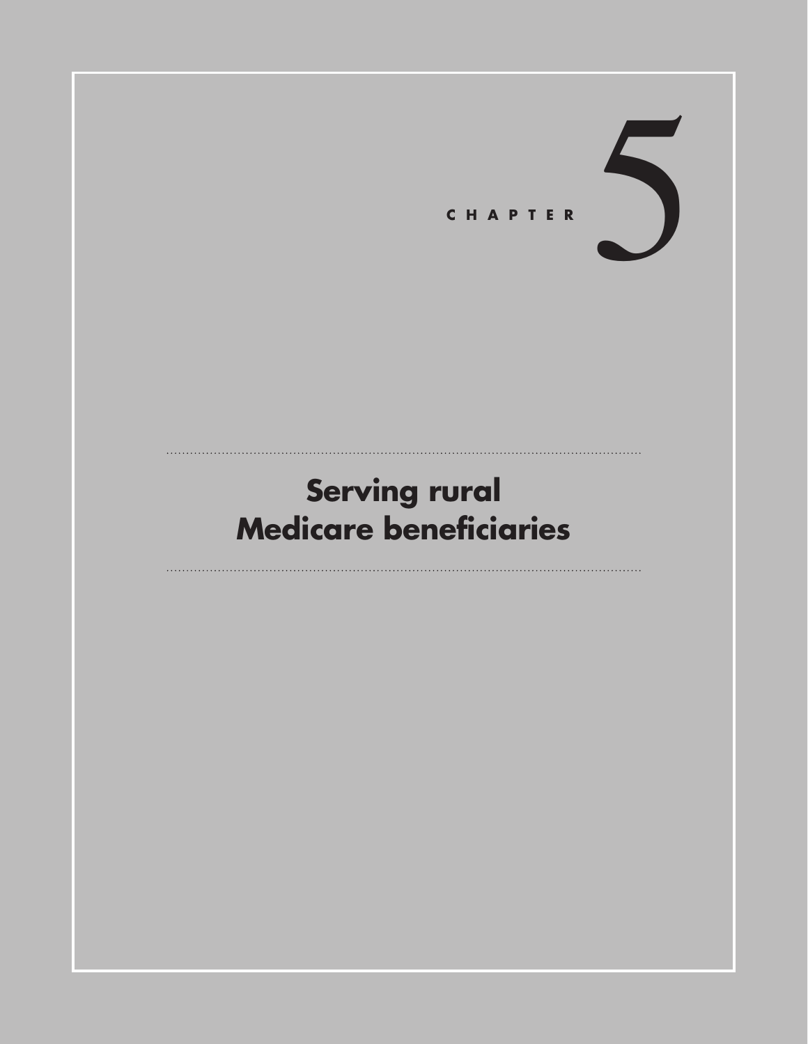CHAPTER 5

# Serving rural Medicare beneficiaries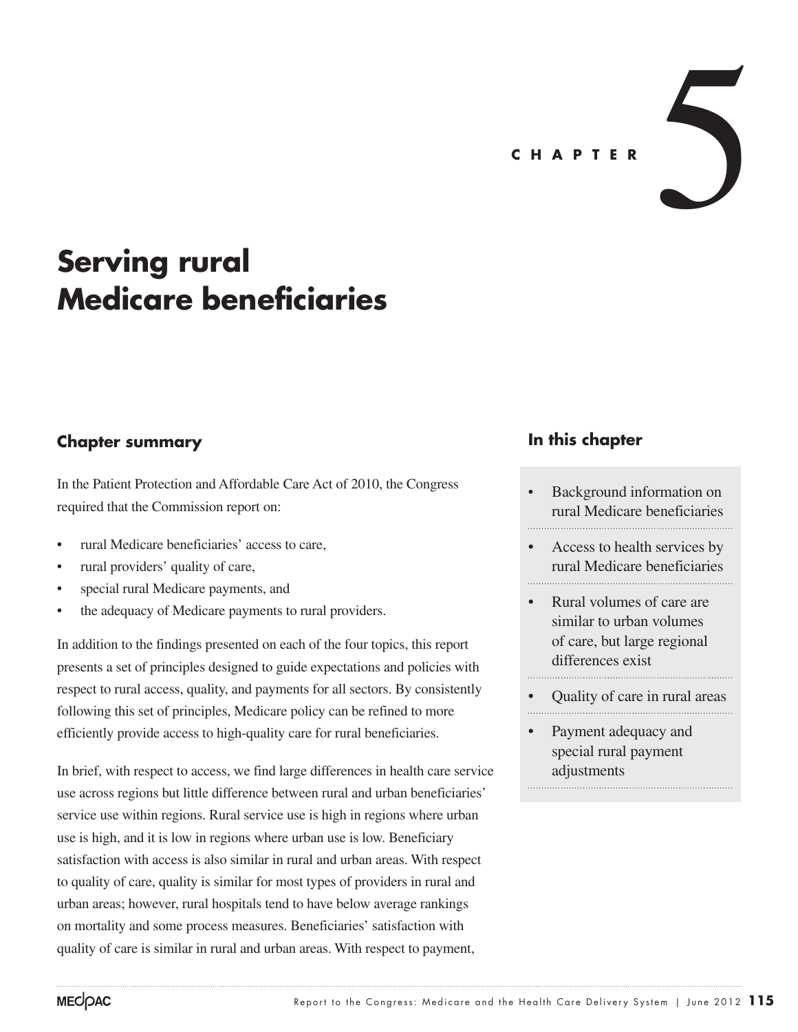CHAPTER 5

# Serving rural Medicare beneficiaries

## Chapter summary

In the Patient Protection and Affordable Care Act of 2010, the Congress required that the Commission report on:

- rural Medicare beneficiaries' access to care,
- rural providers' quality of care,
- special rural Medicare payments, and
- the adequacy of Medicare payments to rural providers.

In addition to the findings presented on each of the four topics, this report presents a set of principles designed to guide expectations and policies with respect to rural access, quality, and payments for all sectors. By consistently following this set of principles, Medicare policy can be refined to more efficiently provide access to high-quality care for rural beneficiaries.

In brief, with respect to access, we find large differences in health care service use across regions but little difference between rural and urban beneficiaries' service use within regions. Rural service use is high in regions where urban use is high, and it is low in regions where urban use is low. Beneficiary satisfaction with access is also similar in rural and urban areas. With respect to quality of care, quality is similar for most types of providers in rural and urban areas; however, rural hospitals tend to have below average rankings on mortality and some process measures. Beneficiaries' satisfaction with quality of care is similar in rural and urban areas. With respect to payment,

## In this chapter

- Background information on rural Medicare beneficiaries
- Access to health services by rural Medicare beneficiaries
- Rural volumes of care are similar to urban volumes of care, but large regional differences exist
- Quality of care in rural areas
- Payment adequacy and special rural payment adjustments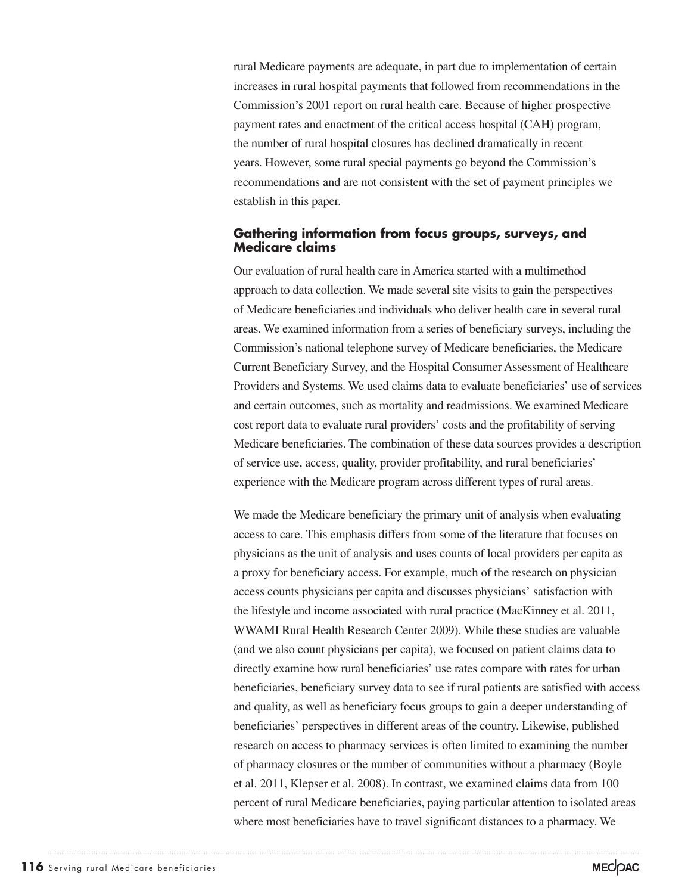rural Medicare payments are adequate, in part due to implementation of certain increases in rural hospital payments that followed from recommendations in the Commission's 2001 report on rural health care. Because of higher prospective payment rates and enactment of the critical access hospital (CAH) program, the number of rural hospital closures has declined dramatically in recent years. However, some rural special payments go beyond the Commission's recommendations and are not consistent with the set of payment principles we establish in this paper.

### Gathering information from focus groups, surveys, and Medicare claims

Our evaluation of rural health care in America started with a multimethod approach to data collection. We made several site visits to gain the perspectives of Medicare beneficiaries and individuals who deliver health care in several rural areas. We examined information from a series of beneficiary surveys, including the Commission's national telephone survey of Medicare beneficiaries, the Medicare Current Beneficiary Survey, and the Hospital Consumer Assessment of Healthcare Providers and Systems. We used claims data to evaluate beneficiaries' use of services and certain outcomes, such as mortality and readmissions. We examined Medicare cost report data to evaluate rural providers' costs and the profitability of serving Medicare beneficiaries. The combination of these data sources provides a description of service use, access, quality, provider profitability, and rural beneficiaries' experience with the Medicare program across different types of rural areas.

We made the Medicare beneficiary the primary unit of analysis when evaluating access to care. This emphasis differs from some of the literature that focuses on physicians as the unit of analysis and uses counts of local providers per capita as a proxy for beneficiary access. For example, much of the research on physician access counts physicians per capita and discusses physicians' satisfaction with the lifestyle and income associated with rural practice (MacKinney et al. 2011, WWAMI Rural Health Research Center 2009). While these studies are valuable (and we also count physicians per capita), we focused on patient claims data to directly examine how rural beneficiaries' use rates compare with rates for urban beneficiaries, beneficiary survey data to see if rural patients are satisfied with access and quality, as well as beneficiary focus groups to gain a deeper understanding of beneficiaries' perspectives in different areas of the country. Likewise, published research on access to pharmacy services is often limited to examining the number of pharmacy closures or the number of communities without a pharmacy (Boyle et al. 2011, Klepser et al. 2008). In contrast, we examined claims data from 100 percent of rural Medicare beneficiaries, paying particular attention to isolated areas where most beneficiaries have to travel significant distances to a pharmacy. We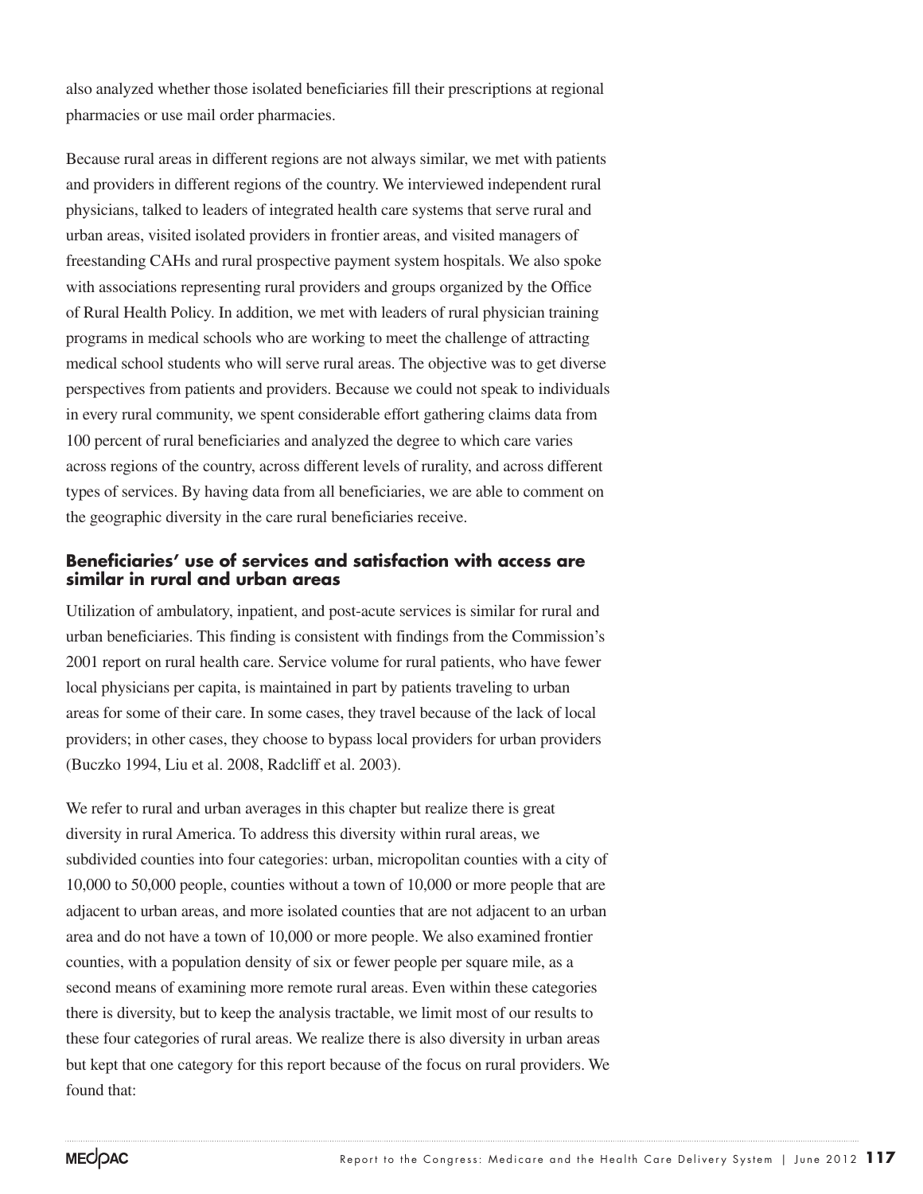also analyzed whether those isolated beneficiaries fill their prescriptions at regional pharmacies or use mail order pharmacies.

Because rural areas in different regions are not always similar, we met with patients and providers in different regions of the country. We interviewed independent rural physicians, talked to leaders of integrated health care systems that serve rural and urban areas, visited isolated providers in frontier areas, and visited managers of freestanding CAHs and rural prospective payment system hospitals. We also spoke with associations representing rural providers and groups organized by the Office of Rural Health Policy. In addition, we met with leaders of rural physician training programs in medical schools who are working to meet the challenge of attracting medical school students who will serve rural areas. The objective was to get diverse perspectives from patients and providers. Because we could not speak to individuals in every rural community, we spent considerable effort gathering claims data from 100 percent of rural beneficiaries and analyzed the degree to which care varies across regions of the country, across different levels of rurality, and across different types of services. By having data from all beneficiaries, we are able to comment on the geographic diversity in the care rural beneficiaries receive.

### Beneficiaries' use of services and satisfaction with access are similar in rural and urban areas

Utilization of ambulatory, inpatient, and post-acute services is similar for rural and urban beneficiaries. This finding is consistent with findings from the Commission's 2001 report on rural health care. Service volume for rural patients, who have fewer local physicians per capita, is maintained in part by patients traveling to urban areas for some of their care. In some cases, they travel because of the lack of local providers; in other cases, they choose to bypass local providers for urban providers (Buczko 1994, Liu et al. 2008, Radcliff et al. 2003).

We refer to rural and urban averages in this chapter but realize there is great diversity in rural America. To address this diversity within rural areas, we subdivided counties into four categories: urban, micropolitan counties with a city of 10,000 to 50,000 people, counties without a town of 10,000 or more people that are adjacent to urban areas, and more isolated counties that are not adjacent to an urban area and do not have a town of 10,000 or more people. We also examined frontier counties, with a population density of six or fewer people per square mile, as a second means of examining more remote rural areas. Even within these categories there is diversity, but to keep the analysis tractable, we limit most of our results to these four categories of rural areas. We realize there is also diversity in urban areas but kept that one category for this report because of the focus on rural providers. We found that: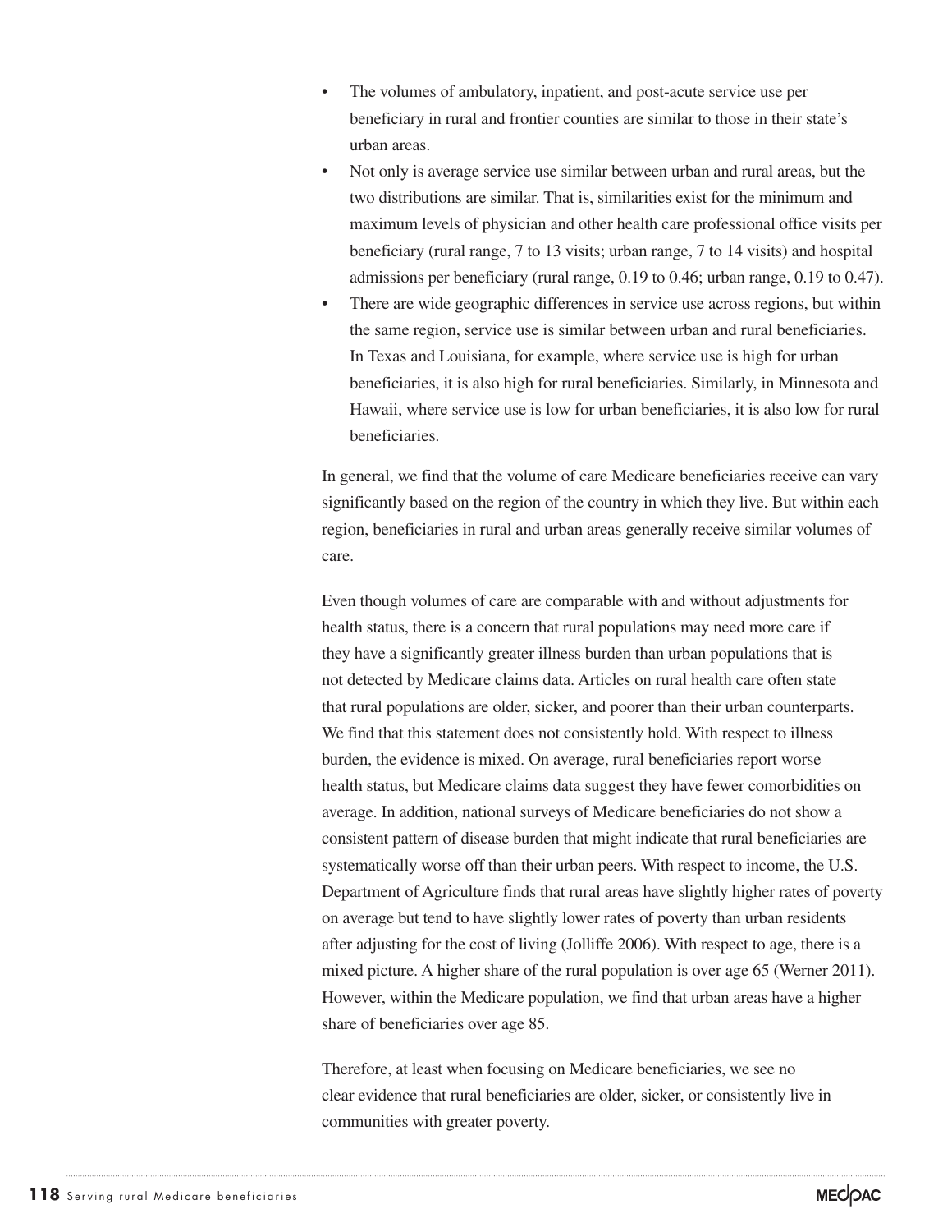- The volumes of ambulatory, inpatient, and post-acute service use per beneficiary in rural and frontier counties are similar to those in their state's urban areas.
- Not only is average service use similar between urban and rural areas, but the two distributions are similar. That is, similarities exist for the minimum and maximum levels of physician and other health care professional office visits per beneficiary (rural range, 7 to 13 visits; urban range, 7 to 14 visits) and hospital admissions per beneficiary (rural range, 0.19 to 0.46; urban range, 0.19 to 0.47).
- There are wide geographic differences in service use across regions, but within the same region, service use is similar between urban and rural beneficiaries. In Texas and Louisiana, for example, where service use is high for urban beneficiaries, it is also high for rural beneficiaries. Similarly, in Minnesota and Hawaii, where service use is low for urban beneficiaries, it is also low for rural beneficiaries.

In general, we find that the volume of care Medicare beneficiaries receive can vary significantly based on the region of the country in which they live. But within each region, beneficiaries in rural and urban areas generally receive similar volumes of care.

Even though volumes of care are comparable with and without adjustments for health status, there is a concern that rural populations may need more care if they have a significantly greater illness burden than urban populations that is not detected by Medicare claims data. Articles on rural health care often state that rural populations are older, sicker, and poorer than their urban counterparts. We find that this statement does not consistently hold. With respect to illness burden, the evidence is mixed. On average, rural beneficiaries report worse health status, but Medicare claims data suggest they have fewer comorbidities on average. In addition, national surveys of Medicare beneficiaries do not show a consistent pattern of disease burden that might indicate that rural beneficiaries are systematically worse off than their urban peers. With respect to income, the U.S. Department of Agriculture finds that rural areas have slightly higher rates of poverty on average but tend to have slightly lower rates of poverty than urban residents after adjusting for the cost of living (Jolliffe 2006). With respect to age, there is a mixed picture. A higher share of the rural population is over age 65 (Werner 2011). However, within the Medicare population, we find that urban areas have a higher share of beneficiaries over age 85.

Therefore, at least when focusing on Medicare beneficiaries, we see no clear evidence that rural beneficiaries are older, sicker, or consistently live in communities with greater poverty.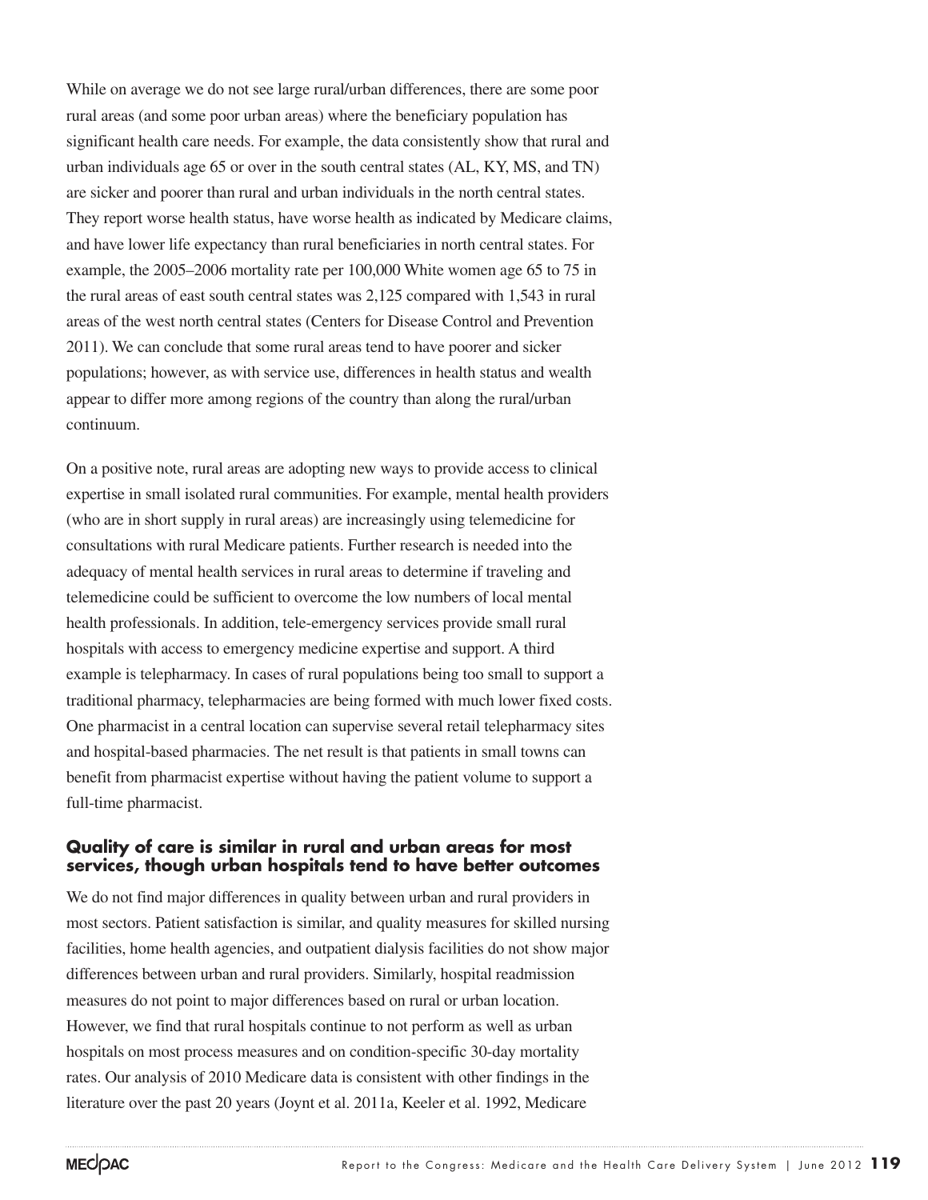While on average we do not see large rural/urban differences, there are some poor rural areas (and some poor urban areas) where the beneficiary population has significant health care needs. For example, the data consistently show that rural and urban individuals age 65 or over in the south central states (AL, KY, MS, and TN) are sicker and poorer than rural and urban individuals in the north central states. They report worse health status, have worse health as indicated by Medicare claims, and have lower life expectancy than rural beneficiaries in north central states. For example, the 2005–2006 mortality rate per 100,000 White women age 65 to 75 in the rural areas of east south central states was 2,125 compared with 1,543 in rural areas of the west north central states (Centers for Disease Control and Prevention 2011). We can conclude that some rural areas tend to have poorer and sicker populations; however, as with service use, differences in health status and wealth appear to differ more among regions of the country than along the rural/urban continuum.

On a positive note, rural areas are adopting new ways to provide access to clinical expertise in small isolated rural communities. For example, mental health providers (who are in short supply in rural areas) are increasingly using telemedicine for consultations with rural Medicare patients. Further research is needed into the adequacy of mental health services in rural areas to determine if traveling and telemedicine could be sufficient to overcome the low numbers of local mental health professionals. In addition, tele-emergency services provide small rural hospitals with access to emergency medicine expertise and support. A third example is telepharmacy. In cases of rural populations being too small to support a traditional pharmacy, telepharmacies are being formed with much lower fixed costs. One pharmacist in a central location can supervise several retail telepharmacy sites and hospital-based pharmacies. The net result is that patients in small towns can benefit from pharmacist expertise without having the patient volume to support a full-time pharmacist.

### Quality of care is similar in rural and urban areas for most services, though urban hospitals tend to have better outcomes

We do not find major differences in quality between urban and rural providers in most sectors. Patient satisfaction is similar, and quality measures for skilled nursing facilities, home health agencies, and outpatient dialysis facilities do not show major differences between urban and rural providers. Similarly, hospital readmission measures do not point to major differences based on rural or urban location. However, we find that rural hospitals continue to not perform as well as urban hospitals on most process measures and on condition-specific 30-day mortality rates. Our analysis of 2010 Medicare data is consistent with other findings in the literature over the past 20 years (Joynt et al. 2011a, Keeler et al. 1992, Medicare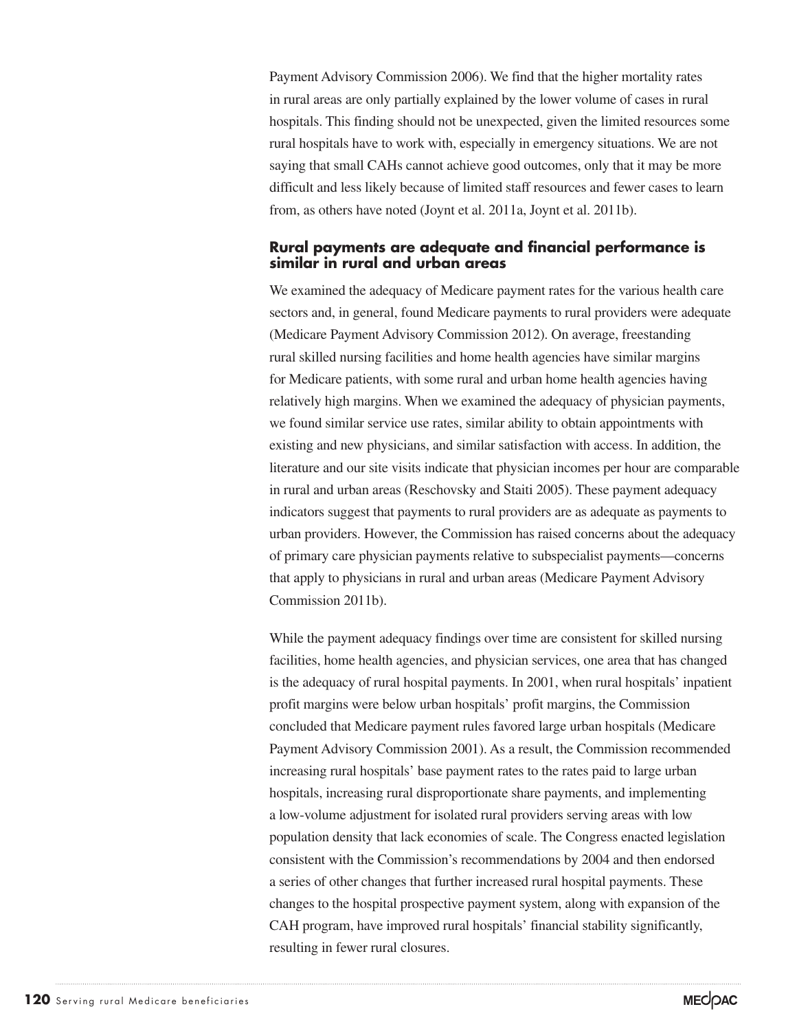Payment Advisory Commission 2006). We find that the higher mortality rates in rural areas are only partially explained by the lower volume of cases in rural hospitals. This finding should not be unexpected, given the limited resources some rural hospitals have to work with, especially in emergency situations. We are not saying that small CAHs cannot achieve good outcomes, only that it may be more difficult and less likely because of limited staff resources and fewer cases to learn from, as others have noted (Joynt et al. 2011a, Joynt et al. 2011b).

### Rural payments are adequate and financial performance is similar in rural and urban areas

We examined the adequacy of Medicare payment rates for the various health care sectors and, in general, found Medicare payments to rural providers were adequate (Medicare Payment Advisory Commission 2012). On average, freestanding rural skilled nursing facilities and home health agencies have similar margins for Medicare patients, with some rural and urban home health agencies having relatively high margins. When we examined the adequacy of physician payments, we found similar service use rates, similar ability to obtain appointments with existing and new physicians, and similar satisfaction with access. In addition, the literature and our site visits indicate that physician incomes per hour are comparable in rural and urban areas (Reschovsky and Staiti 2005). These payment adequacy indicators suggest that payments to rural providers are as adequate as payments to urban providers. However, the Commission has raised concerns about the adequacy of primary care physician payments relative to subspecialist payments—concerns that apply to physicians in rural and urban areas (Medicare Payment Advisory Commission 2011b).

While the payment adequacy findings over time are consistent for skilled nursing facilities, home health agencies, and physician services, one area that has changed is the adequacy of rural hospital payments. In 2001, when rural hospitals' inpatient profit margins were below urban hospitals' profit margins, the Commission concluded that Medicare payment rules favored large urban hospitals (Medicare Payment Advisory Commission 2001). As a result, the Commission recommended increasing rural hospitals' base payment rates to the rates paid to large urban hospitals, increasing rural disproportionate share payments, and implementing a low-volume adjustment for isolated rural providers serving areas with low population density that lack economies of scale. The Congress enacted legislation consistent with the Commission's recommendations by 2004 and then endorsed a series of other changes that further increased rural hospital payments. These changes to the hospital prospective payment system, along with expansion of the CAH program, have improved rural hospitals' financial stability significantly, resulting in fewer rural closures.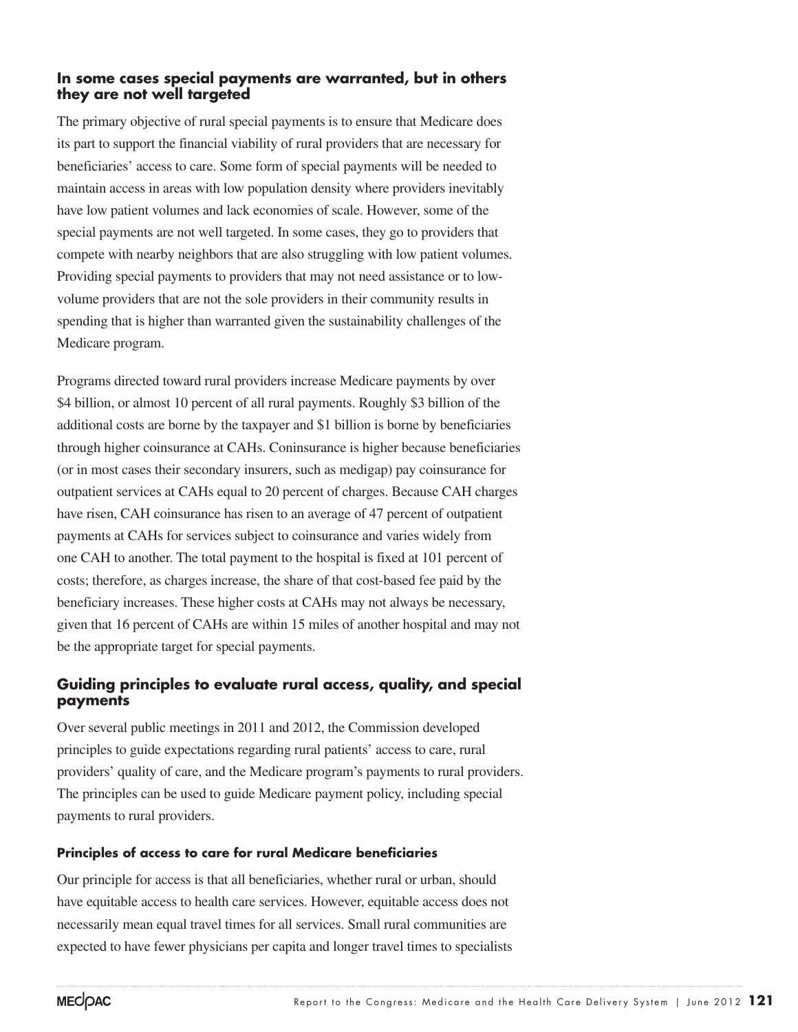### In some cases special payments are warranted, but in others they are not well targeted

The primary objective of rural special payments is to ensure that Medicare does its part to support the financial viability of rural providers that are necessary for beneficiaries' access to care. Some form of special payments will be needed to maintain access in areas with low population density where providers inevitably have low patient volumes and lack economies of scale. However, some of the special payments are not well targeted. In some cases, they go to providers that compete with nearby neighbors that are also struggling with low patient volumes. Providing special payments to providers that may not need assistance or to low-volume providers that are not the sole providers in their community results in spending that is higher than warranted given the sustainability challenges of the Medicare program.

Programs directed toward rural providers increase Medicare payments by over $4 billion, or almost 10 percent of all rural payments. Roughly $3 billion of the additional costs are borne by the taxpayer and $1 billion is borne by beneficiaries through higher coinsurance at CAHs. Coninsurance is higher because beneficiaries (or in most cases their secondary insurers, such as medigap) pay coinsurance for outpatient services at CAHs equal to 20 percent of charges. Because CAH charges have risen, CAH coinsurance has risen to an average of 47 percent of outpatient payments at CAHs for services subject to coinsurance and varies widely from one CAH to another. The total payment to the hospital is fixed at 101 percent of costs; therefore, as charges increase, the share of that cost-based fee paid by the beneficiary increases. These higher costs at CAHs may not always be necessary, given that 16 percent of CAHs are within 15 miles of another hospital and may not be the appropriate target for special payments.

### Guiding principles to evaluate rural access, quality, and special payments

Over several public meetings in 2011 and 2012, the Commission developed principles to guide expectations regarding rural patients' access to care, rural providers' quality of care, and the Medicare program's payments to rural providers. The principles can be used to guide Medicare payment policy, including special payments to rural providers.

#### Principles of access to care for rural Medicare beneficiaries

Our principle for access is that all beneficiaries, whether rural or urban, should have equitable access to health care services. However, equitable access does not necessarily mean equal travel times for all services. Small rural communities are expected to have fewer physicians per capita and longer travel times to specialists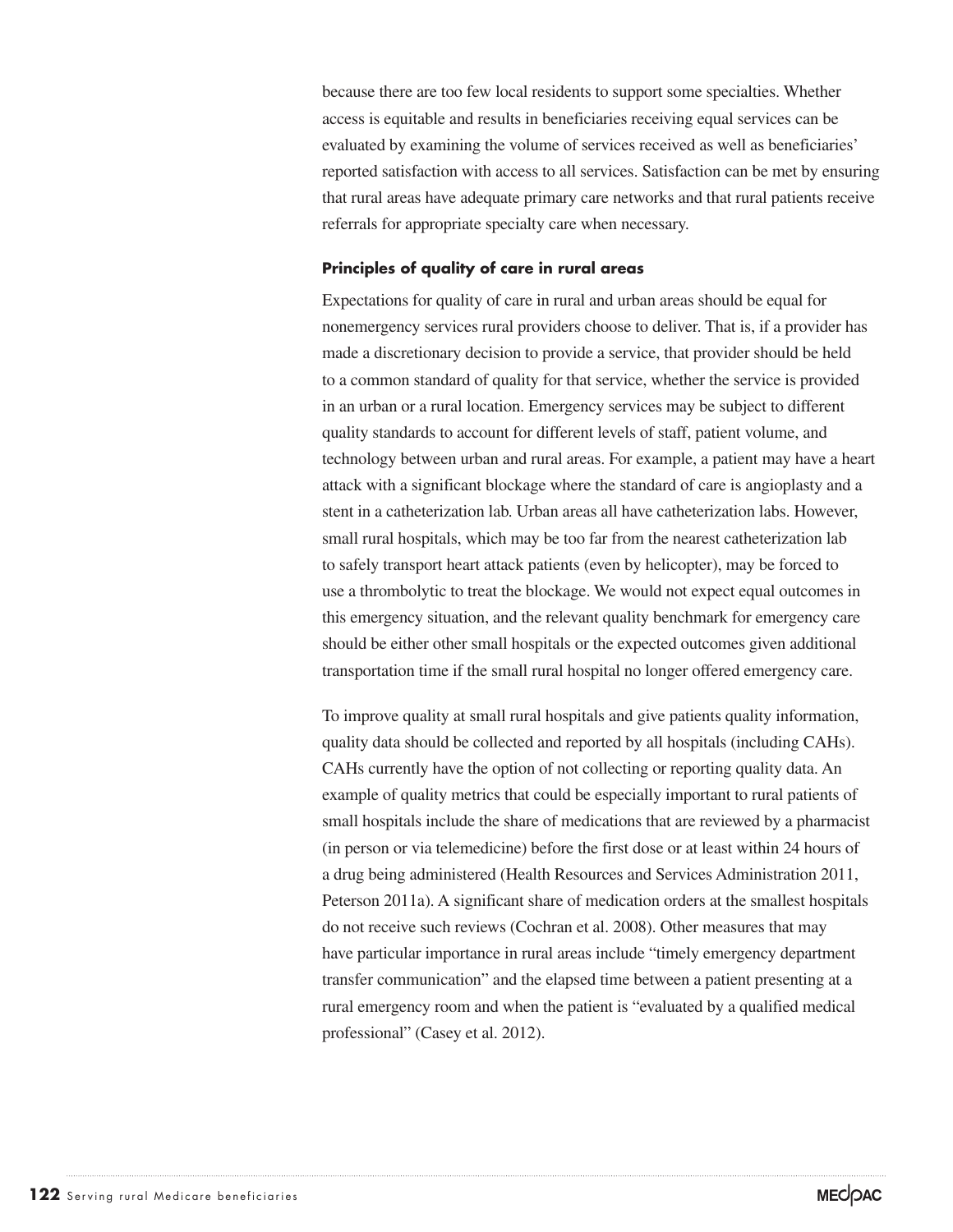because there are too few local residents to support some specialties. Whether access is equitable and results in beneficiaries receiving equal services can be evaluated by examining the volume of services received as well as beneficiaries' reported satisfaction with access to all services. Satisfaction can be met by ensuring that rural areas have adequate primary care networks and that rural patients receive referrals for appropriate specialty care when necessary.

#### Principles of quality of care in rural areas

Expectations for quality of care in rural and urban areas should be equal for nonemergency services rural providers choose to deliver. That is, if a provider has made a discretionary decision to provide a service, that provider should be held to a common standard of quality for that service, whether the service is provided in an urban or a rural location. Emergency services may be subject to different quality standards to account for different levels of staff, patient volume, and technology between urban and rural areas. For example, a patient may have a heart attack with a significant blockage where the standard of care is angioplasty and a stent in a catheterization lab. Urban areas all have catheterization labs. However, small rural hospitals, which may be too far from the nearest catheterization lab to safely transport heart attack patients (even by helicopter), may be forced to use a thrombolytic to treat the blockage. We would not expect equal outcomes in this emergency situation, and the relevant quality benchmark for emergency care should be either other small hospitals or the expected outcomes given additional transportation time if the small rural hospital no longer offered emergency care.

To improve quality at small rural hospitals and give patients quality information, quality data should be collected and reported by all hospitals (including CAHs). CAHs currently have the option of not collecting or reporting quality data. An example of quality metrics that could be especially important to rural patients of small hospitals include the share of medications that are reviewed by a pharmacist (in person or via telemedicine) before the first dose or at least within 24 hours of a drug being administered (Health Resources and Services Administration 2011, Peterson 2011a). A significant share of medication orders at the smallest hospitals do not receive such reviews (Cochran et al. 2008). Other measures that may have particular importance in rural areas include "timely emergency department transfer communication" and the elapsed time between a patient presenting at a rural emergency room and when the patient is "evaluated by a qualified medical professional" (Casey et al. 2012).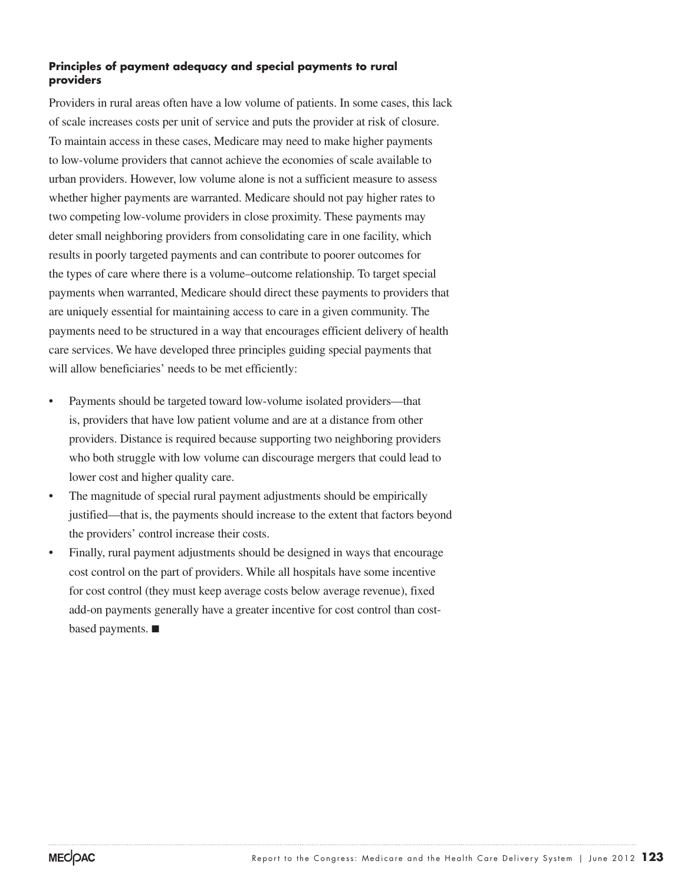**Principles of payment adequacy and special payments to rural providers**

Providers in rural areas often have a low volume of patients. In some cases, this lack of scale increases costs per unit of service and puts the provider at risk of closure. To maintain access in these cases, Medicare may need to make higher payments to low-volume providers that cannot achieve the economies of scale available to urban providers. However, low volume alone is not a sufficient measure to assess whether higher payments are warranted. Medicare should not pay higher rates to two competing low-volume providers in close proximity. These payments may deter small neighboring providers from consolidating care in one facility, which results in poorly targeted payments and can contribute to poorer outcomes for the types of care where there is a volume–outcome relationship. To target special payments when warranted, Medicare should direct these payments to providers that are uniquely essential for maintaining access to care in a given community. The payments need to be structured in a way that encourages efficient delivery of health care services. We have developed three principles guiding special payments that will allow beneficiaries' needs to be met efficiently:

- Payments should be targeted toward low-volume isolated providers—that is, providers that have low patient volume and are at a distance from other providers. Distance is required because supporting two neighboring providers who both struggle with low volume can discourage mergers that could lead to lower cost and higher quality care.
- The magnitude of special rural payment adjustments should be empirically justified—that is, the payments should increase to the extent that factors beyond the providers' control increase their costs.
- Finally, rural payment adjustments should be designed in ways that encourage cost control on the part of providers. While all hospitals have some incentive for cost control (they must keep average costs below average revenue), fixed add-on payments generally have a greater incentive for cost control than cost-based payments. ■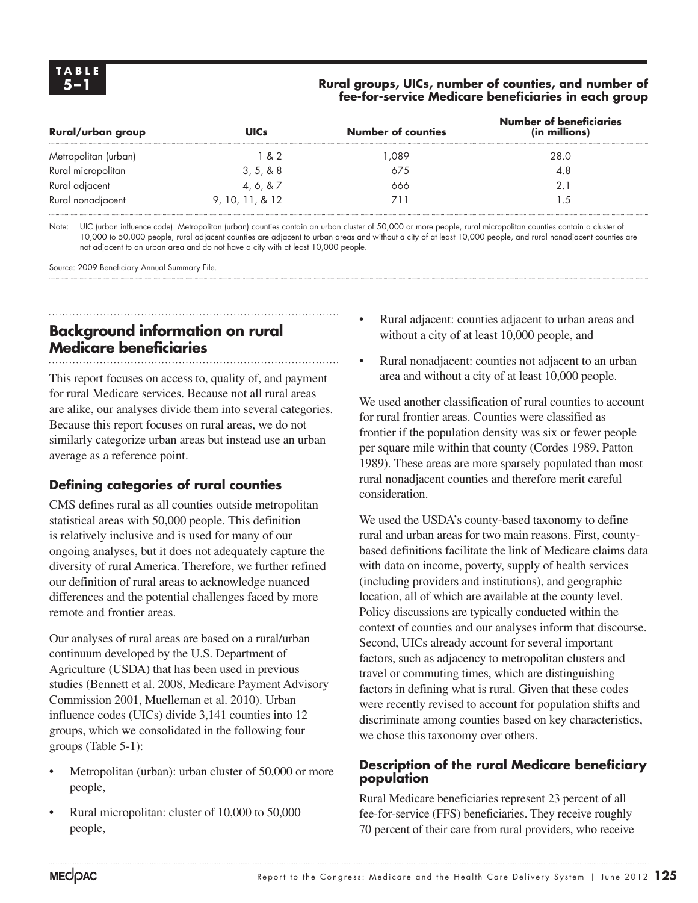**TABLE 5–1**

**Rural groups, UICs, number of counties, and number of fee-for-service Medicare beneficiaries in each group**

| Rural/urban group | UICs | Number of counties | Number of beneficiaries (in millions) |
|---|---|---|---|
| Metropolitan (urban) | 1 & 2 | 1,089 | 28.0 |
| Rural micropolitan | 3, 5, & 8 | 675 | 4.8 |
| Rural adjacent | 4, 6, & 7 | 666 | 2.1 |
| Rural nonadjacent | 9, 10, 11, & 12 | 711 | 1.5 |

Note: UIC (urban influence code). Metropolitan (urban) counties contain an urban cluster of 50,000 or more people, rural micropolitan counties contain a cluster of 10,000 to 50,000 people, rural adjacent counties are adjacent to urban areas and without a city of at least 10,000 people, and rural nonadjacent counties are not adjacent to an urban area and do not have a city with at least 10,000 people.

Source: 2009 Beneficiary Annual Summary File.

## Background information on rural Medicare beneficiaries

This report focuses on access to, quality of, and payment for rural Medicare services. Because not all rural areas are alike, our analyses divide them into several categories. Because this report focuses on rural areas, we do not similarly categorize urban areas but instead use an urban average as a reference point.

### Defining categories of rural counties

CMS defines rural as all counties outside metropolitan statistical areas with 50,000 people. This definition is relatively inclusive and is used for many of our ongoing analyses, but it does not adequately capture the diversity of rural America. Therefore, we further refined our definition of rural areas to acknowledge nuanced differences and the potential challenges faced by more remote and frontier areas.

Our analyses of rural areas are based on a rural/urban continuum developed by the U.S. Department of Agriculture (USDA) that has been used in previous studies (Bennett et al. 2008, Medicare Payment Advisory Commission 2001, Muelleman et al. 2010). Urban influence codes (UICs) divide 3,141 counties into 12 groups, which we consolidated in the following four groups (Table 5-1):

- Metropolitan (urban): urban cluster of 50,000 or more people,
- Rural micropolitan: cluster of 10,000 to 50,000 people,
- Rural adjacent: counties adjacent to urban areas and without a city of at least 10,000 people, and
- Rural nonadjacent: counties not adjacent to an urban area and without a city of at least 10,000 people.

We used another classification of rural counties to account for rural frontier areas. Counties were classified as frontier if the population density was six or fewer people per square mile within that county (Cordes 1989, Patton 1989). These areas are more sparsely populated than most rural nonadjacent counties and therefore merit careful consideration.

We used the USDA's county-based taxonomy to define rural and urban areas for two main reasons. First, county-based definitions facilitate the link of Medicare claims data with data on income, poverty, supply of health services (including providers and institutions), and geographic location, all of which are available at the county level. Policy discussions are typically conducted within the context of counties and our analyses inform that discourse. Second, UICs already account for several important factors, such as adjacency to metropolitan clusters and travel or commuting times, which are distinguishing factors in defining what is rural. Given that these codes were recently revised to account for population shifts and discriminate among counties based on key characteristics, we chose this taxonomy over others.

### Description of the rural Medicare beneficiary population

Rural Medicare beneficiaries represent 23 percent of all fee-for-service (FFS) beneficiaries. They receive roughly 70 percent of their care from rural providers, who receive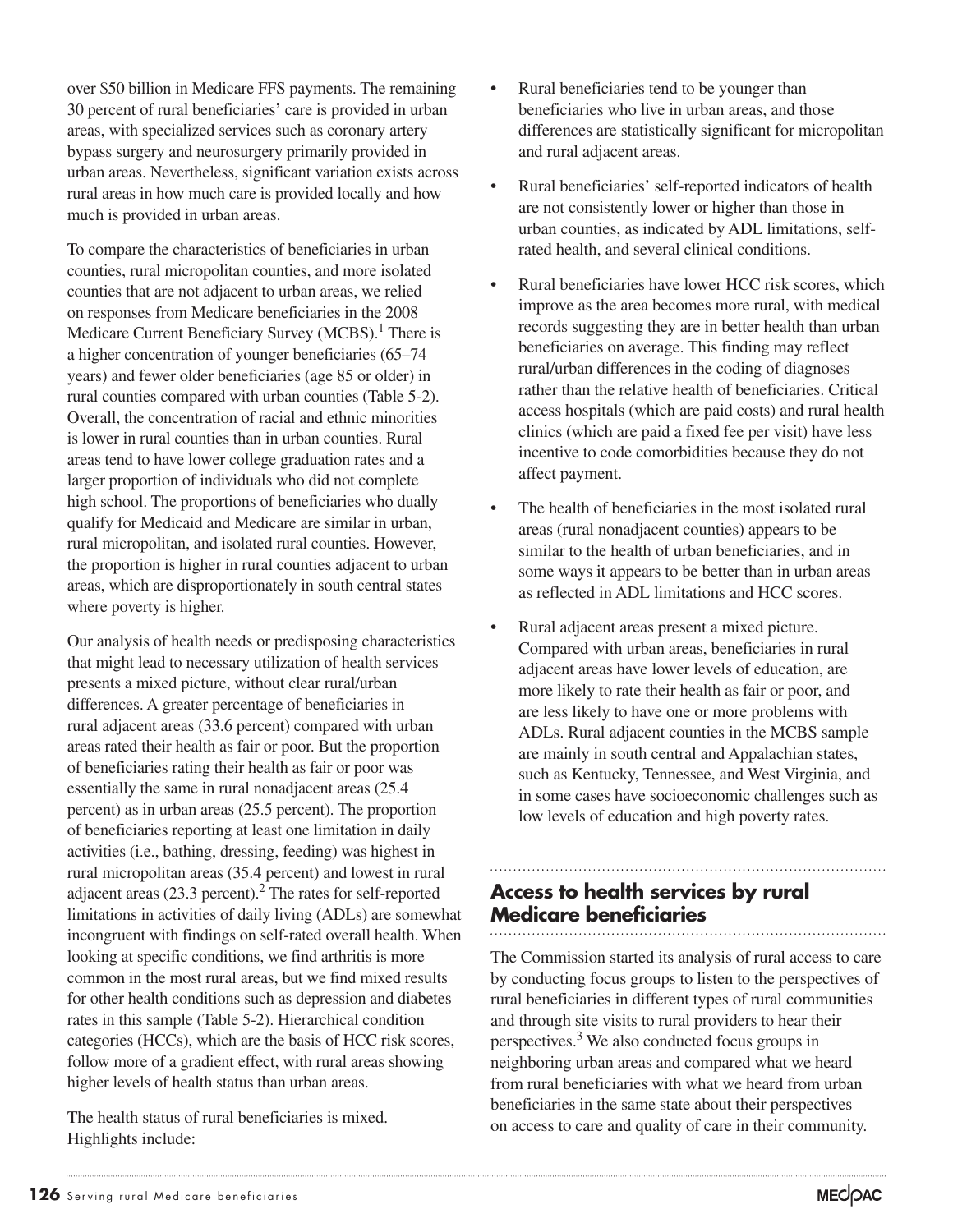over $50 billion in Medicare FFS payments. The remaining 30 percent of rural beneficiaries' care is provided in urban areas, with specialized services such as coronary artery bypass surgery and neurosurgery primarily provided in urban areas. Nevertheless, significant variation exists across rural areas in how much care is provided locally and how much is provided in urban areas.

To compare the characteristics of beneficiaries in urban counties, rural micropolitan counties, and more isolated counties that are not adjacent to urban areas, we relied on responses from Medicare beneficiaries in the 2008 Medicare Current Beneficiary Survey (MCBS).[1] There is a higher concentration of younger beneficiaries (65–74 years) and fewer older beneficiaries (age 85 or older) in rural counties compared with urban counties (Table 5-2). Overall, the concentration of racial and ethnic minorities is lower in rural counties than in urban counties. Rural areas tend to have lower college graduation rates and a larger proportion of individuals who did not complete high school. The proportions of beneficiaries who dually qualify for Medicaid and Medicare are similar in urban, rural micropolitan, and isolated rural counties. However, the proportion is higher in rural counties adjacent to urban areas, which are disproportionately in south central states where poverty is higher.

Our analysis of health needs or predisposing characteristics that might lead to necessary utilization of health services presents a mixed picture, without clear rural/urban differences. A greater percentage of beneficiaries in rural adjacent areas (33.6 percent) compared with urban areas rated their health as fair or poor. But the proportion of beneficiaries rating their health as fair or poor was essentially the same in rural nonadjacent areas (25.4 percent) as in urban areas (25.5 percent). The proportion of beneficiaries reporting at least one limitation in daily activities (i.e., bathing, dressing, feeding) was highest in rural micropolitan areas (35.4 percent) and lowest in rural adjacent areas (23.3 percent).[2] The rates for self-reported limitations in activities of daily living (ADLs) are somewhat incongruent with findings on self-rated overall health. When looking at specific conditions, we find arthritis is more common in the most rural areas, but we find mixed results for other health conditions such as depression and diabetes rates in this sample (Table 5-2). Hierarchical condition categories (HCCs), which are the basis of HCC risk scores, follow more of a gradient effect, with rural areas showing higher levels of health status than urban areas.

The health status of rural beneficiaries is mixed. Highlights include:

- Rural beneficiaries tend to be younger than beneficiaries who live in urban areas, and those differences are statistically significant for micropolitan and rural adjacent areas.
- Rural beneficiaries' self-reported indicators of health are not consistently lower or higher than those in urban counties, as indicated by ADL limitations, self-rated health, and several clinical conditions.
- Rural beneficiaries have lower HCC risk scores, which improve as the area becomes more rural, with medical records suggesting they are in better health than urban beneficiaries on average. This finding may reflect rural/urban differences in the coding of diagnoses rather than the relative health of beneficiaries. Critical access hospitals (which are paid costs) and rural health clinics (which are paid a fixed fee per visit) have less incentive to code comorbidities because they do not affect payment.
- The health of beneficiaries in the most isolated rural areas (rural nonadjacent counties) appears to be similar to the health of urban beneficiaries, and in some ways it appears to be better than in urban areas as reflected in ADL limitations and HCC scores.
- Rural adjacent areas present a mixed picture. Compared with urban areas, beneficiaries in rural adjacent areas have lower levels of education, are more likely to rate their health as fair or poor, and are less likely to have one or more problems with ADLs. Rural adjacent counties in the MCBS sample are mainly in south central and Appalachian states, such as Kentucky, Tennessee, and West Virginia, and in some cases have socioeconomic challenges such as low levels of education and high poverty rates.

## Access to health services by rural Medicare beneficiaries

The Commission started its analysis of rural access to care by conducting focus groups to listen to the perspectives of rural beneficiaries in different types of rural communities and through site visits to rural providers to hear their perspectives.[3] We also conducted focus groups in neighboring urban areas and compared what we heard from rural beneficiaries with what we heard from urban beneficiaries in the same state about their perspectives on access to care and quality of care in their community.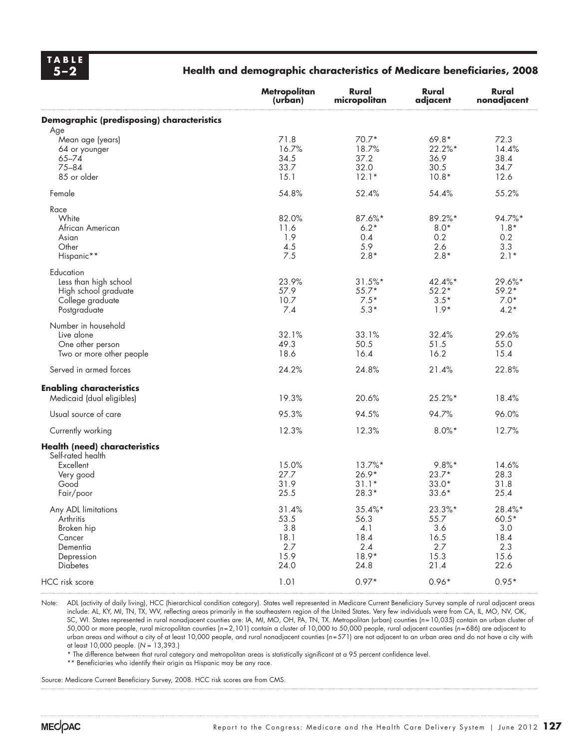**TABLE 5–2**

**Health and demographic characteristics of Medicare beneficiaries, 2008**

| | Metropolitan (urban) | Rural micropolitan | Rural adjacent | Rural nonadjacent |
|---|---|---|---|---|
| **Demographic (predisposing) characteristics** | | | | |
| Age | | | | |
| Mean age (years) | 71.8 | 70.7* | 69.8* | 72.3 |
| 64 or younger | 16.7% | 18.7% | 22.2%* | 14.4% |
| 65–74 | 34.5 | 37.2 | 36.9 | 38.4 |
| 75–84 | 33.7 | 32.0 | 30.5 | 34.7 |
| 85 or older | 15.1 | 12.1* | 10.8* | 12.6 |
| Female | 54.8% | 52.4% | 54.4% | 55.2% |
| Race | | | | |
| White | 82.0% | 87.6%* | 89.2%* | 94.7%* |
| African American | 11.6 | 6.2* | 8.0* | 1.8* |
| Asian | 1.9 | 0.4 | 0.2 | 0.2 |
| Other | 4.5 | 5.9 | 2.6 | 3.3 |
| Hispanic** | 7.5 | 2.8* | 2.8* | 2.1* |
| Education | | | | |
| Less than high school | 23.9% | 31.5%* | 42.4%* | 29.6%* |
| High school graduate | 57.9 | 55.7* | 52.2* | 59.2* |
| College graduate | 10.7 | 7.5* | 3.5* | 7.0* |
| Postgraduate | 7.4 | 5.3* | 1.9* | 4.2* |
| Number in household | | | | |
| Live alone | 32.1% | 33.1% | 32.4% | 29.6% |
| One other person | 49.3 | 50.5 | 51.5 | 55.0 |
| Two or more other people | 18.6 | 16.4 | 16.2 | 15.4 |
| Served in armed forces | 24.2% | 24.8% | 21.4% | 22.8% |
| **Enabling characteristics** | | | | |
| Medicaid (dual eligibles) | 19.3% | 20.6% | 25.2%* | 18.4% |
| Usual source of care | 95.3% | 94.5% | 94.7% | 96.0% |
| Currently working | 12.3% | 12.3% | 8.0%* | 12.7% |
| **Health (need) characteristics** | | | | |
| Self-rated health | | | | |
| Excellent | 15.0% | 13.7%* | 9.8%* | 14.6% |
| Very good | 27.7 | 26.9* | 23.7* | 28.3 |
| Good | 31.9 | 31.1* | 33.0* | 31.8 |
| Fair/poor | 25.5 | 28.3* | 33.6* | 25.4 |
| Any ADL limitations | 31.4% | 35.4%* | 23.3%* | 28.4%* |
| Arthritis | 53.5 | 56.3 | 55.7 | 60.5* |
| Broken hip | 3.8 | 4.1 | 3.6 | 3.0 |
| Cancer | 18.1 | 18.4 | 16.5 | 18.4 |
| Dementia | 2.7 | 2.4 | 2.7 | 2.3 |
| Depression | 15.9 | 18.9* | 15.3 | 15.6 |
| Diabetes | 24.0 | 24.8 | 21.4 | 22.6 |
| HCC risk score | 1.01 | 0.97* | 0.96* | 0.95* |

Note: ADL (activity of daily living), HCC (hierarchical condition category). States well represented in Medicare Current Beneficiary Survey sample of rural adjacent areas include: AL, KY, MI, TN, TX, WV, reflecting areas primarily in the southeastern region of the United States. Very few individuals were from CA, IL, MO, NV, OK, SC, WI. States represented in rural nonadjacent counties are: IA, MI, MO, OH, PA, TN, TX. Metropolitan (urban) counties (*n* = 10,035) contain an urban cluster of 50,000 or more people, rural micropolitan counties (*n* = 2,101) contain a cluster of 10,000 to 50,000 people, rural adjacent counties (*n* = 686) are adjacent to urban areas and without a city of at least 10,000 people, and rural nonadjacent counties (*n* = 571) are not adjacent to an urban area and do not have a city with at least 10,000 people. (*N* = 13,393.)

\* The difference between that rural category and metropolitan areas is statistically significant at a 95 percent confidence level.

\*\* Beneficiaries who identify their origin as Hispanic may be any race.

Source: Medicare Current Beneficiary Survey, 2008. HCC risk scores are from CMS.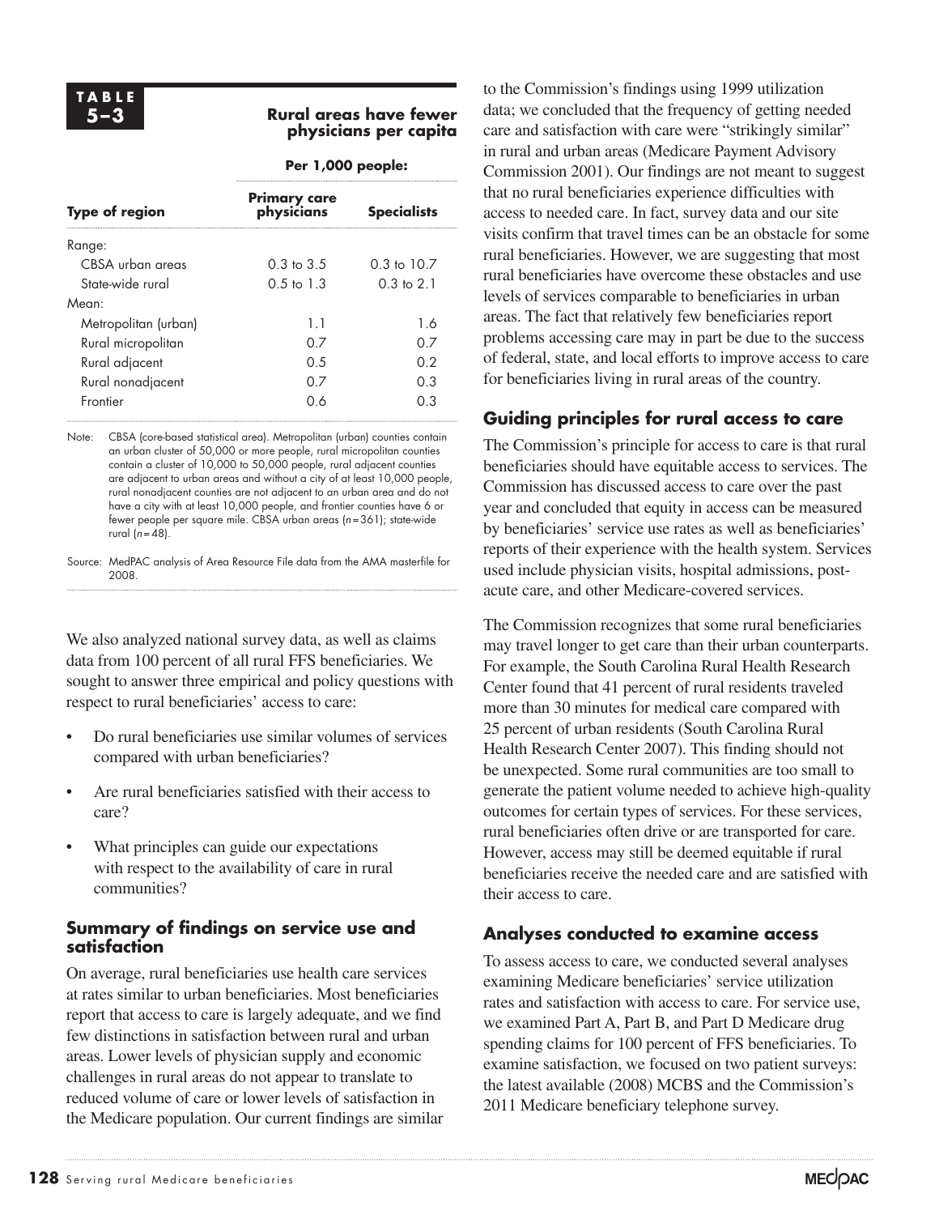**TABLE 5–3**

**Rural areas have fewer physicians per capita**

| Type of region | Per 1,000 people: | |
|---|---|---|
| | **Primary care physicians** | **Specialists** |
| Range: | | |
| CBSA urban areas | 0.3 to 3.5 | 0.3 to 10.7 |
| State-wide rural | 0.5 to 1.3 | 0.3 to 2.1 |
| Mean: | | |
| Metropolitan (urban) | 1.1 | 1.6 |
| Rural micropolitan | 0.7 | 0.7 |
| Rural adjacent | 0.5 | 0.2 |
| Rural nonadjacent | 0.7 | 0.3 |
| Frontier | 0.6 | 0.3 |

Note: CBSA (core-based statistical area). Metropolitan (urban) counties contain an urban cluster of 50,000 or more people, rural micropolitan counties contain a cluster of 10,000 to 50,000 people, rural adjacent counties are adjacent to urban areas and without a city of at least 10,000 people, rural nonadjacent counties are not adjacent to an urban area and do not have a city with at least 10,000 people, and frontier counties have 6 or fewer people per square mile. CBSA urban areas (*n*=361); state-wide rural (*n*=48).

Source: MedPAC analysis of Area Resource File data from the AMA masterfile for 2008.

We also analyzed national survey data, as well as claims data from 100 percent of all rural FFS beneficiaries. We sought to answer three empirical and policy questions with respect to rural beneficiaries' access to care:

- Do rural beneficiaries use similar volumes of services compared with urban beneficiaries?
- Are rural beneficiaries satisfied with their access to care?
- What principles can guide our expectations with respect to the availability of care in rural communities?

### Summary of findings on service use and satisfaction

On average, rural beneficiaries use health care services at rates similar to urban beneficiaries. Most beneficiaries report that access to care is largely adequate, and we find few distinctions in satisfaction between rural and urban areas. Lower levels of physician supply and economic challenges in rural areas do not appear to translate to reduced volume of care or lower levels of satisfaction in the Medicare population. Our current findings are similar to the Commission's findings using 1999 utilization data; we concluded that the frequency of getting needed care and satisfaction with care were "strikingly similar" in rural and urban areas (Medicare Payment Advisory Commission 2001). Our findings are not meant to suggest that no rural beneficiaries experience difficulties with access to needed care. In fact, survey data and our site visits confirm that travel times can be an obstacle for some rural beneficiaries. However, we are suggesting that most rural beneficiaries have overcome these obstacles and use levels of services comparable to beneficiaries in urban areas. The fact that relatively few beneficiaries report problems accessing care may in part be due to the success of federal, state, and local efforts to improve access to care for beneficiaries living in rural areas of the country.

### Guiding principles for rural access to care

The Commission's principle for access to care is that rural beneficiaries should have equitable access to services. The Commission has discussed access to care over the past year and concluded that equity in access can be measured by beneficiaries' service use rates as well as beneficiaries' reports of their experience with the health system. Services used include physician visits, hospital admissions, post-acute care, and other Medicare-covered services.

The Commission recognizes that some rural beneficiaries may travel longer to get care than their urban counterparts. For example, the South Carolina Rural Health Research Center found that 41 percent of rural residents traveled more than 30 minutes for medical care compared with 25 percent of urban residents (South Carolina Rural Health Research Center 2007). This finding should not be unexpected. Some rural communities are too small to generate the patient volume needed to achieve high-quality outcomes for certain types of services. For these services, rural beneficiaries often drive or are transported for care. However, access may still be deemed equitable if rural beneficiaries receive the needed care and are satisfied with their access to care.

### Analyses conducted to examine access

To assess access to care, we conducted several analyses examining Medicare beneficiaries' service utilization rates and satisfaction with access to care. For service use, we examined Part A, Part B, and Part D Medicare drug spending claims for 100 percent of FFS beneficiaries. To examine satisfaction, we focused on two patient surveys: the latest available (2008) MCBS and the Commission's 2011 Medicare beneficiary telephone survey.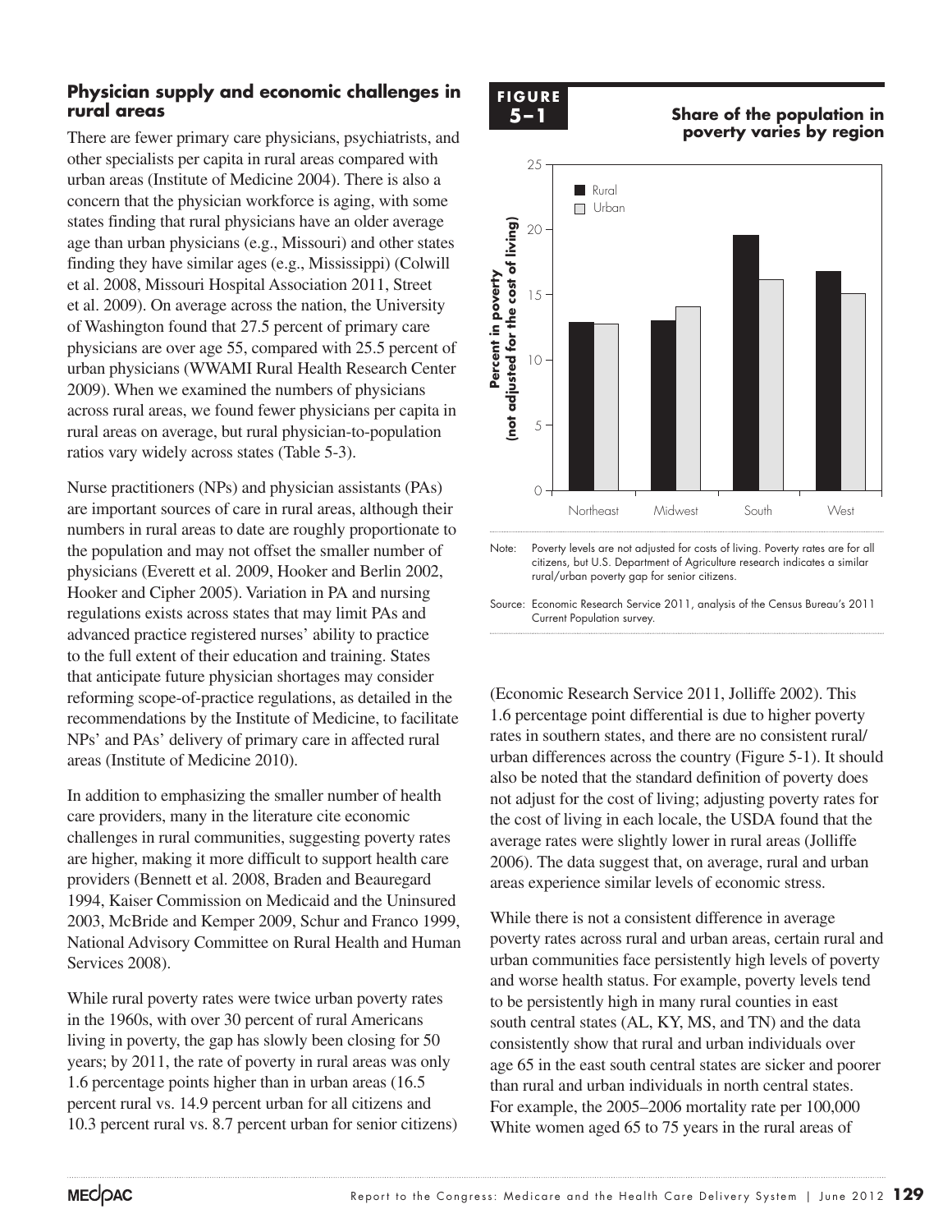### Physician supply and economic challenges in rural areas

There are fewer primary care physicians, psychiatrists, and other specialists per capita in rural areas compared with urban areas (Institute of Medicine 2004). There is also a concern that the physician workforce is aging, with some states finding that rural physicians have an older average age than urban physicians (e.g., Missouri) and other states finding they have similar ages (e.g., Mississippi) (Colwill et al. 2008, Missouri Hospital Association 2011, Street et al. 2009). On average across the nation, the University of Washington found that 27.5 percent of primary care physicians are over age 55, compared with 25.5 percent of urban physicians (WWAMI Rural Health Research Center 2009). When we examined the numbers of physicians across rural areas, we found fewer physicians per capita in rural areas on average, but rural physician-to-population ratios vary widely across states (Table 5-3).

Nurse practitioners (NPs) and physician assistants (PAs) are important sources of care in rural areas, although their numbers in rural areas to date are roughly proportionate to the population and may not offset the smaller number of physicians (Everett et al. 2009, Hooker and Berlin 2002, Hooker and Cipher 2005). Variation in PA and nursing regulations exists across states that may limit PAs and advanced practice registered nurses' ability to practice to the full extent of their education and training. States that anticipate future physician shortages may consider reforming scope-of-practice regulations, as detailed in the recommendations by the Institute of Medicine, to facilitate NPs' and PAs' delivery of primary care in affected rural areas (Institute of Medicine 2010).

In addition to emphasizing the smaller number of health care providers, many in the literature cite economic challenges in rural communities, suggesting poverty rates are higher, making it more difficult to support health care providers (Bennett et al. 2008, Braden and Beauregard 1994, Kaiser Commission on Medicaid and the Uninsured 2003, McBride and Kemper 2009, Schur and Franco 1999, National Advisory Committee on Rural Health and Human Services 2008).

While rural poverty rates were twice urban poverty rates in the 1960s, with over 30 percent of rural Americans living in poverty, the gap has slowly been closing for 50 years; by 2011, the rate of poverty in rural areas was only 1.6 percentage points higher than in urban areas (16.5 percent rural vs. 14.9 percent urban for all citizens and 10.3 percent rural vs. 8.7 percent urban for senior citizens) (Economic Research Service 2011, Jolliffe 2002). This 1.6 percentage point differential is due to higher poverty rates in southern states, and there are no consistent rural/urban differences across the country (Figure 5-1). It should also be noted that the standard definition of poverty does not adjust for the cost of living; adjusting poverty rates for the cost of living in each locale, the USDA found that the average rates were slightly lower in rural areas (Jolliffe 2006). The data suggest that, on average, rural and urban areas experience similar levels of economic stress.

**FIGURE 5–1 Share of the population in poverty varies by region**

Note: Poverty levels are not adjusted for costs of living. Poverty rates are for all citizens, but U.S. Department of Agriculture research indicates a similar rural/urban poverty gap for senior citizens.

Source: Economic Research Service 2011, analysis of the Census Bureau's 2011 Current Population survey.

While there is not a consistent difference in average poverty rates across rural and urban areas, certain rural and urban communities face persistently high levels of poverty and worse health status. For example, poverty levels tend to be persistently high in many rural counties in east south central states (AL, KY, MS, and TN) and the data consistently show that rural and urban individuals over age 65 in the east south central states are sicker and poorer than rural and urban individuals in north central states. For example, the 2005–2006 mortality rate per 100,000 White women aged 65 to 75 years in the rural areas of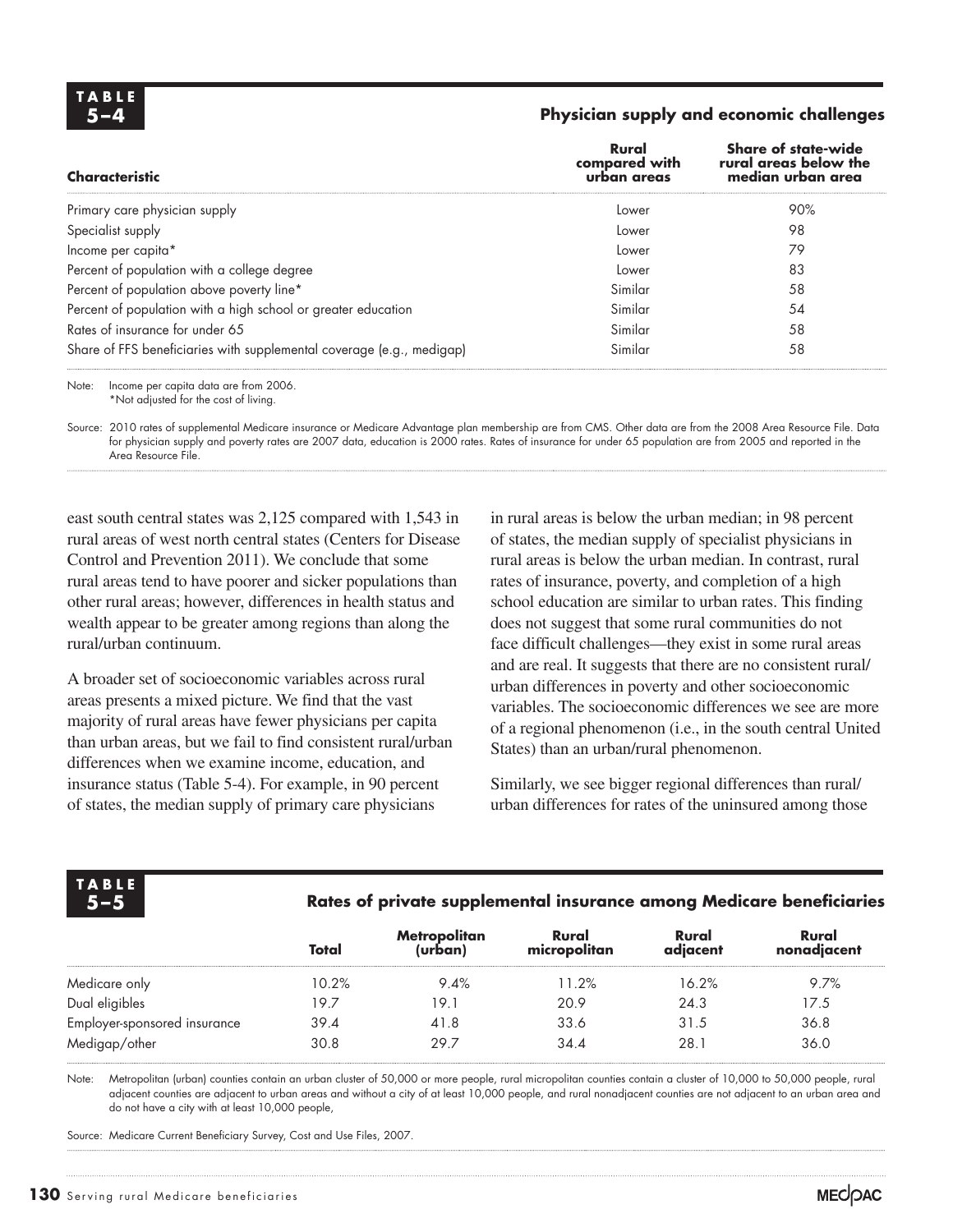**TABLE 5–4**

**Physician supply and economic challenges**

| Characteristic | Rural compared with urban areas | Share of state-wide rural areas below the median urban area |
|---|---|---|
| Primary care physician supply | Lower | 90% |
| Specialist supply | Lower | 98 |
| Income per capita* | Lower | 79 |
| Percent of population with a college degree | Lower | 83 |
| Percent of population above poverty line* | Similar | 58 |
| Percent of population with a high school or greater education | Similar | 54 |
| Rates of insurance for under 65 | Similar | 58 |
| Share of FFS beneficiaries with supplemental coverage (e.g., medigap) | Similar | 58 |

Note: Income per capita data are from 2006.
*Not adjusted for the cost of living.

Source: 2010 rates of supplemental Medicare insurance or Medicare Advantage plan membership are from CMS. Other data are from the 2008 Area Resource File. Data for physician supply and poverty rates are 2007 data, education is 2000 rates. Rates of insurance for under 65 population are from 2005 and reported in the Area Resource File.

east south central states was 2,125 compared with 1,543 in rural areas of west north central states (Centers for Disease Control and Prevention 2011). We conclude that some rural areas tend to have poorer and sicker populations than other rural areas; however, differences in health status and wealth appear to be greater among regions than along the rural/urban continuum.

A broader set of socioeconomic variables across rural areas presents a mixed picture. We find that the vast majority of rural areas have fewer physicians per capita than urban areas, but we fail to find consistent rural/urban differences when we examine income, education, and insurance status (Table 5-4). For example, in 90 percent of states, the median supply of primary care physicians in rural areas is below the urban median; in 98 percent of states, the median supply of specialist physicians in rural areas is below the urban median. In contrast, rural rates of insurance, poverty, and completion of a high school education are similar to urban rates. This finding does not suggest that some rural communities do not face difficult challenges—they exist in some rural areas and are real. It suggests that there are no consistent rural/urban differences in poverty and other socioeconomic variables. The socioeconomic differences we see are more of a regional phenomenon (i.e., in the south central United States) than an urban/rural phenomenon.

Similarly, we see bigger regional differences than rural/urban differences for rates of the uninsured among those

**TABLE 5–5**

**Rates of private supplemental insurance among Medicare beneficiaries**

| | Total | Metropolitan (urban) | Rural micropolitan | Rural adjacent | Rural nonadjacent |
|---|---|---|---|---|---|
| Medicare only | 10.2% | 9.4% | 11.2% | 16.2% | 9.7% |
| Dual eligibles | 19.7 | 19.1 | 20.9 | 24.3 | 17.5 |
| Employer-sponsored insurance | 39.4 | 41.8 | 33.6 | 31.5 | 36.8 |
| Medigap/other | 30.8 | 29.7 | 34.4 | 28.1 | 36.0 |

Note: Metropolitan (urban) counties contain an urban cluster of 50,000 or more people, rural micropolitan counties contain a cluster of 10,000 to 50,000 people, rural adjacent counties are adjacent to urban areas and without a city of at least 10,000 people, and rural nonadjacent counties are not adjacent to an urban area and do not have a city with at least 10,000 people,

Source: Medicare Current Beneficiary Survey, Cost and Use Files, 2007.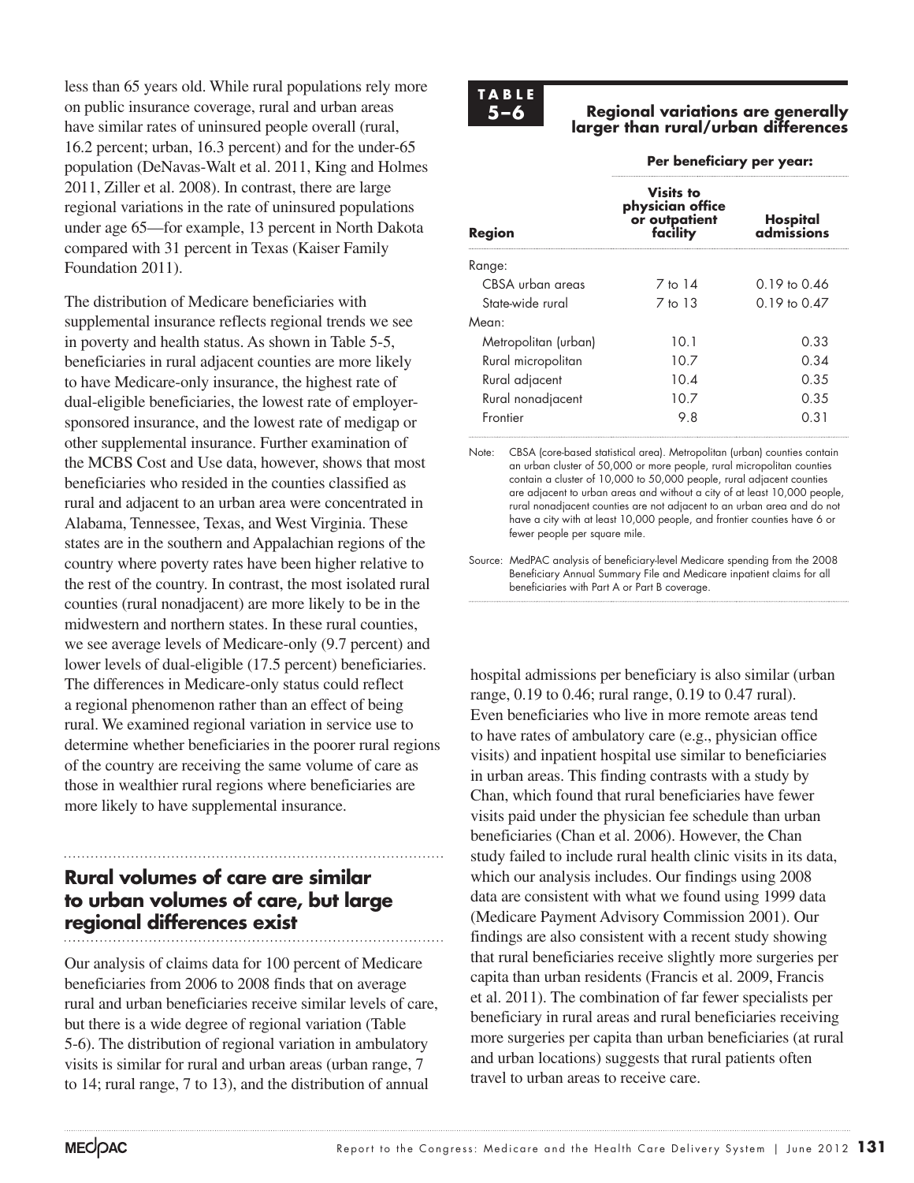less than 65 years old. While rural populations rely more on public insurance coverage, rural and urban areas have similar rates of uninsured people overall (rural, 16.2 percent; urban, 16.3 percent) and for the under-65 population (DeNavas-Walt et al. 2011, King and Holmes 2011, Ziller et al. 2008). In contrast, there are large regional variations in the rate of uninsured populations under age 65—for example, 13 percent in North Dakota compared with 31 percent in Texas (Kaiser Family Foundation 2011).

The distribution of Medicare beneficiaries with supplemental insurance reflects regional trends we see in poverty and health status. As shown in Table 5-5, beneficiaries in rural adjacent counties are more likely to have Medicare-only insurance, the highest rate of dual-eligible beneficiaries, the lowest rate of employer-sponsored insurance, and the lowest rate of medigap or other supplemental insurance. Further examination of the MCBS Cost and Use data, however, shows that most beneficiaries who resided in the counties classified as rural and adjacent to an urban area were concentrated in Alabama, Tennessee, Texas, and West Virginia. These states are in the southern and Appalachian regions of the country where poverty rates have been higher relative to the rest of the country. In contrast, the most isolated rural counties (rural nonadjacent) are more likely to be in the midwestern and northern states. In these rural counties, we see average levels of Medicare-only (9.7 percent) and lower levels of dual-eligible (17.5 percent) beneficiaries. The differences in Medicare-only status could reflect a regional phenomenon rather than an effect of being rural. We examined regional variation in service use to determine whether beneficiaries in the poorer rural regions of the country are receiving the same volume of care as those in wealthier rural regions where beneficiaries are more likely to have supplemental insurance.

**TABLE 5–6**

**Regional variations are generally larger than rural/urban differences**

| | Per beneficiary per year: | |
|---|---|---|
| **Region** | **Visits to physician office or outpatient facility** | **Hospital admissions** |
| Range: | | |
| CBSA urban areas | 7 to 14 | 0.19 to 0.46 |
| State-wide rural | 7 to 13 | 0.19 to 0.47 |
| Mean: | | |
| Metropolitan (urban) | 10.1 | 0.33 |
| Rural micropolitan | 10.7 | 0.34 |
| Rural adjacent | 10.4 | 0.35 |
| Rural nonadjacent | 10.7 | 0.35 |
| Frontier | 9.8 | 0.31 |

Note: CBSA (core-based statistical area). Metropolitan (urban) counties contain an urban cluster of 50,000 or more people, rural micropolitan counties contain a cluster of 10,000 to 50,000 people, rural adjacent counties are adjacent to urban areas and without a city of at least 10,000 people, rural nonadjacent counties are not adjacent to an urban area and do not have a city with at least 10,000 people, and frontier counties have 6 or fewer people per square mile.

Source: MedPAC analysis of beneficiary-level Medicare spending from the 2008 Beneficiary Annual Summary File and Medicare inpatient claims for all beneficiaries with Part A or Part B coverage.

## Rural volumes of care are similar to urban volumes of care, but large regional differences exist

Our analysis of claims data for 100 percent of Medicare beneficiaries from 2006 to 2008 finds that on average rural and urban beneficiaries receive similar levels of care, but there is a wide degree of regional variation (Table 5-6). The distribution of regional variation in ambulatory visits is similar for rural and urban areas (urban range, 7 to 14; rural range, 7 to 13), and the distribution of annual hospital admissions per beneficiary is also similar (urban range, 0.19 to 0.46; rural range, 0.19 to 0.47 rural). Even beneficiaries who live in more remote areas tend to have rates of ambulatory care (e.g., physician office visits) and inpatient hospital use similar to beneficiaries in urban areas. This finding contrasts with a study by Chan, which found that rural beneficiaries have fewer visits paid under the physician fee schedule than urban beneficiaries (Chan et al. 2006). However, the Chan study failed to include rural health clinic visits in its data, which our analysis includes. Our findings using 2008 data are consistent with what we found using 1999 data (Medicare Payment Advisory Commission 2001). Our findings are also consistent with a recent study showing that rural beneficiaries receive slightly more surgeries per capita than urban residents (Francis et al. 2009, Francis et al. 2011). The combination of far fewer specialists per beneficiary in rural areas and rural beneficiaries receiving more surgeries per capita than urban beneficiaries (at rural and urban locations) suggests that rural patients often travel to urban areas to receive care.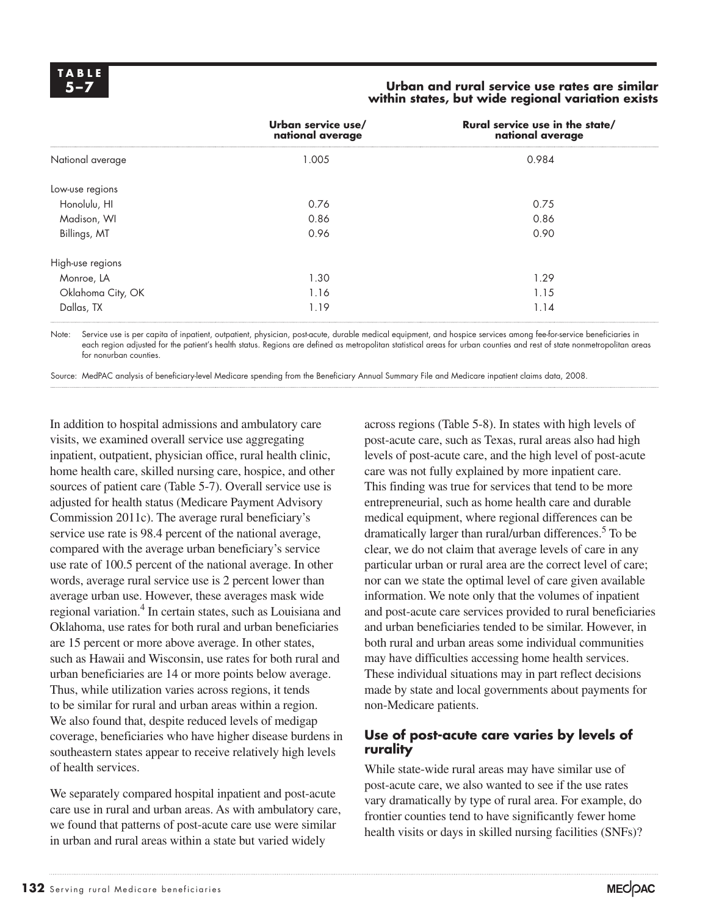**TABLE 5–7**

**Urban and rural service use rates are similar within states, but wide regional variation exists**

| | Urban service use/ national average | Rural service use in the state/ national average |
|---|---|---|
| National average | 1.005 | 0.984 |
| Low-use regions | | |
| Honolulu, HI | 0.76 | 0.75 |
| Madison, WI | 0.86 | 0.86 |
| Billings, MT | 0.96 | 0.90 |
| High-use regions | | |
| Monroe, LA | 1.30 | 1.29 |
| Oklahoma City, OK | 1.16 | 1.15 |
| Dallas, TX | 1.19 | 1.14 |

Note: Service use is per capita of inpatient, outpatient, physician, post-acute, durable medical equipment, and hospice services among fee-for-service beneficiaries in each region adjusted for the patient's health status. Regions are defined as metropolitan statistical areas for urban counties and rest of state nonmetropolitan areas for nonurban counties.

Source: MedPAC analysis of beneficiary-level Medicare spending from the Beneficiary Annual Summary File and Medicare inpatient claims data, 2008.

In addition to hospital admissions and ambulatory care visits, we examined overall service use aggregating inpatient, outpatient, physician office, rural health clinic, home health care, skilled nursing care, hospice, and other sources of patient care (Table 5-7). Overall service use is adjusted for health status (Medicare Payment Advisory Commission 2011c). The average rural beneficiary's service use rate is 98.4 percent of the national average, compared with the average urban beneficiary's service use rate of 100.5 percent of the national average. In other words, average rural service use is 2 percent lower than average urban use. However, these averages mask wide regional variation.[4] In certain states, such as Louisiana and Oklahoma, use rates for both rural and urban beneficiaries are 15 percent or more above average. In other states, such as Hawaii and Wisconsin, use rates for both rural and urban beneficiaries are 14 or more points below average. Thus, while utilization varies across regions, it tends to be similar for rural and urban areas within a region. We also found that, despite reduced levels of medigap coverage, beneficiaries who have higher disease burdens in southeastern states appear to receive relatively high levels of health services.

We separately compared hospital inpatient and post-acute care use in rural and urban areas. As with ambulatory care, we found that patterns of post-acute care use were similar in urban and rural areas within a state but varied widely across regions (Table 5-8). In states with high levels of post-acute care, such as Texas, rural areas also had high levels of post-acute care, and the high level of post-acute care was not fully explained by more inpatient care. This finding was true for services that tend to be more entrepreneurial, such as home health care and durable medical equipment, where regional differences can be dramatically larger than rural/urban differences.[5] To be clear, we do not claim that average levels of care in any particular urban or rural area are the correct level of care; nor can we state the optimal level of care given available information. We note only that the volumes of inpatient and post-acute care services provided to rural beneficiaries and urban beneficiaries tended to be similar. However, in both rural and urban areas some individual communities may have difficulties accessing home health services. These individual situations may in part reflect decisions made by state and local governments about payments for non-Medicare patients.

## Use of post-acute care varies by levels of rurality

While state-wide rural areas may have similar use of post-acute care, we also wanted to see if the use rates vary dramatically by type of rural area. For example, do frontier counties tend to have significantly fewer home health visits or days in skilled nursing facilities (SNFs)?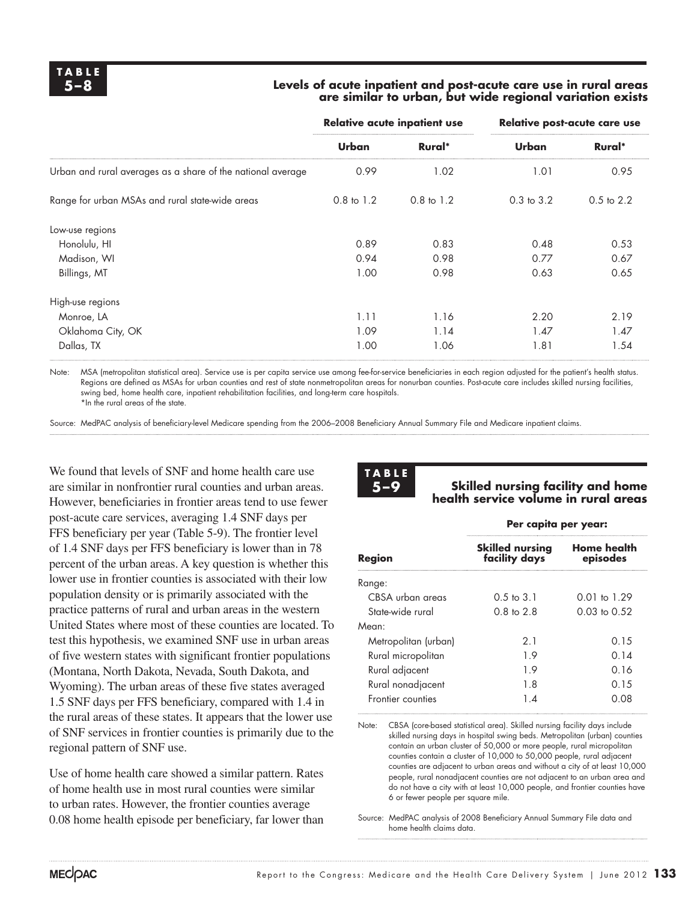**TABLE 5–8**

**Levels of acute inpatient and post-acute care use in rural areas are similar to urban, but wide regional variation exists**

| | Relative acute inpatient use | | Relative post-acute care use | |
|---|---|---|---|---|
| | **Urban** | **Rural*** | **Urban** | **Rural*** |
| Urban and rural averages as a share of the national average | 0.99 | 1.02 | 1.01 | 0.95 |
| Range for urban MSAs and rural state-wide areas | 0.8 to 1.2 | 0.8 to 1.2 | 0.3 to 3.2 | 0.5 to 2.2 |
| Low-use regions | | | | |
| Honolulu, HI | 0.89 | 0.83 | 0.48 | 0.53 |
| Madison, WI | 0.94 | 0.98 | 0.77 | 0.67 |
| Billings, MT | 1.00 | 0.98 | 0.63 | 0.65 |
| High-use regions | | | | |
| Monroe, LA | 1.11 | 1.16 | 2.20 | 2.19 |
| Oklahoma City, OK | 1.09 | 1.14 | 1.47 | 1.47 |
| Dallas, TX | 1.00 | 1.06 | 1.81 | 1.54 |

Note: MSA (metropolitan statistical area). Service use is per capita service use among fee-for-service beneficiaries in each region adjusted for the patient's health status. Regions are defined as MSAs for urban counties and rest of state nonmetropolitan areas for nonurban counties. Post-acute care includes skilled nursing facilities, swing bed, home health care, inpatient rehabilitation facilities, and long-term care hospitals.
*In the rural areas of the state.

Source: MedPAC analysis of beneficiary-level Medicare spending from the 2006–2008 Beneficiary Annual Summary File and Medicare inpatient claims.

We found that levels of SNF and home health care use are similar in nonfrontier rural counties and urban areas. However, beneficiaries in frontier areas tend to use fewer post-acute care services, averaging 1.4 SNF days per FFS beneficiary per year (Table 5-9). The frontier level of 1.4 SNF days per FFS beneficiary is lower than in 78 percent of the urban areas. A key question is whether this lower use in frontier counties is associated with their low population density or is primarily associated with the practice patterns of rural and urban areas in the western United States where most of these counties are located. To test this hypothesis, we examined SNF use in urban areas of five western states with significant frontier populations (Montana, North Dakota, Nevada, South Dakota, and Wyoming). The urban areas of these five states averaged 1.5 SNF days per FFS beneficiary, compared with 1.4 in the rural areas of these states. It appears that the lower use of SNF services in frontier counties is primarily due to the regional pattern of SNF use.

Use of home health care showed a similar pattern. Rates of home health use in most rural counties were similar to urban rates. However, the frontier counties average 0.08 home health episode per beneficiary, far lower than

**TABLE 5–9**

**Skilled nursing facility and home health service volume in rural areas**

| | Per capita per year: | |
|---|---|---|
| **Region** | **Skilled nursing facility days** | **Home health episodes** |
| Range: | | |
| CBSA urban areas | 0.5 to 3.1 | 0.01 to 1.29 |
| State-wide rural | 0.8 to 2.8 | 0.03 to 0.52 |
| Mean: | | |
| Metropolitan (urban) | 2.1 | 0.15 |
| Rural micropolitan | 1.9 | 0.14 |
| Rural adjacent | 1.9 | 0.16 |
| Rural nonadjacent | 1.8 | 0.15 |
| Frontier counties | 1.4 | 0.08 |

Note: CBSA (core-based statistical area). Skilled nursing facility days include skilled nursing days in hospital swing beds. Metropolitan (urban) counties contain an urban cluster of 50,000 or more people, rural micropolitan counties contain a cluster of 10,000 to 50,000 people, rural adjacent counties are adjacent to urban areas and without a city of at least 10,000 people, rural nonadjacent counties are not adjacent to an urban area and do not have a city with at least 10,000 people, and frontier counties have 6 or fewer people per square mile.

Source: MedPAC analysis of 2008 Beneficiary Annual Summary File data and home health claims data.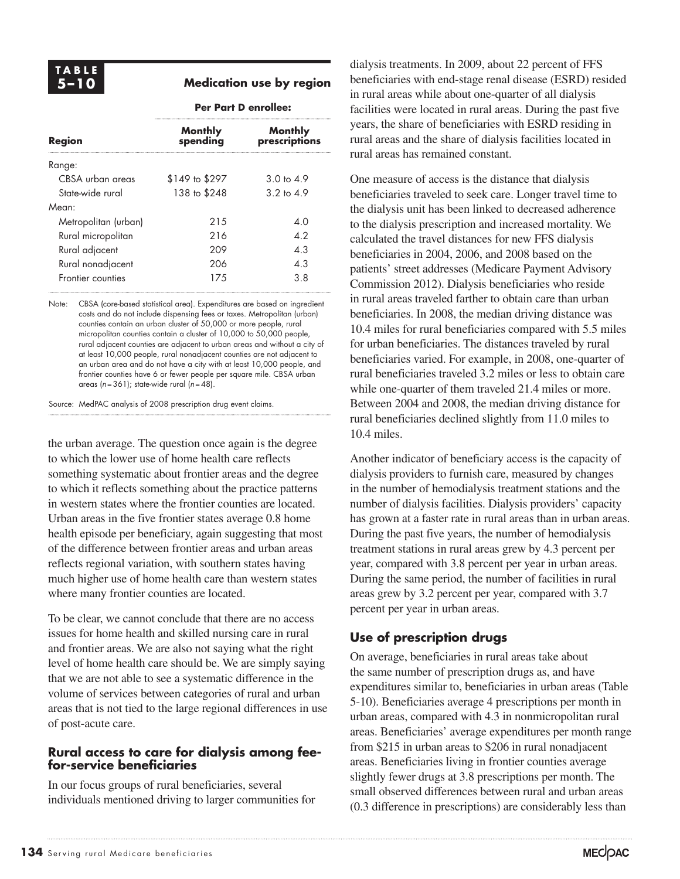**TABLE 5–10**

**Medication use by region**

| Region | Per Part D enrollee: Monthly spending | Monthly prescriptions |
|---|---|---|
| Range: | | |
| CBSA urban areas | \$149 to \$297 | 3.0 to 4.9 |
| State-wide rural | 138 to \$248 | 3.2 to 4.9 |
| Mean: | | |
| Metropolitan (urban) | 215 | 4.0 |
| Rural micropolitan | 216 | 4.2 |
| Rural adjacent | 209 | 4.3 |
| Rural nonadjacent | 206 | 4.3 |
| Frontier counties | 175 | 3.8 |

Note: CBSA (core-based statistical area). Expenditures are based on ingredient costs and do not include dispensing fees or taxes. Metropolitan (urban) counties contain an urban cluster of 50,000 or more people, rural micropolitan counties contain a cluster of 10,000 to 50,000 people, rural adjacent counties are adjacent to urban areas and without a city of at least 10,000 people, rural nonadjacent counties are not adjacent to an urban area and do not have a city with at least 10,000 people, and frontier counties have 6 or fewer people per square mile. CBSA urban areas (*n* = 361); state-wide rural (*n* = 48).

Source: MedPAC analysis of 2008 prescription drug event claims.

the urban average. The question once again is the degree to which the lower use of home health care reflects something systematic about frontier areas and the degree to which it reflects something about the practice patterns in western states where the frontier counties are located. Urban areas in the five frontier states average 0.8 home health episode per beneficiary, again suggesting that most of the difference between frontier areas and urban areas reflects regional variation, with southern states having much higher use of home health care than western states where many frontier counties are located.

To be clear, we cannot conclude that there are no access issues for home health and skilled nursing care in rural and frontier areas. We are also not saying what the right level of home health care should be. We are simply saying that we are not able to see a systematic difference in the volume of services between categories of rural and urban areas that is not tied to the large regional differences in use of post-acute care.

### Rural access to care for dialysis among fee-for-service beneficiaries

In our focus groups of rural beneficiaries, several individuals mentioned driving to larger communities for dialysis treatments. In 2009, about 22 percent of FFS beneficiaries with end-stage renal disease (ESRD) resided in rural areas while about one-quarter of all dialysis facilities were located in rural areas. During the past five years, the share of beneficiaries with ESRD residing in rural areas and the share of dialysis facilities located in rural areas has remained constant.

One measure of access is the distance that dialysis beneficiaries traveled to seek care. Longer travel time to the dialysis unit has been linked to decreased adherence to the dialysis prescription and increased mortality. We calculated the travel distances for new FFS dialysis beneficiaries in 2004, 2006, and 2008 based on the patients' street addresses (Medicare Payment Advisory Commission 2012). Dialysis beneficiaries who reside in rural areas traveled farther to obtain care than urban beneficiaries. In 2008, the median driving distance was 10.4 miles for rural beneficiaries compared with 5.5 miles for urban beneficiaries. The distances traveled by rural beneficiaries varied. For example, in 2008, one-quarter of rural beneficiaries traveled 3.2 miles or less to obtain care while one-quarter of them traveled 21.4 miles or more. Between 2004 and 2008, the median driving distance for rural beneficiaries declined slightly from 11.0 miles to 10.4 miles.

Another indicator of beneficiary access is the capacity of dialysis providers to furnish care, measured by changes in the number of hemodialysis treatment stations and the number of dialysis facilities. Dialysis providers' capacity has grown at a faster rate in rural areas than in urban areas. During the past five years, the number of hemodialysis treatment stations in rural areas grew by 4.3 percent per year, compared with 3.8 percent per year in urban areas. During the same period, the number of facilities in rural areas grew by 3.2 percent per year, compared with 3.7 percent per year in urban areas.

## Use of prescription drugs

On average, beneficiaries in rural areas take about the same number of prescription drugs as, and have expenditures similar to, beneficiaries in urban areas (Table 5-10). Beneficiaries average 4 prescriptions per month in urban areas, compared with 4.3 in nonmicropolitan rural areas. Beneficiaries' average expenditures per month range from \$215 in urban areas to \$206 in rural nonadjacent areas. Beneficiaries living in frontier counties average slightly fewer drugs at 3.8 prescriptions per month. The small observed differences between rural and urban areas (0.3 difference in prescriptions) are considerably less than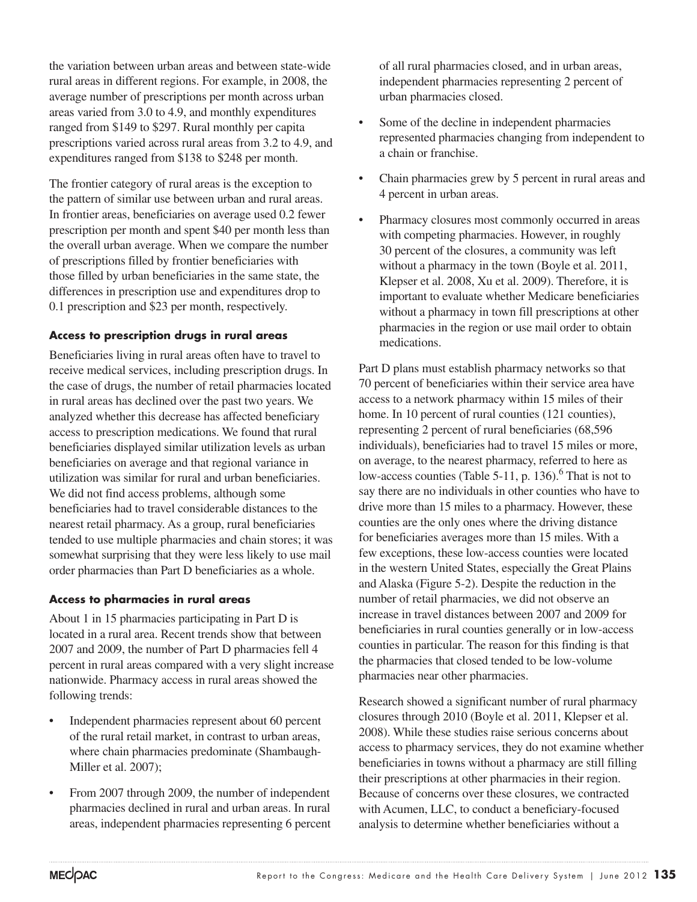the variation between urban areas and between state-wide rural areas in different regions. For example, in 2008, the average number of prescriptions per month across urban areas varied from 3.0 to 4.9, and monthly expenditures ranged from $149 to $297. Rural monthly per capita prescriptions varied across rural areas from 3.2 to 4.9, and expenditures ranged from $138 to $248 per month.

The frontier category of rural areas is the exception to the pattern of similar use between urban and rural areas. In frontier areas, beneficiaries on average used 0.2 fewer prescription per month and spent $40 per month less than the overall urban average. When we compare the number of prescriptions filled by frontier beneficiaries with those filled by urban beneficiaries in the same state, the differences in prescription use and expenditures drop to 0.1 prescription and $23 per month, respectively.

### Access to prescription drugs in rural areas

Beneficiaries living in rural areas often have to travel to receive medical services, including prescription drugs. In the case of drugs, the number of retail pharmacies located in rural areas has declined over the past two years. We analyzed whether this decrease has affected beneficiary access to prescription medications. We found that rural beneficiaries displayed similar utilization levels as urban beneficiaries on average and that regional variance in utilization was similar for rural and urban beneficiaries. We did not find access problems, although some beneficiaries had to travel considerable distances to the nearest retail pharmacy. As a group, rural beneficiaries tended to use multiple pharmacies and chain stores; it was somewhat surprising that they were less likely to use mail order pharmacies than Part D beneficiaries as a whole.

### Access to pharmacies in rural areas

About 1 in 15 pharmacies participating in Part D is located in a rural area. Recent trends show that between 2007 and 2009, the number of Part D pharmacies fell 4 percent in rural areas compared with a very slight increase nationwide. Pharmacy access in rural areas showed the following trends:

- Independent pharmacies represent about 60 percent of the rural retail market, in contrast to urban areas, where chain pharmacies predominate (Shambaugh-Miller et al. 2007);
- From 2007 through 2009, the number of independent pharmacies declined in rural and urban areas. In rural areas, independent pharmacies representing 6 percent of all rural pharmacies closed, and in urban areas, independent pharmacies representing 2 percent of urban pharmacies closed.
- Some of the decline in independent pharmacies represented pharmacies changing from independent to a chain or franchise.
- Chain pharmacies grew by 5 percent in rural areas and 4 percent in urban areas.
- Pharmacy closures most commonly occurred in areas with competing pharmacies. However, in roughly 30 percent of the closures, a community was left without a pharmacy in the town (Boyle et al. 2011, Klepser et al. 2008, Xu et al. 2009). Therefore, it is important to evaluate whether Medicare beneficiaries without a pharmacy in town fill prescriptions at other pharmacies in the region or use mail order to obtain medications.

Part D plans must establish pharmacy networks so that 70 percent of beneficiaries within their service area have access to a network pharmacy within 15 miles of their home. In 10 percent of rural counties (121 counties), representing 2 percent of rural beneficiaries (68,596 individuals), beneficiaries had to travel 15 miles or more, on average, to the nearest pharmacy, referred to here as low-access counties (Table 5-11, p. 136).[6] That is not to say there are no individuals in other counties who have to drive more than 15 miles to a pharmacy. However, these counties are the only ones where the driving distance for beneficiaries averages more than 15 miles. With a few exceptions, these low-access counties were located in the western United States, especially the Great Plains and Alaska (Figure 5-2). Despite the reduction in the number of retail pharmacies, we did not observe an increase in travel distances between 2007 and 2009 for beneficiaries in rural counties generally or in low-access counties in particular. The reason for this finding is that the pharmacies that closed tended to be low-volume pharmacies near other pharmacies.

Research showed a significant number of rural pharmacy closures through 2010 (Boyle et al. 2011, Klepser et al. 2008). While these studies raise serious concerns about access to pharmacy services, they do not examine whether beneficiaries in towns without a pharmacy are still filling their prescriptions at other pharmacies in their region. Because of concerns over these closures, we contracted with Acumen, LLC, to conduct a beneficiary-focused analysis to determine whether beneficiaries without a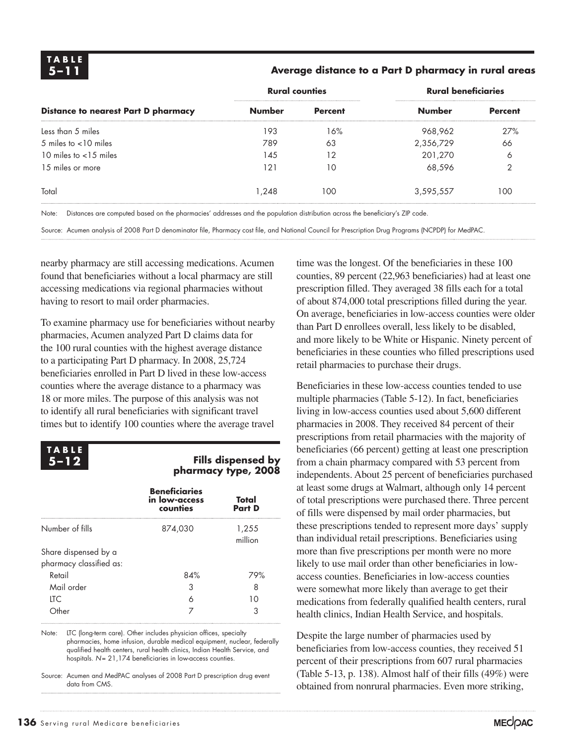**TABLE 5–11**

**Average distance to a Part D pharmacy in rural areas**

| Distance to nearest Part D pharmacy | Rural counties | | Rural beneficiaries | |
|---|---|---|---|---|
| | Number | Percent | Number | Percent |
| Less than 5 miles | 193 | 16% | 968,962 | 27% |
| 5 miles to <10 miles | 789 | 63 | 2,356,729 | 66 |
| 10 miles to <15 miles | 145 | 12 | 201,270 | 6 |
| 15 miles or more | 121 | 10 | 68,596 | 2 |
| Total | 1,248 | 100 | 3,595,557 | 100 |

Note: Distances are computed based on the pharmacies' addresses and the population distribution across the beneficiary's ZIP code.

Source: Acumen analysis of 2008 Part D denominator file, Pharmacy cost file, and National Council for Prescription Drug Programs (NCPDP) for MedPAC.

nearby pharmacy are still accessing medications. Acumen found that beneficiaries without a local pharmacy are still accessing medications via regional pharmacies without having to resort to mail order pharmacies.

To examine pharmacy use for beneficiaries without nearby pharmacies, Acumen analyzed Part D claims data for the 100 rural counties with the highest average distance to a participating Part D pharmacy. In 2008, 25,724 beneficiaries enrolled in Part D lived in these low-access counties where the average distance to a pharmacy was 18 or more miles. The purpose of this analysis was not to identify all rural beneficiaries with significant travel times but to identify 100 counties where the average travel time was the longest. Of the beneficiaries in these 100 counties, 89 percent (22,963 beneficiaries) had at least one prescription filled. They averaged 38 fills each for a total of about 874,000 total prescriptions filled during the year. On average, beneficiaries in low-access counties were older than Part D enrollees overall, less likely to be disabled, and more likely to be White or Hispanic. Ninety percent of beneficiaries in these counties who filled prescriptions used retail pharmacies to purchase their drugs.

**TABLE 5–12**

**Fills dispensed by pharmacy type, 2008**

| | Beneficiaries in low-access counties | Total Part D |
|---|---|---|
| Number of fills | 874,030 | 1,255 million |
| Share dispensed by a pharmacy classified as: | | |
| Retail | 84% | 79% |
| Mail order | 3 | 8 |
| LTC | 6 | 10 |
| Other | 7 | 3 |

Note: LTC (long-term care). Other includes physician offices, specialty pharmacies, home infusion, durable medical equipment, nuclear, federally qualified health centers, rural health clinics, Indian Health Service, and hospitals. *N* = 21,174 beneficiaries in low-access counties.

Source: Acumen and MedPAC analyses of 2008 Part D prescription drug event data from CMS.

Beneficiaries in these low-access counties tended to use multiple pharmacies (Table 5-12). In fact, beneficiaries living in low-access counties used about 5,600 different pharmacies in 2008. They received 84 percent of their prescriptions from retail pharmacies with the majority of beneficiaries (66 percent) getting at least one prescription from a chain pharmacy compared with 53 percent from independents. About 25 percent of beneficiaries purchased at least some drugs at Walmart, although only 14 percent of total prescriptions were purchased there. Three percent of fills were dispensed by mail order pharmacies, but these prescriptions tended to represent more days' supply than individual retail prescriptions. Beneficiaries using more than five prescriptions per month were no more likely to use mail order than other beneficiaries in low-access counties. Beneficiaries in low-access counties were somewhat more likely than average to get their medications from federally qualified health centers, rural health clinics, Indian Health Service, and hospitals.

Despite the large number of pharmacies used by beneficiaries from low-access counties, they received 51 percent of their prescriptions from 607 rural pharmacies (Table 5-13, p. 138). Almost half of their fills (49%) were obtained from nonrural pharmacies. Even more striking,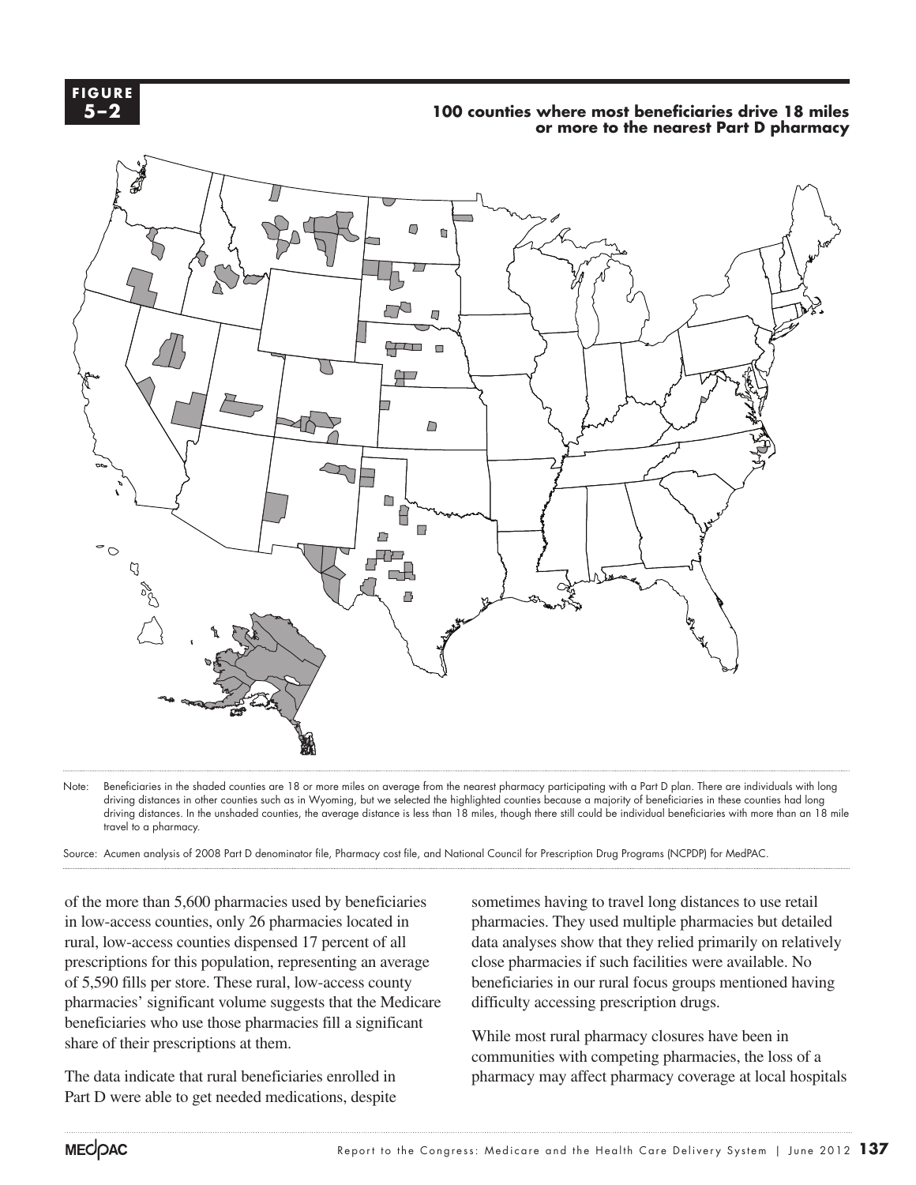**FIGURE 5–2**

**100 counties where most beneficiaries drive 18 miles or more to the nearest Part D pharmacy**

Note: Beneficiaries in the shaded counties are 18 or more miles on average from the nearest pharmacy participating with a Part D plan. There are individuals with long driving distances in other counties such as in Wyoming, but we selected the highlighted counties because a majority of beneficiaries in these counties had long driving distances. In the unshaded counties, the average distance is less than 18 miles, though there still could be individual beneficiaries with more than an 18 mile travel to a pharmacy.

Source: Acumen analysis of 2008 Part D denominator file, Pharmacy cost file, and National Council for Prescription Drug Programs (NCPDP) for MedPAC.

of the more than 5,600 pharmacies used by beneficiaries in low-access counties, only 26 pharmacies located in rural, low-access counties dispensed 17 percent of all prescriptions for this population, representing an average of 5,590 fills per store. These rural, low-access county pharmacies' significant volume suggests that the Medicare beneficiaries who use those pharmacies fill a significant share of their prescriptions at them.

The data indicate that rural beneficiaries enrolled in Part D were able to get needed medications, despite sometimes having to travel long distances to use retail pharmacies. They used multiple pharmacies but detailed data analyses show that they relied primarily on relatively close pharmacies if such facilities were available. No beneficiaries in our rural focus groups mentioned having difficulty accessing prescription drugs.

While most rural pharmacy closures have been in communities with competing pharmacies, the loss of a pharmacy may affect pharmacy coverage at local hospitals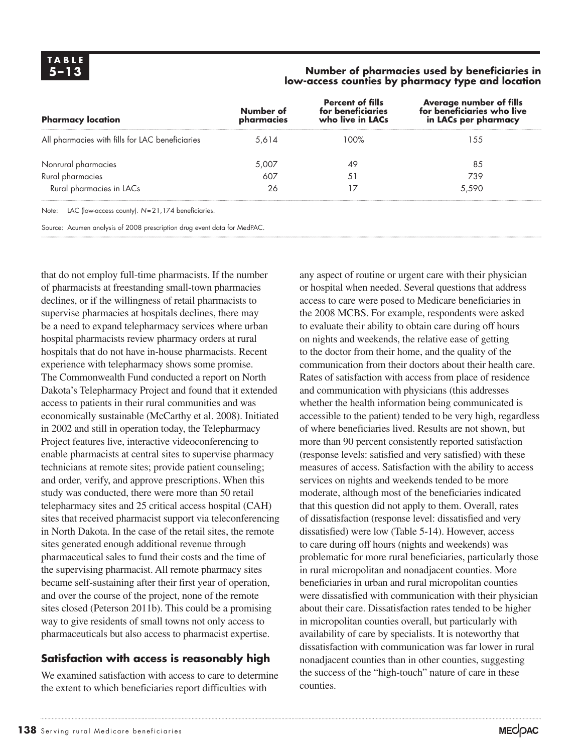**TABLE 5–13**

**Number of pharmacies used by beneficiaries in low-access counties by pharmacy type and location**

| Pharmacy location | Number of pharmacies | Percent of fills for beneficiaries who live in LACs | Average number of fills for beneficiaries who live in LACs per pharmacy |
|---|---|---|---|
| All pharmacies with fills for LAC beneficiaries | 5,614 | 100% | 155 |
| Nonrural pharmacies | 5,007 | 49 | 85 |
| Rural pharmacies | 607 | 51 | 739 |
| Rural pharmacies in LACs | 26 | 17 | 5,590 |

Note: LAC (low-access county). *N* = 21,174 beneficiaries.

Source: Acumen analysis of 2008 prescription drug event data for MedPAC.

that do not employ full-time pharmacists. If the number of pharmacists at freestanding small-town pharmacies declines, or if the willingness of retail pharmacists to supervise pharmacies at hospitals declines, there may be a need to expand telepharmacy services where urban hospital pharmacists review pharmacy orders at rural hospitals that do not have in-house pharmacists. Recent experience with telepharmacy shows some promise. The Commonwealth Fund conducted a report on North Dakota's Telepharmacy Project and found that it extended access to patients in their rural communities and was economically sustainable (McCarthy et al. 2008). Initiated in 2002 and still in operation today, the Telepharmacy Project features live, interactive videoconferencing to enable pharmacists at central sites to supervise pharmacy technicians at remote sites; provide patient counseling; and order, verify, and approve prescriptions. When this study was conducted, there were more than 50 retail telepharmacy sites and 25 critical access hospital (CAH) sites that received pharmacist support via teleconferencing in North Dakota. In the case of the retail sites, the remote sites generated enough additional revenue through pharmaceutical sales to fund their costs and the time of the supervising pharmacist. All remote pharmacy sites became self-sustaining after their first year of operation, and over the course of the project, none of the remote sites closed (Peterson 2011b). This could be a promising way to give residents of small towns not only access to pharmaceuticals but also access to pharmacist expertise.

## Satisfaction with access is reasonably high

We examined satisfaction with access to care to determine the extent to which beneficiaries report difficulties with any aspect of routine or urgent care with their physician or hospital when needed. Several questions that address access to care were posed to Medicare beneficiaries in the 2008 MCBS. For example, respondents were asked to evaluate their ability to obtain care during off hours on nights and weekends, the relative ease of getting to the doctor from their home, and the quality of the communication from their doctors about their health care. Rates of satisfaction with access from place of residence and communication with physicians (this addresses whether the health information being communicated is accessible to the patient) tended to be very high, regardless of where beneficiaries lived. Results are not shown, but more than 90 percent consistently reported satisfaction (response levels: satisfied and very satisfied) with these measures of access. Satisfaction with the ability to access services on nights and weekends tended to be more moderate, although most of the beneficiaries indicated that this question did not apply to them. Overall, rates of dissatisfaction (response level: dissatisfied and very dissatisfied) were low (Table 5-14). However, access to care during off hours (nights and weekends) was problematic for more rural beneficiaries, particularly those in rural micropolitan and nonadjacent counties. More beneficiaries in urban and rural micropolitan counties were dissatisfied with communication with their physician about their care. Dissatisfaction rates tended to be higher in micropolitan counties overall, but particularly with availability of care by specialists. It is noteworthy that dissatisfaction with communication was far lower in rural nonadjacent counties than in other counties, suggesting the success of the "high-touch" nature of care in these counties.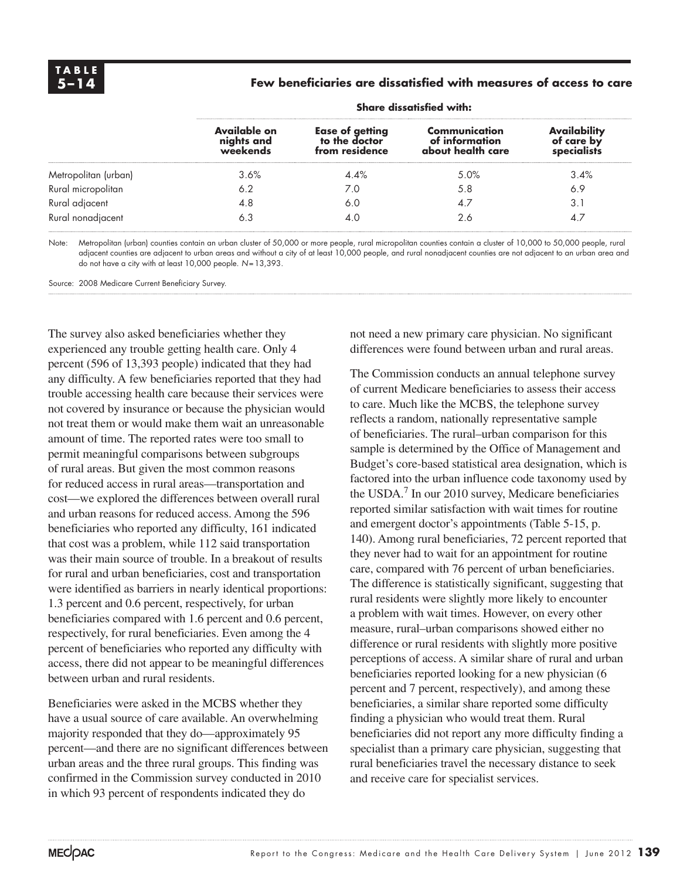**TABLE 5–14**

**Few beneficiaries are dissatisfied with measures of access to care**

| | Share dissatisfied with: | | | |
|---|---|---|---|---|
| | **Available on nights and weekends** | **Ease of getting to the doctor from residence** | **Communication of information about health care** | **Availability of care by specialists** |
| Metropolitan (urban) | 3.6% | 4.4% | 5.0% | 3.4% |
| Rural micropolitan | 6.2 | 7.0 | 5.8 | 6.9 |
| Rural adjacent | 4.8 | 6.0 | 4.7 | 3.1 |
| Rural nonadjacent | 6.3 | 4.0 | 2.6 | 4.7 |

Note: Metropolitan (urban) counties contain an urban cluster of 50,000 or more people, rural micropolitan counties contain a cluster of 10,000 to 50,000 people, rural adjacent counties are adjacent to urban areas and without a city of at least 10,000 people, and rural nonadjacent counties are not adjacent to an urban area and do not have a city with at least 10,000 people. *N* = 13,393.

Source: 2008 Medicare Current Beneficiary Survey.

The survey also asked beneficiaries whether they experienced any trouble getting health care. Only 4 percent (596 of 13,393 people) indicated that they had any difficulty. A few beneficiaries reported that they had trouble accessing health care because their services were not covered by insurance or because the physician would not treat them or would make them wait an unreasonable amount of time. The reported rates were too small to permit meaningful comparisons between subgroups of rural areas. But given the most common reasons for reduced access in rural areas—transportation and cost—we explored the differences between overall rural and urban reasons for reduced access. Among the 596 beneficiaries who reported any difficulty, 161 indicated that cost was a problem, while 112 said transportation was their main source of trouble. In a breakout of results for rural and urban beneficiaries, cost and transportation were identified as barriers in nearly identical proportions: 1.3 percent and 0.6 percent, respectively, for urban beneficiaries compared with 1.6 percent and 0.6 percent, respectively, for rural beneficiaries. Even among the 4 percent of beneficiaries who reported any difficulty with access, there did not appear to be meaningful differences between urban and rural residents.

Beneficiaries were asked in the MCBS whether they have a usual source of care available. An overwhelming majority responded that they do—approximately 95 percent—and there are no significant differences between urban areas and the three rural groups. This finding was confirmed in the Commission survey conducted in 2010 in which 93 percent of respondents indicated they do not need a new primary care physician. No significant differences were found between urban and rural areas.

The Commission conducts an annual telephone survey of current Medicare beneficiaries to assess their access to care. Much like the MCBS, the telephone survey reflects a random, nationally representative sample of beneficiaries. The rural–urban comparison for this sample is determined by the Office of Management and Budget's core-based statistical area designation, which is factored into the urban influence code taxonomy used by the USDA.[7] In our 2010 survey, Medicare beneficiaries reported similar satisfaction with wait times for routine and emergent doctor's appointments (Table 5-15, p. 140). Among rural beneficiaries, 72 percent reported that they never had to wait for an appointment for routine care, compared with 76 percent of urban beneficiaries. The difference is statistically significant, suggesting that rural residents were slightly more likely to encounter a problem with wait times. However, on every other measure, rural–urban comparisons showed either no difference or rural residents with slightly more positive perceptions of access. A similar share of rural and urban beneficiaries reported looking for a new physician (6 percent and 7 percent, respectively), and among these beneficiaries, a similar share reported some difficulty finding a physician who would treat them. Rural beneficiaries did not report any more difficulty finding a specialist than a primary care physician, suggesting that rural beneficiaries travel the necessary distance to seek and receive care for specialist services.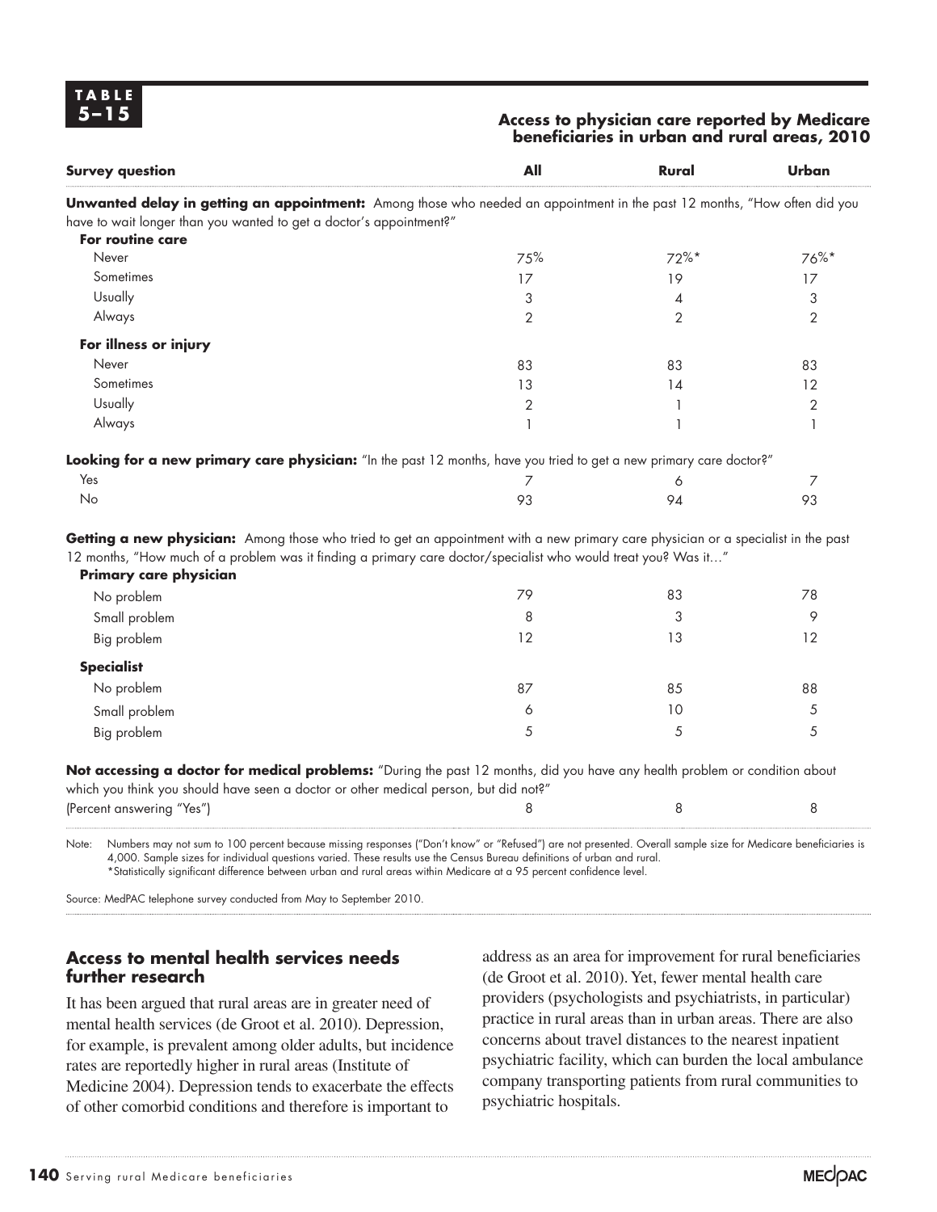**TABLE 5–15**

**Access to physician care reported by Medicare beneficiaries in urban and rural areas, 2010**

| Survey question | All | Rural | Urban |
|---|---|---|---|
| **Unwanted delay in getting an appointment:** Among those who needed an appointment in the past 12 months, "How often did you have to wait longer than you wanted to get a doctor's appointment?" | | | |
| **For routine care** | | | |
| Never | 75% | 72%* | 76%* |
| Sometimes | 17 | 19 | 17 |
| Usually | 3 | 4 | 3 |
| Always | 2 | 2 | 2 |
| **For illness or injury** | | | |
| Never | 83 | 83 | 83 |
| Sometimes | 13 | 14 | 12 |
| Usually | 2 | 1 | 2 |
| Always | 1 | 1 | 1 |
| **Looking for a new primary care physician:** "In the past 12 months, have you tried to get a new primary care doctor?" | | | |
| Yes | 7 | 6 | 7 |
| No | 93 | 94 | 93 |
| **Getting a new physician:** Among those who tried to get an appointment with a new primary care physician or a specialist in the past 12 months, "How much of a problem was it finding a primary care doctor/specialist who would treat you? Was it…" | | | |
| **Primary care physician** | | | |
| No problem | 79 | 83 | 78 |
| Small problem | 8 | 3 | 9 |
| Big problem | 12 | 13 | 12 |
| **Specialist** | | | |
| No problem | 87 | 85 | 88 |
| Small problem | 6 | 10 | 5 |
| Big problem | 5 | 5 | 5 |
| **Not accessing a doctor for medical problems:** "During the past 12 months, did you have any health problem or condition about which you think you should have seen a doctor or other medical person, but did not?" (Percent answering "Yes") | 8 | 8 | 8 |

Note: Numbers may not sum to 100 percent because missing responses ("Don't know" or "Refused") are not presented. Overall sample size for Medicare beneficiaries is 4,000. Sample sizes for individual questions varied. These results use the Census Bureau definitions of urban and rural.
*Statistically significant difference between urban and rural areas within Medicare at a 95 percent confidence level.

Source: MedPAC telephone survey conducted from May to September 2010.

## Access to mental health services needs further research

It has been argued that rural areas are in greater need of mental health services (de Groot et al. 2010). Depression, for example, is prevalent among older adults, but incidence rates are reportedly higher in rural areas (Institute of Medicine 2004). Depression tends to exacerbate the effects of other comorbid conditions and therefore is important to address as an area for improvement for rural beneficiaries (de Groot et al. 2010). Yet, fewer mental health care providers (psychologists and psychiatrists, in particular) practice in rural areas than in urban areas. There are also concerns about travel distances to the nearest inpatient psychiatric facility, which can burden the local ambulance company transporting patients from rural communities to psychiatric hospitals.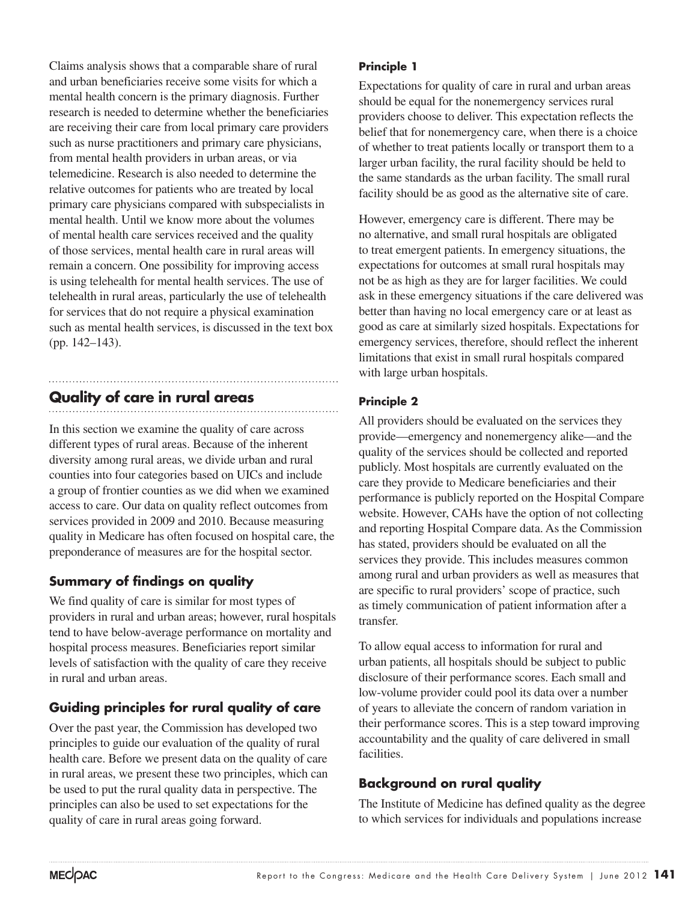Claims analysis shows that a comparable share of rural and urban beneficiaries receive some visits for which a mental health concern is the primary diagnosis. Further research is needed to determine whether the beneficiaries are receiving their care from local primary care providers such as nurse practitioners and primary care physicians, from mental health providers in urban areas, or via telemedicine. Research is also needed to determine the relative outcomes for patients who are treated by local primary care physicians compared with subspecialists in mental health. Until we know more about the volumes of mental health care services received and the quality of those services, mental health care in rural areas will remain a concern. One possibility for improving access is using telehealth for mental health services. The use of telehealth in rural areas, particularly the use of telehealth for services that do not require a physical examination such as mental health services, is discussed in the text box (pp. 142–143).

## Quality of care in rural areas

In this section we examine the quality of care across different types of rural areas. Because of the inherent diversity among rural areas, we divide urban and rural counties into four categories based on UICs and include a group of frontier counties as we did when we examined access to care. Our data on quality reflect outcomes from services provided in 2009 and 2010. Because measuring quality in Medicare has often focused on hospital care, the preponderance of measures are for the hospital sector.

### Summary of findings on quality

We find quality of care is similar for most types of providers in rural and urban areas; however, rural hospitals tend to have below-average performance on mortality and hospital process measures. Beneficiaries report similar levels of satisfaction with the quality of care they receive in rural and urban areas.

### Guiding principles for rural quality of care

Over the past year, the Commission has developed two principles to guide our evaluation of the quality of rural health care. Before we present data on the quality of care in rural areas, we present these two principles, which can be used to put the rural quality data in perspective. The principles can also be used to set expectations for the quality of care in rural areas going forward.

#### Principle 1

Expectations for quality of care in rural and urban areas should be equal for the nonemergency services rural providers choose to deliver. This expectation reflects the belief that for nonemergency care, when there is a choice of whether to treat patients locally or transport them to a larger urban facility, the rural facility should be held to the same standards as the urban facility. The small rural facility should be as good as the alternative site of care.

However, emergency care is different. There may be no alternative, and small rural hospitals are obligated to treat emergent patients. In emergency situations, the expectations for outcomes at small rural hospitals may not be as high as they are for larger facilities. We could ask in these emergency situations if the care delivered was better than having no local emergency care or at least as good as care at similarly sized hospitals. Expectations for emergency services, therefore, should reflect the inherent limitations that exist in small rural hospitals compared with large urban hospitals.

#### Principle 2

All providers should be evaluated on the services they provide—emergency and nonemergency alike—and the quality of the services should be collected and reported publicly. Most hospitals are currently evaluated on the care they provide to Medicare beneficiaries and their performance is publicly reported on the Hospital Compare website. However, CAHs have the option of not collecting and reporting Hospital Compare data. As the Commission has stated, providers should be evaluated on all the services they provide. This includes measures common among rural and urban providers as well as measures that are specific to rural providers' scope of practice, such as timely communication of patient information after a transfer.

To allow equal access to information for rural and urban patients, all hospitals should be subject to public disclosure of their performance scores. Each small and low-volume provider could pool its data over a number of years to alleviate the concern of random variation in their performance scores. This is a step toward improving accountability and the quality of care delivered in small facilities.

### Background on rural quality

The Institute of Medicine has defined quality as the degree to which services for individuals and populations increase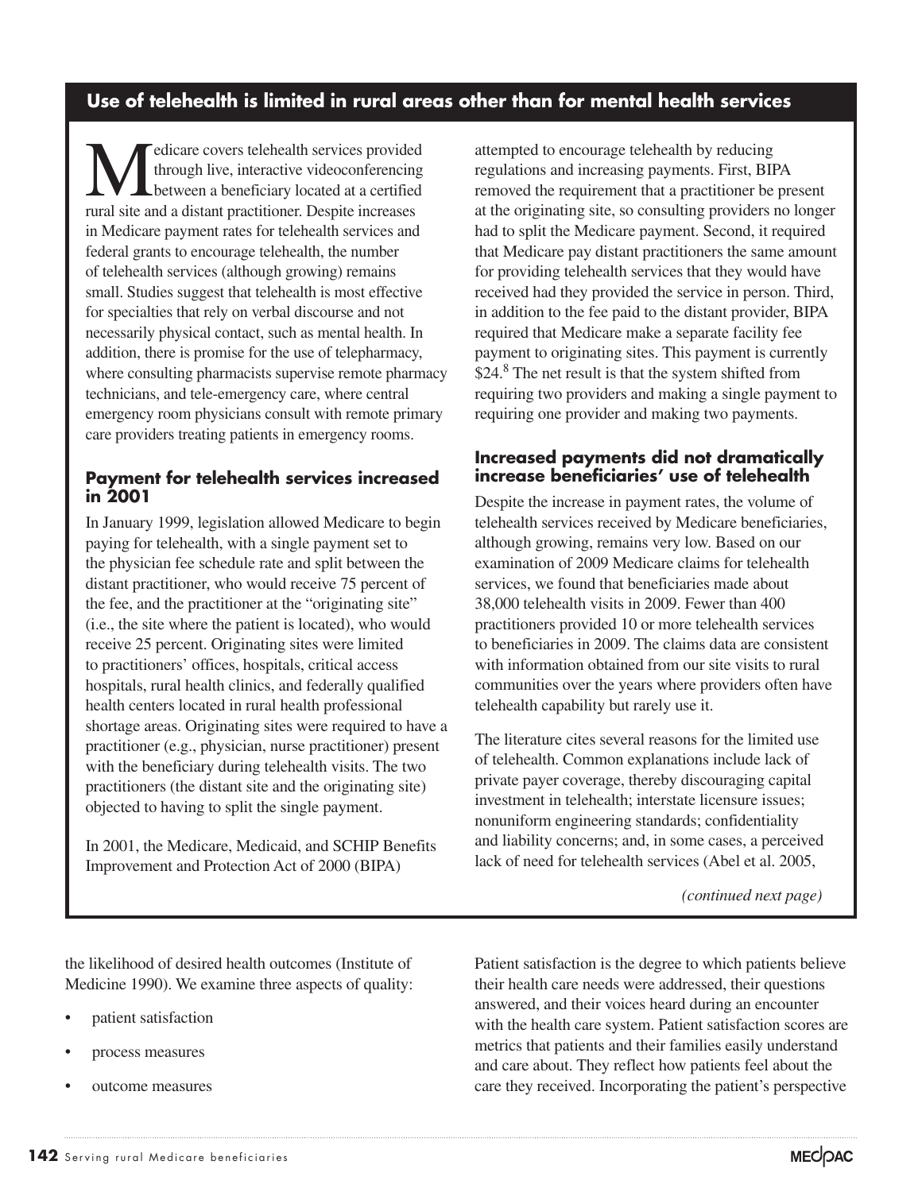## Use of telehealth is limited in rural areas other than for mental health services

Medicare covers telehealth services provided through live, interactive videoconferencing between a beneficiary located at a certified rural site and a distant practitioner. Despite increases in Medicare payment rates for telehealth services and federal grants to encourage telehealth, the number of telehealth services (although growing) remains small. Studies suggest that telehealth is most effective for specialties that rely on verbal discourse and not necessarily physical contact, such as mental health. In addition, there is promise for the use of telepharmacy, where consulting pharmacists supervise remote pharmacy technicians, and tele-emergency care, where central emergency room physicians consult with remote primary care providers treating patients in emergency rooms.

### Payment for telehealth services increased in 2001

In January 1999, legislation allowed Medicare to begin paying for telehealth, with a single payment set to the physician fee schedule rate and split between the distant practitioner, who would receive 75 percent of the fee, and the practitioner at the "originating site" (i.e., the site where the patient is located), who would receive 25 percent. Originating sites were limited to practitioners' offices, hospitals, critical access hospitals, rural health clinics, and federally qualified health centers located in rural health professional shortage areas. Originating sites were required to have a practitioner (e.g., physician, nurse practitioner) present with the beneficiary during telehealth visits. The two practitioners (the distant site and the originating site) objected to having to split the single payment.

In 2001, the Medicare, Medicaid, and SCHIP Benefits Improvement and Protection Act of 2000 (BIPA) attempted to encourage telehealth by reducing regulations and increasing payments. First, BIPA removed the requirement that a practitioner be present at the originating site, so consulting providers no longer had to split the Medicare payment. Second, it required that Medicare pay distant practitioners the same amount for providing telehealth services that they would have received had they provided the service in person. Third, in addition to the fee paid to the distant provider, BIPA required that Medicare make a separate facility fee payment to originating sites. This payment is currently \$24.[8] The net result is that the system shifted from requiring two providers and making a single payment to requiring one provider and making two payments.

### Increased payments did not dramatically increase beneficiaries' use of telehealth

Despite the increase in payment rates, the volume of telehealth services received by Medicare beneficiaries, although growing, remains very low. Based on our examination of 2009 Medicare claims for telehealth services, we found that beneficiaries made about 38,000 telehealth visits in 2009. Fewer than 400 practitioners provided 10 or more telehealth services to beneficiaries in 2009. The claims data are consistent with information obtained from our site visits to rural communities over the years where providers often have telehealth capability but rarely use it.

The literature cites several reasons for the limited use of telehealth. Common explanations include lack of private payer coverage, thereby discouraging capital investment in telehealth; interstate licensure issues; nonuniform engineering standards; confidentiality and liability concerns; and, in some cases, a perceived lack of need for telehealth services (Abel et al. 2005,

*(continued next page)*

the likelihood of desired health outcomes (Institute of Medicine 1990). We examine three aspects of quality:

- patient satisfaction
- process measures
- outcome measures

Patient satisfaction is the degree to which patients believe their health care needs were addressed, their questions answered, and their voices heard during an encounter with the health care system. Patient satisfaction scores are metrics that patients and their families easily understand and care about. They reflect how patients feel about the care they received. Incorporating the patient's perspective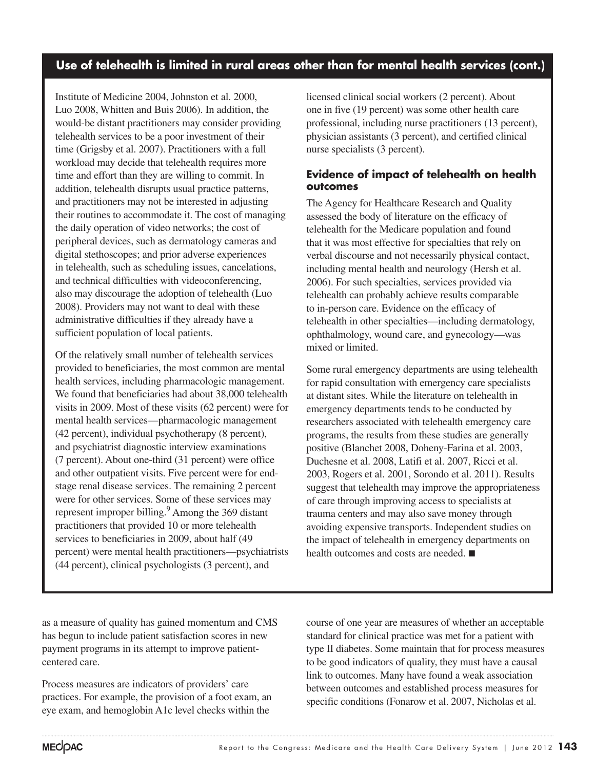## Use of telehealth is limited in rural areas other than for mental health services (cont.)

Institute of Medicine 2004, Johnston et al. 2000, Luo 2008, Whitten and Buis 2006). In addition, the would-be distant practitioners may consider providing telehealth services to be a poor investment of their time (Grigsby et al. 2007). Practitioners with a full workload may decide that telehealth requires more time and effort than they are willing to commit. In addition, telehealth disrupts usual practice patterns, and practitioners may not be interested in adjusting their routines to accommodate it. The cost of managing the daily operation of video networks; the cost of peripheral devices, such as dermatology cameras and digital stethoscopes; and prior adverse experiences in telehealth, such as scheduling issues, cancelations, and technical difficulties with videoconferencing, also may discourage the adoption of telehealth (Luo 2008). Providers may not want to deal with these administrative difficulties if they already have a sufficient population of local patients.

Of the relatively small number of telehealth services provided to beneficiaries, the most common are mental health services, including pharmacologic management. We found that beneficiaries had about 38,000 telehealth visits in 2009. Most of these visits (62 percent) were for mental health services—pharmacologic management (42 percent), individual psychotherapy (8 percent), and psychiatrist diagnostic interview examinations (7 percent). About one-third (31 percent) were office and other outpatient visits. Five percent were for end-stage renal disease services. The remaining 2 percent were for other services. Some of these services may represent improper billing.[9] Among the 369 distant practitioners that provided 10 or more telehealth services to beneficiaries in 2009, about half (49 percent) were mental health practitioners—psychiatrists (44 percent), clinical psychologists (3 percent), and licensed clinical social workers (2 percent). About one in five (19 percent) was some other health care professional, including nurse practitioners (13 percent), physician assistants (3 percent), and certified clinical nurse specialists (3 percent).

### Evidence of impact of telehealth on health outcomes

The Agency for Healthcare Research and Quality assessed the body of literature on the efficacy of telehealth for the Medicare population and found that it was most effective for specialties that rely on verbal discourse and not necessarily physical contact, including mental health and neurology (Hersh et al. 2006). For such specialties, services provided via telehealth can probably achieve results comparable to in-person care. Evidence on the efficacy of telehealth in other specialties—including dermatology, ophthalmology, wound care, and gynecology—was mixed or limited.

Some rural emergency departments are using telehealth for rapid consultation with emergency care specialists at distant sites. While the literature on telehealth in emergency departments tends to be conducted by researchers associated with telehealth emergency care programs, the results from these studies are generally positive (Blanchet 2008, Doheny-Farina et al. 2003, Duchesne et al. 2008, Latifi et al. 2007, Ricci et al. 2003, Rogers et al. 2001, Sorondo et al. 2011). Results suggest that telehealth may improve the appropriateness of care through improving access to specialists at trauma centers and may also save money through avoiding expensive transports. Independent studies on the impact of telehealth in emergency departments on health outcomes and costs are needed. ■

as a measure of quality has gained momentum and CMS has begun to include patient satisfaction scores in new payment programs in its attempt to improve patient-centered care.

Process measures are indicators of providers' care practices. For example, the provision of a foot exam, an eye exam, and hemoglobin A1c level checks within the course of one year are measures of whether an acceptable standard for clinical practice was met for a patient with type II diabetes. Some maintain that for process measures to be good indicators of quality, they must have a causal link to outcomes. Many have found a weak association between outcomes and established process measures for specific conditions (Fonarow et al. 2007, Nicholas et al.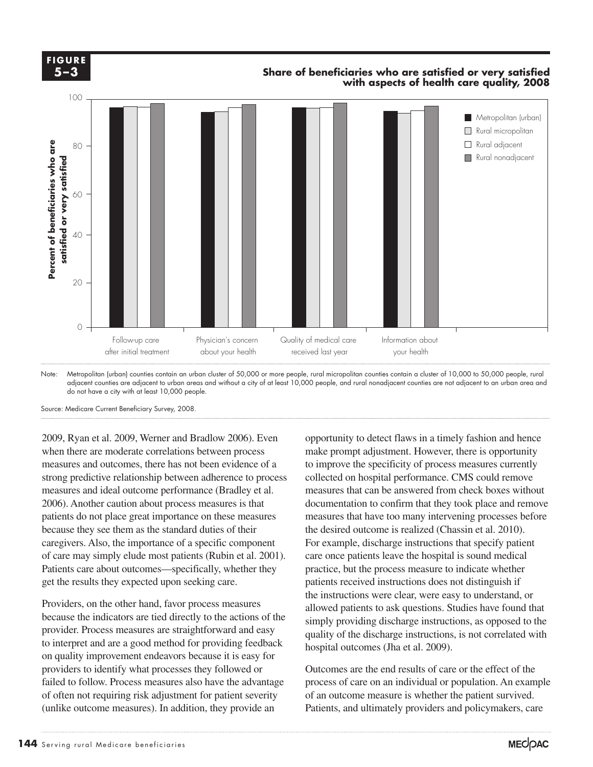**FIGURE 5–3**

**Share of beneficiaries who are satisfied or very satisfied with aspects of health care quality, 2008**

Note: Metropolitan (urban) counties contain an urban cluster of 50,000 or more people, rural micropolitan counties contain a cluster of 10,000 to 50,000 people, rural adjacent counties are adjacent to urban areas and without a city of at least 10,000 people, and rural nonadjacent counties are not adjacent to an urban area and do not have a city with at least 10,000 people.

Source: Medicare Current Beneficiary Survey, 2008.

2009, Ryan et al. 2009, Werner and Bradlow 2006). Even when there are moderate correlations between process measures and outcomes, there has not been evidence of a strong predictive relationship between adherence to process measures and ideal outcome performance (Bradley et al. 2006). Another caution about process measures is that patients do not place great importance on these measures because they see them as the standard duties of their caregivers. Also, the importance of a specific component of care may simply elude most patients (Rubin et al. 2001). Patients care about outcomes—specifically, whether they get the results they expected upon seeking care.

Providers, on the other hand, favor process measures because the indicators are tied directly to the actions of the provider. Process measures are straightforward and easy to interpret and are a good method for providing feedback on quality improvement endeavors because it is easy for providers to identify what processes they followed or failed to follow. Process measures also have the advantage of often not requiring risk adjustment for patient severity (unlike outcome measures). In addition, they provide an opportunity to detect flaws in a timely fashion and hence make prompt adjustment. However, there is opportunity to improve the specificity of process measures currently collected on hospital performance. CMS could remove measures that can be answered from check boxes without documentation to confirm that they took place and remove measures that have too many intervening processes before the desired outcome is realized (Chassin et al. 2010). For example, discharge instructions that specify patient care once patients leave the hospital is sound medical practice, but the process measure to indicate whether patients received instructions does not distinguish if the instructions were clear, were easy to understand, or allowed patients to ask questions. Studies have found that simply providing discharge instructions, as opposed to the quality of the discharge instructions, is not correlated with hospital outcomes (Jha et al. 2009).

Outcomes are the end results of care or the effect of the process of care on an individual or population. An example of an outcome measure is whether the patient survived. Patients, and ultimately providers and policymakers, care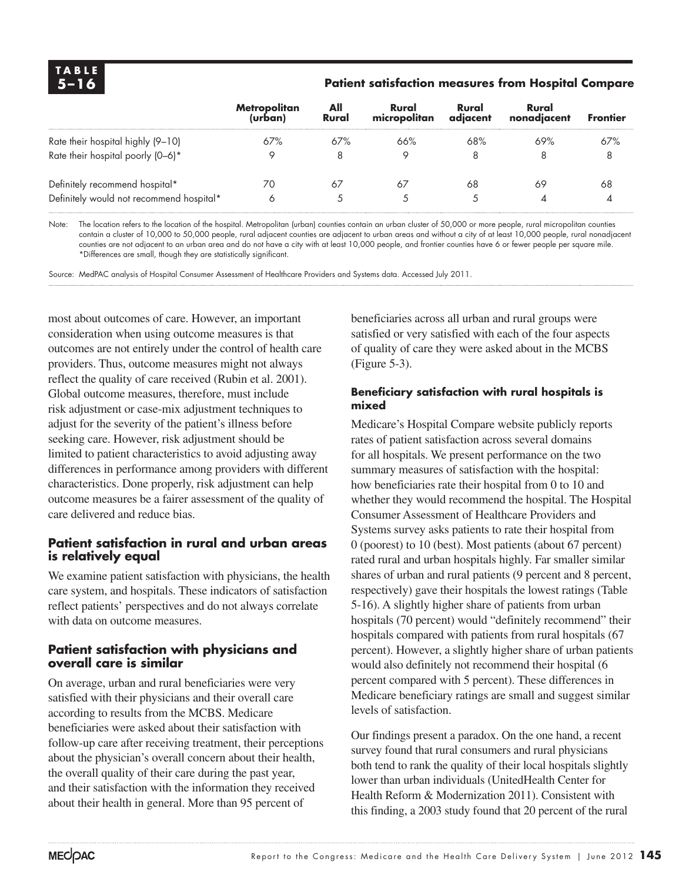**TABLE 5–16**

**Patient satisfaction measures from Hospital Compare**

| | Metropolitan (urban) | All Rural | Rural micropolitan | Rural adjacent | Rural nonadjacent | Frontier |
|---|---|---|---|---|---|---|
| Rate their hospital highly (9–10) | 67% | 67% | 66% | 68% | 69% | 67% |
| Rate their hospital poorly (0–6)* | 9 | 8 | 9 | 8 | 8 | 8 |
| Definitely recommend hospital* | 70 | 67 | 67 | 68 | 69 | 68 |
| Definitely would not recommend hospital* | 6 | 5 | 5 | 5 | 4 | 4 |

Note: The location refers to the location of the hospital. Metropolitan (urban) counties contain an urban cluster of 50,000 or more people, rural micropolitan counties contain a cluster of 10,000 to 50,000 people, rural adjacent counties are adjacent to urban areas and without a city of at least 10,000 people, rural nonadjacent counties are not adjacent to an urban area and do not have a city with at least 10,000 people, and frontier counties have 6 or fewer people per square mile.
*Differences are small, though they are statistically significant.

Source: MedPAC analysis of Hospital Consumer Assessment of Healthcare Providers and Systems data. Accessed July 2011.

most about outcomes of care. However, an important consideration when using outcome measures is that outcomes are not entirely under the control of health care providers. Thus, outcome measures might not always reflect the quality of care received (Rubin et al. 2001). Global outcome measures, therefore, must include risk adjustment or case-mix adjustment techniques to adjust for the severity of the patient's illness before seeking care. However, risk adjustment should be limited to patient characteristics to avoid adjusting away differences in performance among providers with different characteristics. Done properly, risk adjustment can help outcome measures be a fairer assessment of the quality of care delivered and reduce bias.

## Patient satisfaction in rural and urban areas is relatively equal

We examine patient satisfaction with physicians, the health care system, and hospitals. These indicators of satisfaction reflect patients' perspectives and do not always correlate with data on outcome measures.

## Patient satisfaction with physicians and overall care is similar

On average, urban and rural beneficiaries were very satisfied with their physicians and their overall care according to results from the MCBS. Medicare beneficiaries were asked about their satisfaction with follow-up care after receiving treatment, their perceptions about the physician's overall concern about their health, the overall quality of their care during the past year, and their satisfaction with the information they received about their health in general. More than 95 percent of beneficiaries across all urban and rural groups were satisfied or very satisfied with each of the four aspects of quality of care they were asked about in the MCBS (Figure 5-3).

### Beneficiary satisfaction with rural hospitals is mixed

Medicare's Hospital Compare website publicly reports rates of patient satisfaction across several domains for all hospitals. We present performance on the two summary measures of satisfaction with the hospital: how beneficiaries rate their hospital from 0 to 10 and whether they would recommend the hospital. The Hospital Consumer Assessment of Healthcare Providers and Systems survey asks patients to rate their hospital from 0 (poorest) to 10 (best). Most patients (about 67 percent) rated rural and urban hospitals highly. Far smaller similar shares of urban and rural patients (9 percent and 8 percent, respectively) gave their hospitals the lowest ratings (Table 5-16). A slightly higher share of patients from urban hospitals (70 percent) would "definitely recommend" their hospitals compared with patients from rural hospitals (67 percent). However, a slightly higher share of urban patients would also definitely not recommend their hospital (6 percent compared with 5 percent). These differences in Medicare beneficiary ratings are small and suggest similar levels of satisfaction.

Our findings present a paradox. On the one hand, a recent survey found that rural consumers and rural physicians both tend to rank the quality of their local hospitals slightly lower than urban individuals (UnitedHealth Center for Health Reform & Modernization 2011). Consistent with this finding, a 2003 study found that 20 percent of the rural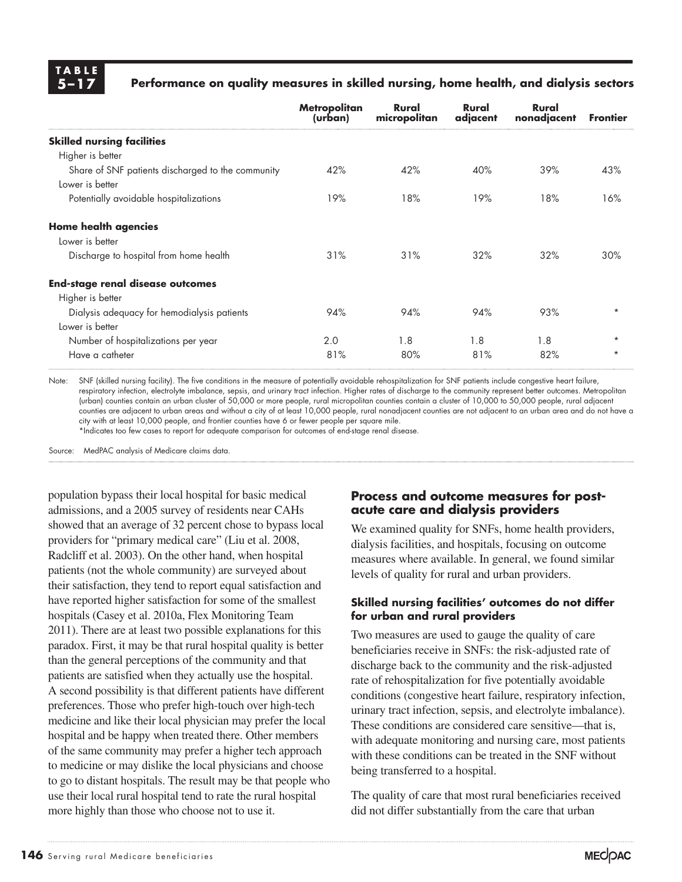**TABLE 5–17** **Performance on quality measures in skilled nursing, home health, and dialysis sectors**

| | Metropolitan (urban) | Rural micropolitan | Rural adjacent | Rural nonadjacent | Frontier |
|---|---|---|---|---|---|
| **Skilled nursing facilities** | | | | | |
| Higher is better | | | | | |
| Share of SNF patients discharged to the community | 42% | 42% | 40% | 39% | 43% |
| Lower is better | | | | | |
| Potentially avoidable hospitalizations | 19% | 18% | 19% | 18% | 16% |
| **Home health agencies** | | | | | |
| Lower is better | | | | | |
| Discharge to hospital from home health | 31% | 31% | 32% | 32% | 30% |
| **End-stage renal disease outcomes** | | | | | |
| Higher is better | | | | | |
| Dialysis adequacy for hemodialysis patients | 94% | 94% | 94% | 93% | * |
| Lower is better | | | | | |
| Number of hospitalizations per year | 2.0 | 1.8 | 1.8 | 1.8 | * |
| Have a catheter | 81% | 80% | 81% | 82% | * |

Note: SNF (skilled nursing facility). The five conditions in the measure of potentially avoidable rehospitalization for SNF patients include congestive heart failure, respiratory infection, electrolyte imbalance, sepsis, and urinary tract infection. Higher rates of discharge to the community represent better outcomes. Metropolitan (urban) counties contain an urban cluster of 50,000 or more people, rural micropolitan counties contain a cluster of 10,000 to 50,000 people, rural adjacent counties are adjacent to urban areas and without a city of at least 10,000 people, rural nonadjacent counties are not adjacent to an urban area and do not have a city with at least 10,000 people, and frontier counties have 6 or fewer people per square mile.
*Indicates too few cases to report for adequate comparison for outcomes of end-stage renal disease.

Source: MedPAC analysis of Medicare claims data.

population bypass their local hospital for basic medical admissions, and a 2005 survey of residents near CAHs showed that an average of 32 percent chose to bypass local providers for "primary medical care" (Liu et al. 2008, Radcliff et al. 2003). On the other hand, when hospital patients (not the whole community) are surveyed about their satisfaction, they tend to report equal satisfaction and have reported higher satisfaction for some of the smallest hospitals (Casey et al. 2010a, Flex Monitoring Team 2011). There are at least two possible explanations for this paradox. First, it may be that rural hospital quality is better than the general perceptions of the community and that patients are satisfied when they actually use the hospital. A second possibility is that different patients have different preferences. Those who prefer high-touch over high-tech medicine and like their local physician may prefer the local hospital and be happy when treated there. Other members of the same community may prefer a higher tech approach to medicine or may dislike the local physicians and choose to go to distant hospitals. The result may be that people who use their local rural hospital tend to rate the rural hospital more highly than those who choose not to use it.

## Process and outcome measures for post-acute care and dialysis providers

We examined quality for SNFs, home health providers, dialysis facilities, and hospitals, focusing on outcome measures where available. In general, we found similar levels of quality for rural and urban providers.

### Skilled nursing facilities' outcomes do not differ for urban and rural providers

Two measures are used to gauge the quality of care beneficiaries receive in SNFs: the risk-adjusted rate of discharge back to the community and the risk-adjusted rate of rehospitalization for five potentially avoidable conditions (congestive heart failure, respiratory infection, urinary tract infection, sepsis, and electrolyte imbalance). These conditions are considered care sensitive—that is, with adequate monitoring and nursing care, most patients with these conditions can be treated in the SNF without being transferred to a hospital.

The quality of care that most rural beneficiaries received did not differ substantially from the care that urban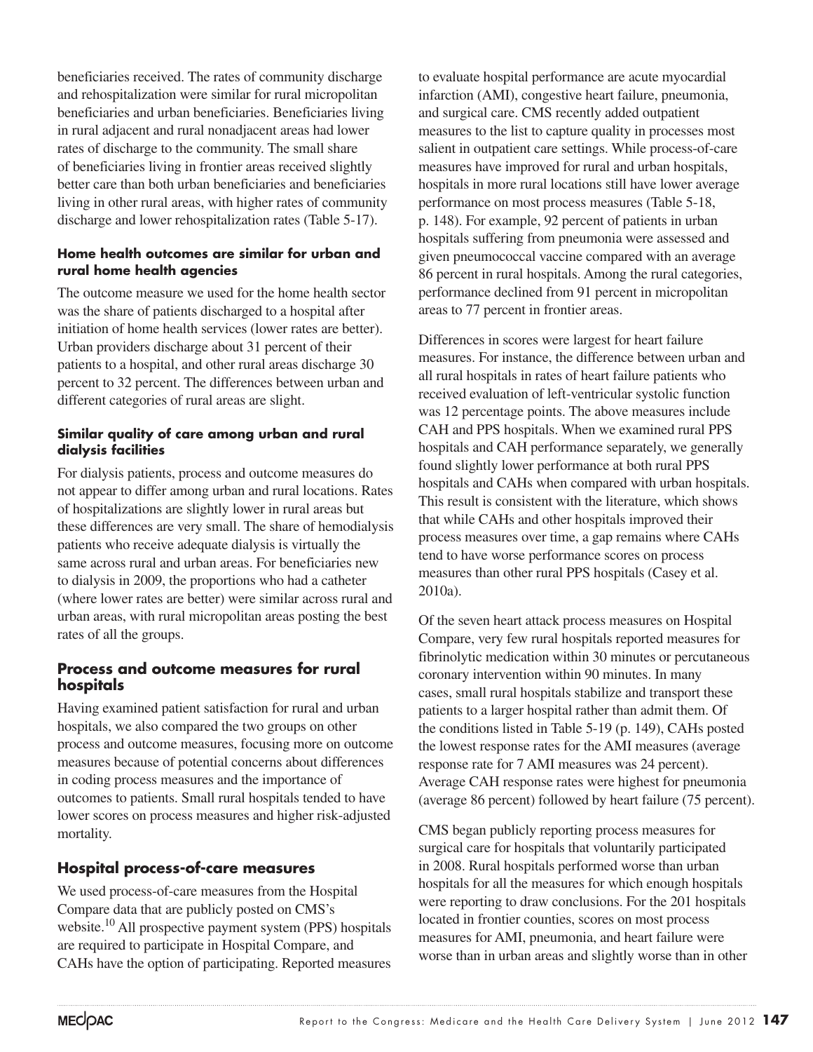beneficiaries received. The rates of community discharge and rehospitalization were similar for rural micropolitan beneficiaries and urban beneficiaries. Beneficiaries living in rural adjacent and rural nonadjacent areas had lower rates of discharge to the community. The small share of beneficiaries living in frontier areas received slightly better care than both urban beneficiaries and beneficiaries living in other rural areas, with higher rates of community discharge and lower rehospitalization rates (Table 5-17).

#### Home health outcomes are similar for urban and rural home health agencies

The outcome measure we used for the home health sector was the share of patients discharged to a hospital after initiation of home health services (lower rates are better). Urban providers discharge about 31 percent of their patients to a hospital, and other rural areas discharge 30 percent to 32 percent. The differences between urban and different categories of rural areas are slight.

#### Similar quality of care among urban and rural dialysis facilities

For dialysis patients, process and outcome measures do not appear to differ among urban and rural locations. Rates of hospitalizations are slightly lower in rural areas but these differences are very small. The share of hemodialysis patients who receive adequate dialysis is virtually the same across rural and urban areas. For beneficiaries new to dialysis in 2009, the proportions who had a catheter (where lower rates are better) were similar across rural and urban areas, with rural micropolitan areas posting the best rates of all the groups.

## Process and outcome measures for rural hospitals

Having examined patient satisfaction for rural and urban hospitals, we also compared the two groups on other process and outcome measures, focusing more on outcome measures because of potential concerns about differences in coding process measures and the importance of outcomes to patients. Small rural hospitals tended to have lower scores on process measures and higher risk-adjusted mortality.

## Hospital process-of-care measures

We used process-of-care measures from the Hospital Compare data that are publicly posted on CMS's website.[10] All prospective payment system (PPS) hospitals are required to participate in Hospital Compare, and CAHs have the option of participating. Reported measures to evaluate hospital performance are acute myocardial infarction (AMI), congestive heart failure, pneumonia, and surgical care. CMS recently added outpatient measures to the list to capture quality in processes most salient in outpatient care settings. While process-of-care measures have improved for rural and urban hospitals, hospitals in more rural locations still have lower average performance on most process measures (Table 5-18, p. 148). For example, 92 percent of patients in urban hospitals suffering from pneumonia were assessed and given pneumococcal vaccine compared with an average 86 percent in rural hospitals. Among the rural categories, performance declined from 91 percent in micropolitan areas to 77 percent in frontier areas.

Differences in scores were largest for heart failure measures. For instance, the difference between urban and all rural hospitals in rates of heart failure patients who received evaluation of left-ventricular systolic function was 12 percentage points. The above measures include CAH and PPS hospitals. When we examined rural PPS hospitals and CAH performance separately, we generally found slightly lower performance at both rural PPS hospitals and CAHs when compared with urban hospitals. This result is consistent with the literature, which shows that while CAHs and other hospitals improved their process measures over time, a gap remains where CAHs tend to have worse performance scores on process measures than other rural PPS hospitals (Casey et al. 2010a).

Of the seven heart attack process measures on Hospital Compare, very few rural hospitals reported measures for fibrinolytic medication within 30 minutes or percutaneous coronary intervention within 90 minutes. In many cases, small rural hospitals stabilize and transport these patients to a larger hospital rather than admit them. Of the conditions listed in Table 5-19 (p. 149), CAHs posted the lowest response rates for the AMI measures (average response rate for 7 AMI measures was 24 percent). Average CAH response rates were highest for pneumonia (average 86 percent) followed by heart failure (75 percent).

CMS began publicly reporting process measures for surgical care for hospitals that voluntarily participated in 2008. Rural hospitals performed worse than urban hospitals for all the measures for which enough hospitals were reporting to draw conclusions. For the 201 hospitals located in frontier counties, scores on most process measures for AMI, pneumonia, and heart failure were worse than in urban areas and slightly worse than in other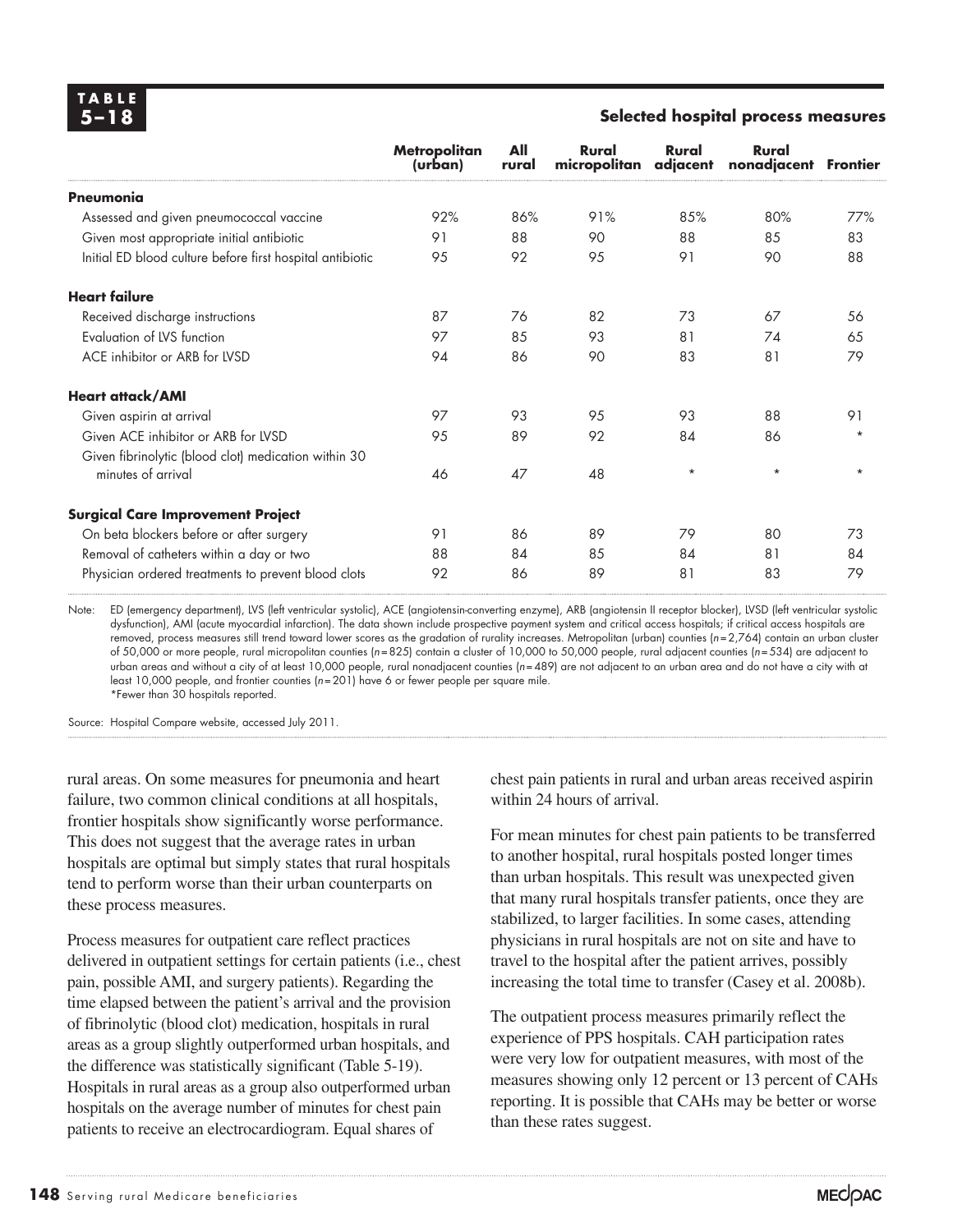**TABLE 5–18**

**Selected hospital process measures**

| | Metropolitan (urban) | All rural | Rural micropolitan | Rural adjacent | Rural nonadjacent | Frontier |
|---|---|---|---|---|---|---|
| **Pneumonia** | | | | | | |
| Assessed and given pneumococcal vaccine | 92% | 86% | 91% | 85% | 80% | 77% |
| Given most appropriate initial antibiotic | 91 | 88 | 90 | 88 | 85 | 83 |
| Initial ED blood culture before first hospital antibiotic | 95 | 92 | 95 | 91 | 90 | 88 |
| **Heart failure** | | | | | | |
| Received discharge instructions | 87 | 76 | 82 | 73 | 67 | 56 |
| Evaluation of LVS function | 97 | 85 | 93 | 81 | 74 | 65 |
| ACE inhibitor or ARB for LVSD | 94 | 86 | 90 | 83 | 81 | 79 |
| **Heart attack/AMI** | | | | | | |
| Given aspirin at arrival | 97 | 93 | 95 | 93 | 88 | 91 |
| Given ACE inhibitor or ARB for LVSD | 95 | 89 | 92 | 84 | 86 | * |
| Given fibrinolytic (blood clot) medication within 30 minutes of arrival | 46 | 47 | 48 | * | * | * |
| **Surgical Care Improvement Project** | | | | | | |
| On beta blockers before or after surgery | 91 | 86 | 89 | 79 | 80 | 73 |
| Removal of catheters within a day or two | 88 | 84 | 85 | 84 | 81 | 84 |
| Physician ordered treatments to prevent blood clots | 92 | 86 | 89 | 81 | 83 | 79 |

Note: ED (emergency department), LVS (left ventricular systolic), ACE (angiotensin-converting enzyme), ARB (angiotensin II receptor blocker), LVSD (left ventricular systolic dysfunction), AMI (acute myocardial infarction). The data shown include prospective payment system and critical access hospitals; if critical access hospitals are removed, process measures still trend toward lower scores as the gradation of rurality increases. Metropolitan (urban) counties (*n*=2,764) contain an urban cluster of 50,000 or more people, rural micropolitan counties (*n*=825) contain a cluster of 10,000 to 50,000 people, rural adjacent counties (*n*=534) are adjacent to urban areas and without a city of at least 10,000 people, rural nonadjacent counties (*n*=489) are not adjacent to an urban area and do not have a city with at least 10,000 people, and frontier counties (*n*=201) have 6 or fewer people per square mile.
*Fewer than 30 hospitals reported.

Source: Hospital Compare website, accessed July 2011.

rural areas. On some measures for pneumonia and heart failure, two common clinical conditions at all hospitals, frontier hospitals show significantly worse performance. This does not suggest that the average rates in urban hospitals are optimal but simply states that rural hospitals tend to perform worse than their urban counterparts on these process measures.

Process measures for outpatient care reflect practices delivered in outpatient settings for certain patients (i.e., chest pain, possible AMI, and surgery patients). Regarding the time elapsed between the patient's arrival and the provision of fibrinolytic (blood clot) medication, hospitals in rural areas as a group slightly outperformed urban hospitals, and the difference was statistically significant (Table 5-19). Hospitals in rural areas as a group also outperformed urban hospitals on the average number of minutes for chest pain patients to receive an electrocardiogram. Equal shares of chest pain patients in rural and urban areas received aspirin within 24 hours of arrival.

For mean minutes for chest pain patients to be transferred to another hospital, rural hospitals posted longer times than urban hospitals. This result was unexpected given that many rural hospitals transfer patients, once they are stabilized, to larger facilities. In some cases, attending physicians in rural hospitals are not on site and have to travel to the hospital after the patient arrives, possibly increasing the total time to transfer (Casey et al. 2008b).

The outpatient process measures primarily reflect the experience of PPS hospitals. CAH participation rates were very low for outpatient measures, with most of the measures showing only 12 percent or 13 percent of CAHs reporting. It is possible that CAHs may be better or worse than these rates suggest.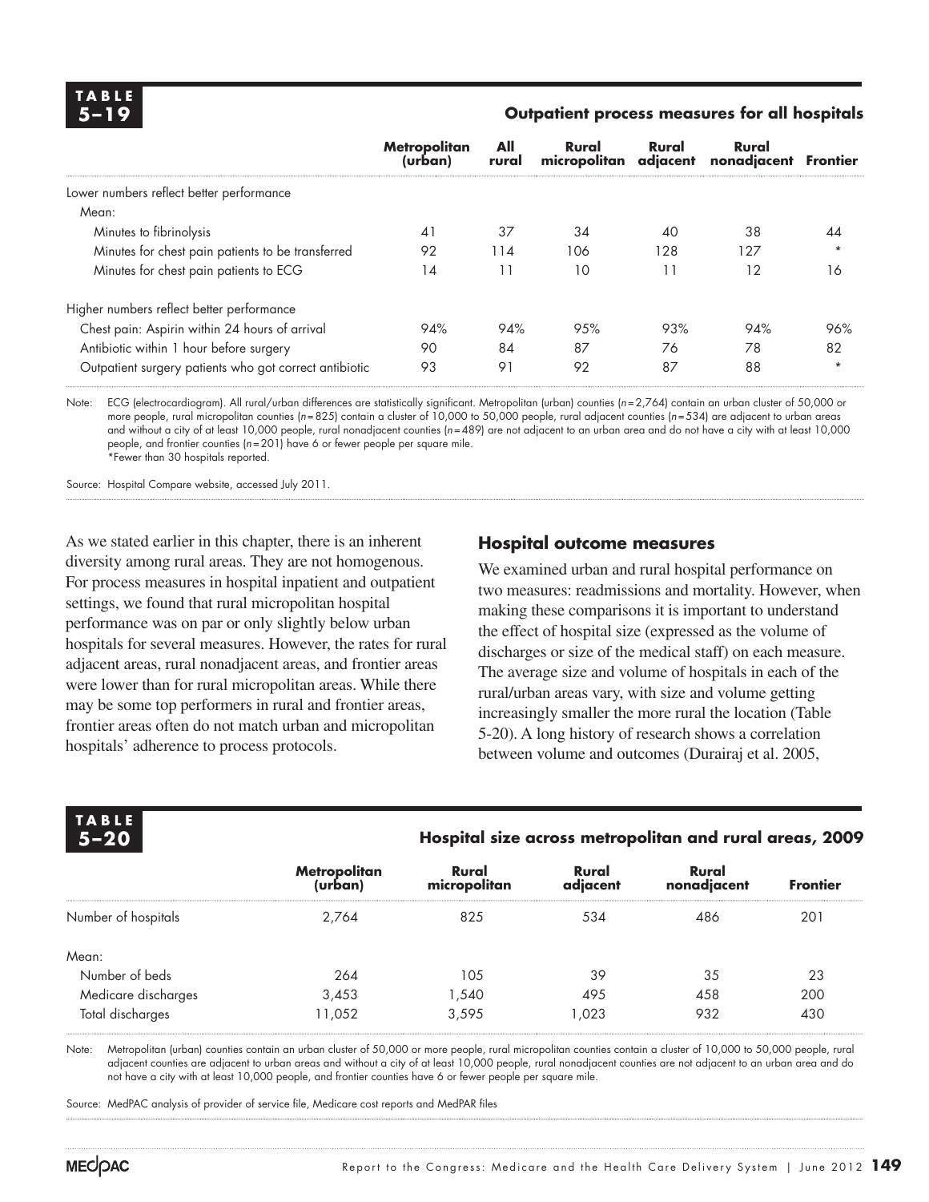**TABLE 5–19**

**Outpatient process measures for all hospitals**

| | Metropolitan (urban) | All rural | Rural micropolitan | Rural adjacent | Rural nonadjacent | Frontier |
|---|---|---|---|---|---|---|
| Lower numbers reflect better performance | | | | | | |
| Mean: | | | | | | |
| Minutes to fibrinolysis | 41 | 37 | 34 | 40 | 38 | 44 |
| Minutes for chest pain patients to be transferred | 92 | 114 | 106 | 128 | 127 | * |
| Minutes for chest pain patients to ECG | 14 | 11 | 10 | 11 | 12 | 16 |
| Higher numbers reflect better performance | | | | | | |
| Chest pain: Aspirin within 24 hours of arrival | 94% | 94% | 95% | 93% | 94% | 96% |
| Antibiotic within 1 hour before surgery | 90 | 84 | 87 | 76 | 78 | 82 |
| Outpatient surgery patients who got correct antibiotic | 93 | 91 | 92 | 87 | 88 | * |

Note: ECG (electrocardiogram). All rural/urban differences are statistically significant. Metropolitan (urban) counties (*n*=2,764) contain an urban cluster of 50,000 or more people, rural micropolitan counties (*n*=825) contain a cluster of 10,000 to 50,000 people, rural adjacent counties (*n*=534) are adjacent to urban areas and without a city of at least 10,000 people, rural nonadjacent counties (*n*=489) are not adjacent to an urban area and do not have a city with at least 10,000 people, and frontier counties (*n*=201) have 6 or fewer people per square mile.
*Fewer than 30 hospitals reported.

Source: Hospital Compare website, accessed July 2011.

As we stated earlier in this chapter, there is an inherent diversity among rural areas. They are not homogenous. For process measures in hospital inpatient and outpatient settings, we found that rural micropolitan hospital performance was on par or only slightly below urban hospitals for several measures. However, the rates for rural adjacent areas, rural nonadjacent areas, and frontier areas were lower than for rural micropolitan areas. While there may be some top performers in rural and frontier areas, frontier areas often do not match urban and micropolitan hospitals' adherence to process protocols.

### Hospital outcome measures

We examined urban and rural hospital performance on two measures: readmissions and mortality. However, when making these comparisons it is important to understand the effect of hospital size (expressed as the volume of discharges or size of the medical staff) on each measure. The average size and volume of hospitals in each of the rural/urban areas vary, with size and volume getting increasingly smaller the more rural the location (Table 5-20). A long history of research shows a correlation between volume and outcomes (Durairaj et al. 2005,

**TABLE 5–20**

**Hospital size across metropolitan and rural areas, 2009**

| | Metropolitan (urban) | Rural micropolitan | Rural adjacent | Rural nonadjacent | Frontier |
|---|---|---|---|---|---|
| Number of hospitals | 2,764 | 825 | 534 | 486 | 201 |
| Mean: | | | | | |
| Number of beds | 264 | 105 | 39 | 35 | 23 |
| Medicare discharges | 3,453 | 1,540 | 495 | 458 | 200 |
| Total discharges | 11,052 | 3,595 | 1,023 | 932 | 430 |

Note: Metropolitan (urban) counties contain an urban cluster of 50,000 or more people, rural micropolitan counties contain a cluster of 10,000 to 50,000 people, rural adjacent counties are adjacent to urban areas and without a city of at least 10,000 people, rural nonadjacent counties are not adjacent to an urban area and do not have a city with at least 10,000 people, and frontier counties have 6 or fewer people per square mile.

Source: MedPAC analysis of provider of service file, Medicare cost reports and MedPAR files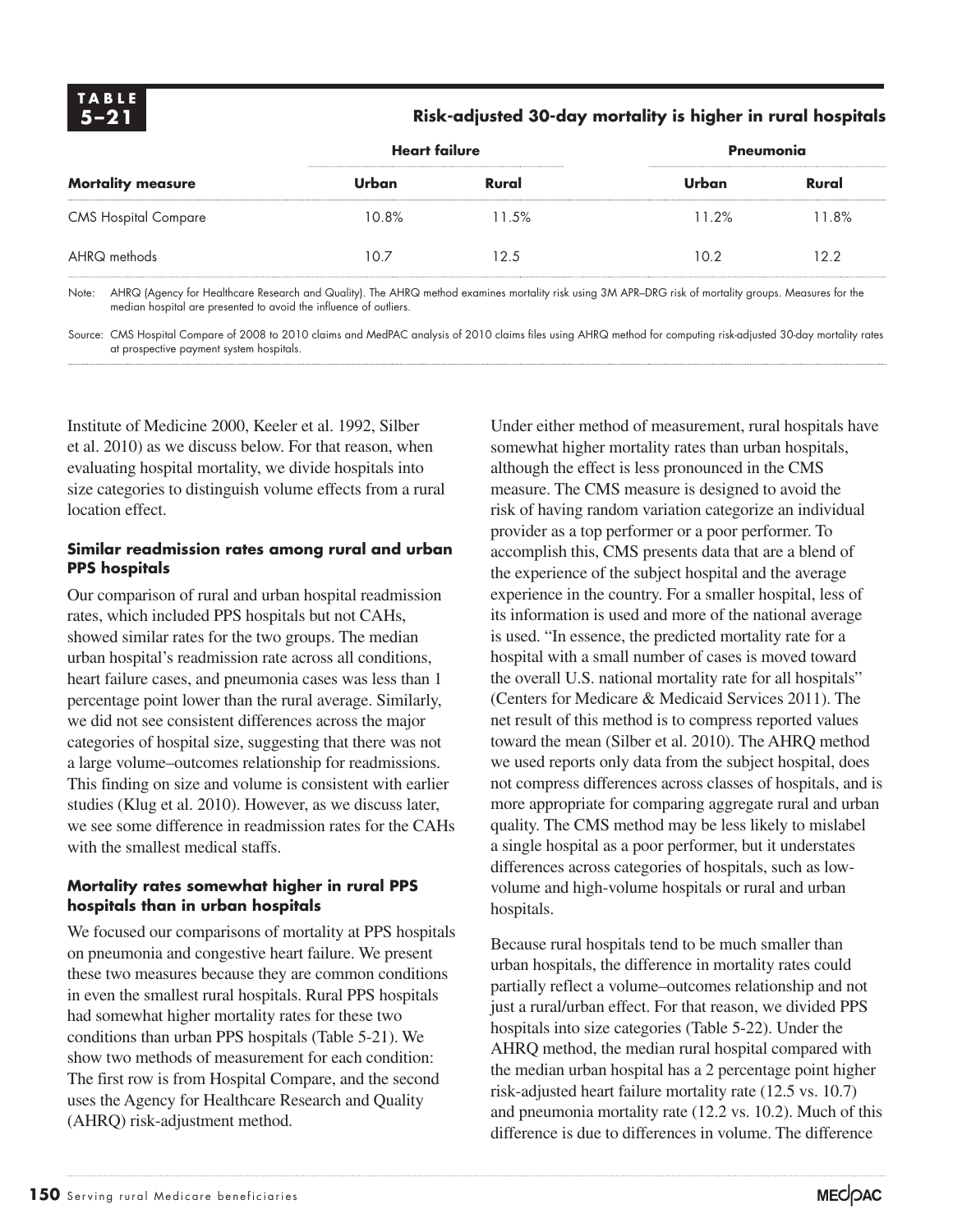**TABLE 5–21**

**Risk-adjusted 30-day mortality is higher in rural hospitals**

| | Heart failure | | Pneumonia | |
|---|---|---|---|---|
| **Mortality measure** | **Urban** | **Rural** | **Urban** | **Rural** |
| CMS Hospital Compare | 10.8% | 11.5% | 11.2% | 11.8% |
| AHRQ methods | 10.7 | 12.5 | 10.2 | 12.2 |

Note: AHRQ (Agency for Healthcare Research and Quality). The AHRQ method examines mortality risk using 3M APR–DRG risk of mortality groups. Measures for the median hospital are presented to avoid the influence of outliers.

Source: CMS Hospital Compare of 2008 to 2010 claims and MedPAC analysis of 2010 claims files using AHRQ method for computing risk-adjusted 30-day mortality rates at prospective payment system hospitals.

Institute of Medicine 2000, Keeler et al. 1992, Silber et al. 2010) as we discuss below. For that reason, when evaluating hospital mortality, we divide hospitals into size categories to distinguish volume effects from a rural location effect.

### Similar readmission rates among rural and urban PPS hospitals

Our comparison of rural and urban hospital readmission rates, which included PPS hospitals but not CAHs, showed similar rates for the two groups. The median urban hospital's readmission rate across all conditions, heart failure cases, and pneumonia cases was less than 1 percentage point lower than the rural average. Similarly, we did not see consistent differences across the major categories of hospital size, suggesting that there was not a large volume–outcomes relationship for readmissions. This finding on size and volume is consistent with earlier studies (Klug et al. 2010). However, as we discuss later, we see some difference in readmission rates for the CAHs with the smallest medical staffs.

### Mortality rates somewhat higher in rural PPS hospitals than in urban hospitals

We focused our comparisons of mortality at PPS hospitals on pneumonia and congestive heart failure. We present these two measures because they are common conditions in even the smallest rural hospitals. Rural PPS hospitals had somewhat higher mortality rates for these two conditions than urban PPS hospitals (Table 5-21). We show two methods of measurement for each condition: The first row is from Hospital Compare, and the second uses the Agency for Healthcare Research and Quality (AHRQ) risk-adjustment method.

Under either method of measurement, rural hospitals have somewhat higher mortality rates than urban hospitals, although the effect is less pronounced in the CMS measure. The CMS measure is designed to avoid the risk of having random variation categorize an individual provider as a top performer or a poor performer. To accomplish this, CMS presents data that are a blend of the experience of the subject hospital and the average experience in the country. For a smaller hospital, less of its information is used and more of the national average is used. "In essence, the predicted mortality rate for a hospital with a small number of cases is moved toward the overall U.S. national mortality rate for all hospitals" (Centers for Medicare & Medicaid Services 2011). The net result of this method is to compress reported values toward the mean (Silber et al. 2010). The AHRQ method we used reports only data from the subject hospital, does not compress differences across classes of hospitals, and is more appropriate for comparing aggregate rural and urban quality. The CMS method may be less likely to mislabel a single hospital as a poor performer, but it understates differences across categories of hospitals, such as low-volume and high-volume hospitals or rural and urban hospitals.

Because rural hospitals tend to be much smaller than urban hospitals, the difference in mortality rates could partially reflect a volume–outcomes relationship and not just a rural/urban effect. For that reason, we divided PPS hospitals into size categories (Table 5-22). Under the AHRQ method, the median rural hospital compared with the median urban hospital has a 2 percentage point higher risk-adjusted heart failure mortality rate (12.5 vs. 10.7) and pneumonia mortality rate (12.2 vs. 10.2). Much of this difference is due to differences in volume. The difference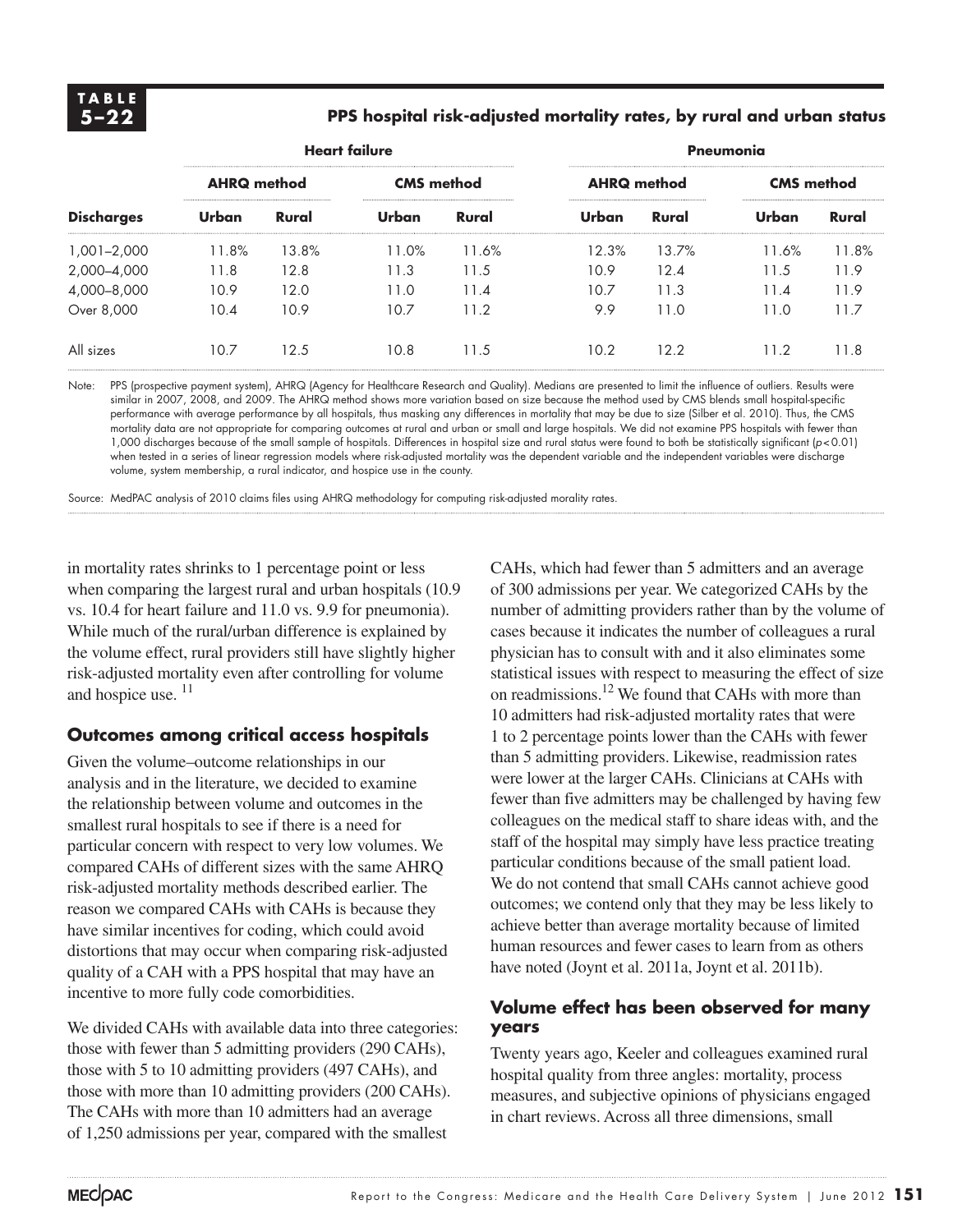**TABLE 5–22**

**PPS hospital risk-adjusted mortality rates, by rural and urban status**

| | Heart failure | | | | Pneumonia | | | |
|---|---|---|---|---|---|---|---|---|
| | AHRQ method | | CMS method | | AHRQ method | | CMS method | |
| **Discharges** | **Urban** | **Rural** | **Urban** | **Rural** | **Urban** | **Rural** | **Urban** | **Rural** |
| 1,001–2,000 | 11.8% | 13.8% | 11.0% | 11.6% | 12.3% | 13.7% | 11.6% | 11.8% |
| 2,000–4,000 | 11.8 | 12.8 | 11.3 | 11.5 | 10.9 | 12.4 | 11.5 | 11.9 |
| 4,000–8,000 | 10.9 | 12.0 | 11.0 | 11.4 | 10.7 | 11.3 | 11.4 | 11.9 |
| Over 8,000 | 10.4 | 10.9 | 10.7 | 11.2 | 9.9 | 11.0 | 11.0 | 11.7 |
| All sizes | 10.7 | 12.5 | 10.8 | 11.5 | 10.2 | 12.2 | 11.2 | 11.8 |

Note: PPS (prospective payment system), AHRQ (Agency for Healthcare Research and Quality). Medians are presented to limit the influence of outliers. Results were similar in 2007, 2008, and 2009. The AHRQ method shows more variation based on size because the method used by CMS blends small hospital-specific performance with average performance by all hospitals, thus masking any differences in mortality that may be due to size (Silber et al. 2010). Thus, the CMS mortality data are not appropriate for comparing outcomes at rural and urban or small and large hospitals. We did not examine PPS hospitals with fewer than 1,000 discharges because of the small sample of hospitals. Differences in hospital size and rural status were found to both be statistically significant ($p < 0.01$) when tested in a series of linear regression models where risk-adjusted mortality was the dependent variable and the independent variables were discharge volume, system membership, a rural indicator, and hospice use in the county.

Source: MedPAC analysis of 2010 claims files using AHRQ methodology for computing risk-adjusted morality rates.

in mortality rates shrinks to 1 percentage point or less when comparing the largest rural and urban hospitals (10.9 vs. 10.4 for heart failure and 11.0 vs. 9.9 for pneumonia). While much of the rural/urban difference is explained by the volume effect, rural providers still have slightly higher risk-adjusted mortality even after controlling for volume and hospice use. [11]

## Outcomes among critical access hospitals

Given the volume–outcome relationships in our analysis and in the literature, we decided to examine the relationship between volume and outcomes in the smallest rural hospitals to see if there is a need for particular concern with respect to very low volumes. We compared CAHs of different sizes with the same AHRQ risk-adjusted mortality methods described earlier. The reason we compared CAHs with CAHs is because they have similar incentives for coding, which could avoid distortions that may occur when comparing risk-adjusted quality of a CAH with a PPS hospital that may have an incentive to more fully code comorbidities.

We divided CAHs with available data into three categories: those with fewer than 5 admitting providers (290 CAHs), those with 5 to 10 admitting providers (497 CAHs), and those with more than 10 admitting providers (200 CAHs). The CAHs with more than 10 admitters had an average of 1,250 admissions per year, compared with the smallest CAHs, which had fewer than 5 admitters and an average of 300 admissions per year. We categorized CAHs by the number of admitting providers rather than by the volume of cases because it indicates the number of colleagues a rural physician has to consult with and it also eliminates some statistical issues with respect to measuring the effect of size on readmissions.[12] We found that CAHs with more than 10 admitters had risk-adjusted mortality rates that were 1 to 2 percentage points lower than the CAHs with fewer than 5 admitting providers. Likewise, readmission rates were lower at the larger CAHs. Clinicians at CAHs with fewer than five admitters may be challenged by having few colleagues on the medical staff to share ideas with, and the staff of the hospital may simply have less practice treating particular conditions because of the small patient load. We do not contend that small CAHs cannot achieve good outcomes; we contend only that they may be less likely to achieve better than average mortality because of limited human resources and fewer cases to learn from as others have noted (Joynt et al. 2011a, Joynt et al. 2011b).

### Volume effect has been observed for many years

Twenty years ago, Keeler and colleagues examined rural hospital quality from three angles: mortality, process measures, and subjective opinions of physicians engaged in chart reviews. Across all three dimensions, small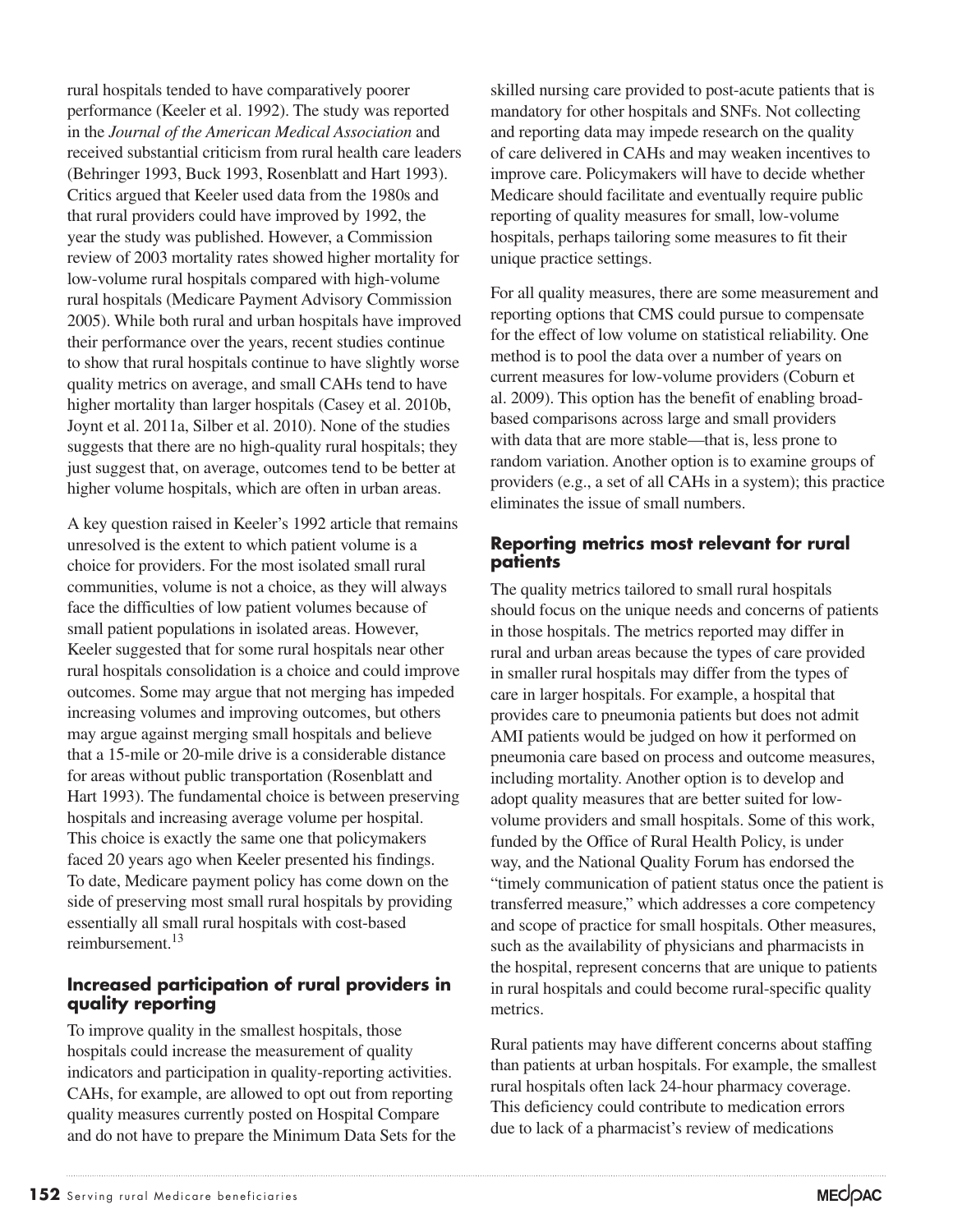rural hospitals tended to have comparatively poorer performance (Keeler et al. 1992). The study was reported in the *Journal of the American Medical Association* and received substantial criticism from rural health care leaders (Behringer 1993, Buck 1993, Rosenblatt and Hart 1993). Critics argued that Keeler used data from the 1980s and that rural providers could have improved by 1992, the year the study was published. However, a Commission review of 2003 mortality rates showed higher mortality for low-volume rural hospitals compared with high-volume rural hospitals (Medicare Payment Advisory Commission 2005). While both rural and urban hospitals have improved their performance over the years, recent studies continue to show that rural hospitals continue to have slightly worse quality metrics on average, and small CAHs tend to have higher mortality than larger hospitals (Casey et al. 2010b, Joynt et al. 2011a, Silber et al. 2010). None of the studies suggests that there are no high-quality rural hospitals; they just suggest that, on average, outcomes tend to be better at higher volume hospitals, which are often in urban areas.

A key question raised in Keeler's 1992 article that remains unresolved is the extent to which patient volume is a choice for providers. For the most isolated small rural communities, volume is not a choice, as they will always face the difficulties of low patient volumes because of small patient populations in isolated areas. However, Keeler suggested that for some rural hospitals near other rural hospitals consolidation is a choice and could improve outcomes. Some may argue that not merging has impeded increasing volumes and improving outcomes, but others may argue against merging small hospitals and believe that a 15-mile or 20-mile drive is a considerable distance for areas without public transportation (Rosenblatt and Hart 1993). The fundamental choice is between preserving hospitals and increasing average volume per hospital. This choice is exactly the same one that policymakers faced 20 years ago when Keeler presented his findings. To date, Medicare payment policy has come down on the side of preserving most small rural hospitals by providing essentially all small rural hospitals with cost-based reimbursement.[13]

### Increased participation of rural providers in quality reporting

To improve quality in the smallest hospitals, those hospitals could increase the measurement of quality indicators and participation in quality-reporting activities. CAHs, for example, are allowed to opt out from reporting quality measures currently posted on Hospital Compare and do not have to prepare the Minimum Data Sets for the skilled nursing care provided to post-acute patients that is mandatory for other hospitals and SNFs. Not collecting and reporting data may impede research on the quality of care delivered in CAHs and may weaken incentives to improve care. Policymakers will have to decide whether Medicare should facilitate and eventually require public reporting of quality measures for small, low-volume hospitals, perhaps tailoring some measures to fit their unique practice settings.

For all quality measures, there are some measurement and reporting options that CMS could pursue to compensate for the effect of low volume on statistical reliability. One method is to pool the data over a number of years on current measures for low-volume providers (Coburn et al. 2009). This option has the benefit of enabling broad-based comparisons across large and small providers with data that are more stable—that is, less prone to random variation. Another option is to examine groups of providers (e.g., a set of all CAHs in a system); this practice eliminates the issue of small numbers.

### Reporting metrics most relevant for rural patients

The quality metrics tailored to small rural hospitals should focus on the unique needs and concerns of patients in those hospitals. The metrics reported may differ in rural and urban areas because the types of care provided in smaller rural hospitals may differ from the types of care in larger hospitals. For example, a hospital that provides care to pneumonia patients but does not admit AMI patients would be judged on how it performed on pneumonia care based on process and outcome measures, including mortality. Another option is to develop and adopt quality measures that are better suited for low-volume providers and small hospitals. Some of this work, funded by the Office of Rural Health Policy, is under way, and the National Quality Forum has endorsed the "timely communication of patient status once the patient is transferred measure," which addresses a core competency and scope of practice for small hospitals. Other measures, such as the availability of physicians and pharmacists in the hospital, represent concerns that are unique to patients in rural hospitals and could become rural-specific quality metrics.

Rural patients may have different concerns about staffing than patients at urban hospitals. For example, the smallest rural hospitals often lack 24-hour pharmacy coverage. This deficiency could contribute to medication errors due to lack of a pharmacist's review of medications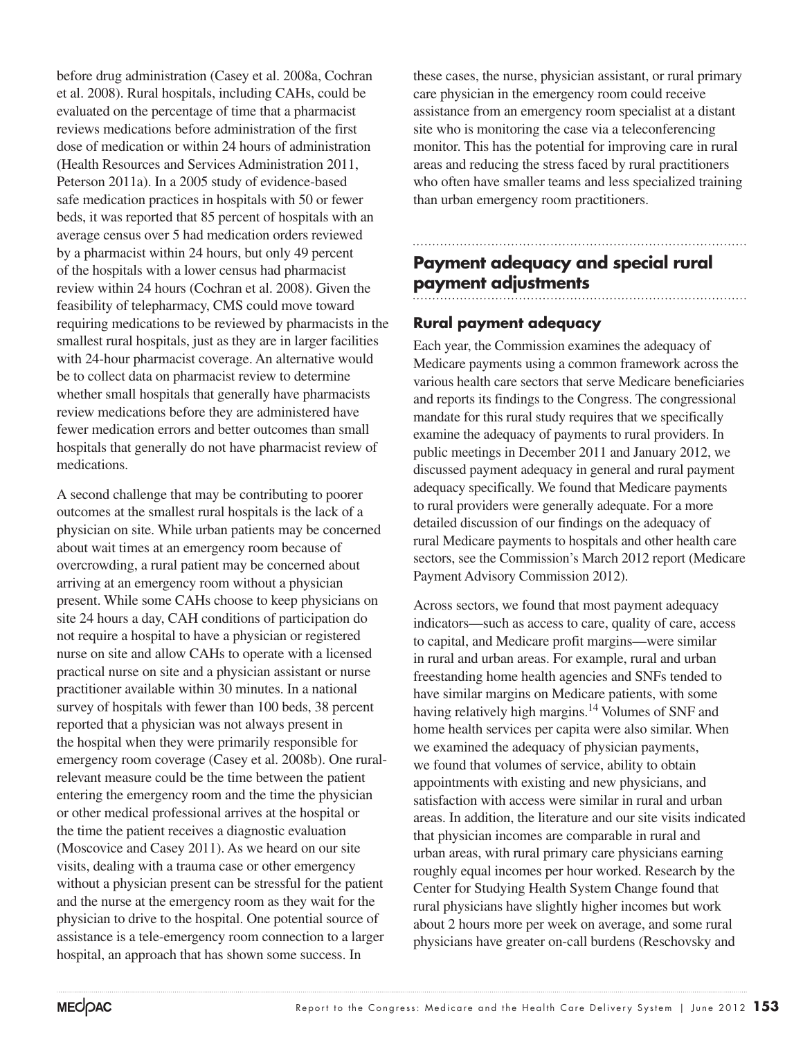before drug administration (Casey et al. 2008a, Cochran et al. 2008). Rural hospitals, including CAHs, could be evaluated on the percentage of time that a pharmacist reviews medications before administration of the first dose of medication or within 24 hours of administration (Health Resources and Services Administration 2011, Peterson 2011a). In a 2005 study of evidence-based safe medication practices in hospitals with 50 or fewer beds, it was reported that 85 percent of hospitals with an average census over 5 had medication orders reviewed by a pharmacist within 24 hours, but only 49 percent of the hospitals with a lower census had pharmacist review within 24 hours (Cochran et al. 2008). Given the feasibility of telepharmacy, CMS could move toward requiring medications to be reviewed by pharmacists in the smallest rural hospitals, just as they are in larger facilities with 24-hour pharmacist coverage. An alternative would be to collect data on pharmacist review to determine whether small hospitals that generally have pharmacists review medications before they are administered have fewer medication errors and better outcomes than small hospitals that generally do not have pharmacist review of medications.

A second challenge that may be contributing to poorer outcomes at the smallest rural hospitals is the lack of a physician on site. While urban patients may be concerned about wait times at an emergency room because of overcrowding, a rural patient may be concerned about arriving at an emergency room without a physician present. While some CAHs choose to keep physicians on site 24 hours a day, CAH conditions of participation do not require a hospital to have a physician or registered nurse on site and allow CAHs to operate with a licensed practical nurse on site and a physician assistant or nurse practitioner available within 30 minutes. In a national survey of hospitals with fewer than 100 beds, 38 percent reported that a physician was not always present in the hospital when they were primarily responsible for emergency room coverage (Casey et al. 2008b). One rural-relevant measure could be the time between the patient entering the emergency room and the time the physician or other medical professional arrives at the hospital or the time the patient receives a diagnostic evaluation (Moscovice and Casey 2011). As we heard on our site visits, dealing with a trauma case or other emergency without a physician present can be stressful for the patient and the nurse at the emergency room as they wait for the physician to drive to the hospital. One potential source of assistance is a tele-emergency room connection to a larger hospital, an approach that has shown some success. In these cases, the nurse, physician assistant, or rural primary care physician in the emergency room could receive assistance from an emergency room specialist at a distant site who is monitoring the case via a teleconferencing monitor. This has the potential for improving care in rural areas and reducing the stress faced by rural practitioners who often have smaller teams and less specialized training than urban emergency room practitioners.

## Payment adequacy and special rural payment adjustments

### Rural payment adequacy

Each year, the Commission examines the adequacy of Medicare payments using a common framework across the various health care sectors that serve Medicare beneficiaries and reports its findings to the Congress. The congressional mandate for this rural study requires that we specifically examine the adequacy of payments to rural providers. In public meetings in December 2011 and January 2012, we discussed payment adequacy in general and rural payment adequacy specifically. We found that Medicare payments to rural providers were generally adequate. For a more detailed discussion of our findings on the adequacy of rural Medicare payments to hospitals and other health care sectors, see the Commission's March 2012 report (Medicare Payment Advisory Commission 2012).

Across sectors, we found that most payment adequacy indicators—such as access to care, quality of care, access to capital, and Medicare profit margins—were similar in rural and urban areas. For example, rural and urban freestanding home health agencies and SNFs tended to have similar margins on Medicare patients, with some having relatively high margins.[14] Volumes of SNF and home health services per capita were also similar. When we examined the adequacy of physician payments, we found that volumes of service, ability to obtain appointments with existing and new physicians, and satisfaction with access were similar in rural and urban areas. In addition, the literature and our site visits indicated that physician incomes are comparable in rural and urban areas, with rural primary care physicians earning roughly equal incomes per hour worked. Research by the Center for Studying Health System Change found that rural physicians have slightly higher incomes but work about 2 hours more per week on average, and some rural physicians have greater on-call burdens (Reschovsky and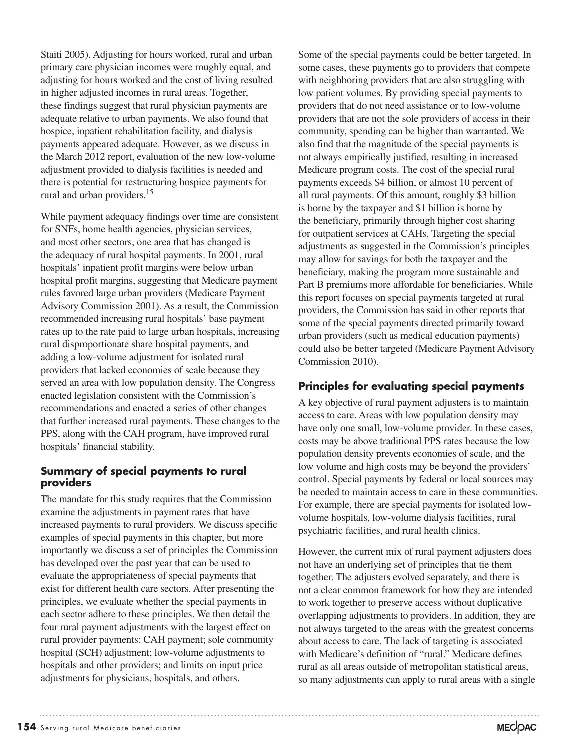Staiti 2005). Adjusting for hours worked, rural and urban primary care physician incomes were roughly equal, and adjusting for hours worked and the cost of living resulted in higher adjusted incomes in rural areas. Together, these findings suggest that rural physician payments are adequate relative to urban payments. We also found that hospice, inpatient rehabilitation facility, and dialysis payments appeared adequate. However, as we discuss in the March 2012 report, evaluation of the new low-volume adjustment provided to dialysis facilities is needed and there is potential for restructuring hospice payments for rural and urban providers.[15]

While payment adequacy findings over time are consistent for SNFs, home health agencies, physician services, and most other sectors, one area that has changed is the adequacy of rural hospital payments. In 2001, rural hospitals' inpatient profit margins were below urban hospital profit margins, suggesting that Medicare payment rules favored large urban providers (Medicare Payment Advisory Commission 2001). As a result, the Commission recommended increasing rural hospitals' base payment rates up to the rate paid to large urban hospitals, increasing rural disproportionate share hospital payments, and adding a low-volume adjustment for isolated rural providers that lacked economies of scale because they served an area with low population density. The Congress enacted legislation consistent with the Commission's recommendations and enacted a series of other changes that further increased rural payments. These changes to the PPS, along with the CAH program, have improved rural hospitals' financial stability.

## Summary of special payments to rural providers

The mandate for this study requires that the Commission examine the adjustments in payment rates that have increased payments to rural providers. We discuss specific examples of special payments in this chapter, but more importantly we discuss a set of principles the Commission has developed over the past year that can be used to evaluate the appropriateness of special payments that exist for different health care sectors. After presenting the principles, we evaluate whether the special payments in each sector adhere to these principles. We then detail the four rural payment adjustments with the largest effect on rural provider payments: CAH payment; sole community hospital (SCH) adjustment; low-volume adjustments to hospitals and other providers; and limits on input price adjustments for physicians, hospitals, and others.

Some of the special payments could be better targeted. In some cases, these payments go to providers that compete with neighboring providers that are also struggling with low patient volumes. By providing special payments to providers that do not need assistance or to low-volume providers that are not the sole providers of access in their community, spending can be higher than warranted. We also find that the magnitude of the special payments is not always empirically justified, resulting in increased Medicare program costs. The cost of the special rural payments exceeds $4 billion, or almost 10 percent of all rural payments. Of this amount, roughly $3 billion is borne by the taxpayer and $1 billion is borne by the beneficiary, primarily through higher cost sharing for outpatient services at CAHs. Targeting the special adjustments as suggested in the Commission's principles may allow for savings for both the taxpayer and the beneficiary, making the program more sustainable and Part B premiums more affordable for beneficiaries. While this report focuses on special payments targeted at rural providers, the Commission has said in other reports that some of the special payments directed primarily toward urban providers (such as medical education payments) could also be better targeted (Medicare Payment Advisory Commission 2010).

## Principles for evaluating special payments

A key objective of rural payment adjusters is to maintain access to care. Areas with low population density may have only one small, low-volume provider. In these cases, costs may be above traditional PPS rates because the low population density prevents economies of scale, and the low volume and high costs may be beyond the providers' control. Special payments by federal or local sources may be needed to maintain access to care in these communities. For example, there are special payments for isolated low-volume hospitals, low-volume dialysis facilities, rural psychiatric facilities, and rural health clinics.

However, the current mix of rural payment adjusters does not have an underlying set of principles that tie them together. The adjusters evolved separately, and there is not a clear common framework for how they are intended to work together to preserve access without duplicative overlapping adjustments to providers. In addition, they are not always targeted to the areas with the greatest concerns about access to care. The lack of targeting is associated with Medicare's definition of "rural." Medicare defines rural as all areas outside of metropolitan statistical areas, so many adjustments can apply to rural areas with a single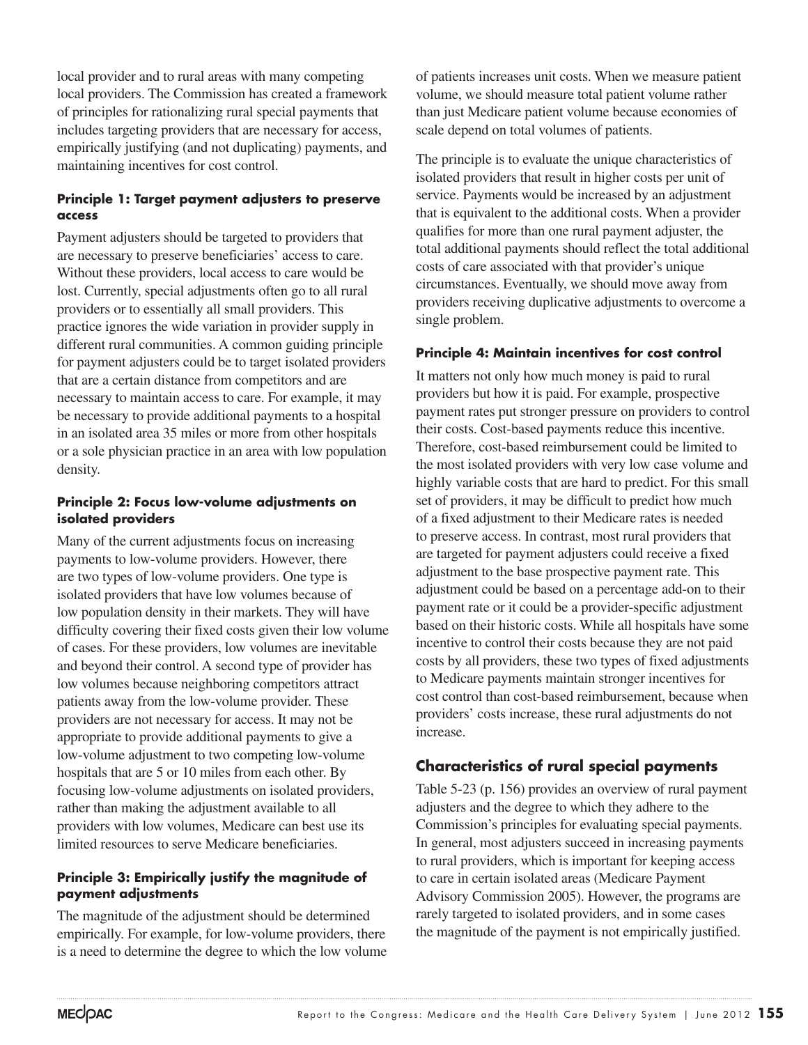local provider and to rural areas with many competing local providers. The Commission has created a framework of principles for rationalizing rural special payments that includes targeting providers that are necessary for access, empirically justifying (and not duplicating) payments, and maintaining incentives for cost control.

#### Principle 1: Target payment adjusters to preserve access

Payment adjusters should be targeted to providers that are necessary to preserve beneficiaries' access to care. Without these providers, local access to care would be lost. Currently, special adjustments often go to all rural providers or to essentially all small providers. This practice ignores the wide variation in provider supply in different rural communities. A common guiding principle for payment adjusters could be to target isolated providers that are a certain distance from competitors and are necessary to maintain access to care. For example, it may be necessary to provide additional payments to a hospital in an isolated area 35 miles or more from other hospitals or a sole physician practice in an area with low population density.

#### Principle 2: Focus low-volume adjustments on isolated providers

Many of the current adjustments focus on increasing payments to low-volume providers. However, there are two types of low-volume providers. One type is isolated providers that have low volumes because of low population density in their markets. They will have difficulty covering their fixed costs given their low volume of cases. For these providers, low volumes are inevitable and beyond their control. A second type of provider has low volumes because neighboring competitors attract patients away from the low-volume provider. These providers are not necessary for access. It may not be appropriate to provide additional payments to give a low-volume adjustment to two competing low-volume hospitals that are 5 or 10 miles from each other. By focusing low-volume adjustments on isolated providers, rather than making the adjustment available to all providers with low volumes, Medicare can best use its limited resources to serve Medicare beneficiaries.

#### Principle 3: Empirically justify the magnitude of payment adjustments

The magnitude of the adjustment should be determined empirically. For example, for low-volume providers, there is a need to determine the degree to which the low volume of patients increases unit costs. When we measure patient volume, we should measure total patient volume rather than just Medicare patient volume because economies of scale depend on total volumes of patients.

The principle is to evaluate the unique characteristics of isolated providers that result in higher costs per unit of service. Payments would be increased by an adjustment that is equivalent to the additional costs. When a provider qualifies for more than one rural payment adjuster, the total additional payments should reflect the total additional costs of care associated with that provider's unique circumstances. Eventually, we should move away from providers receiving duplicative adjustments to overcome a single problem.

#### Principle 4: Maintain incentives for cost control

It matters not only how much money is paid to rural providers but how it is paid. For example, prospective payment rates put stronger pressure on providers to control their costs. Cost-based payments reduce this incentive. Therefore, cost-based reimbursement could be limited to the most isolated providers with very low case volume and highly variable costs that are hard to predict. For this small set of providers, it may be difficult to predict how much of a fixed adjustment to their Medicare rates is needed to preserve access. In contrast, most rural providers that are targeted for payment adjusters could receive a fixed adjustment to the base prospective payment rate. This adjustment could be based on a percentage add-on to their payment rate or it could be a provider-specific adjustment based on their historic costs. While all hospitals have some incentive to control their costs because they are not paid costs by all providers, these two types of fixed adjustments to Medicare payments maintain stronger incentives for cost control than cost-based reimbursement, because when providers' costs increase, these rural adjustments do not increase.

### Characteristics of rural special payments

Table 5-23 (p. 156) provides an overview of rural payment adjusters and the degree to which they adhere to the Commission's principles for evaluating special payments. In general, most adjusters succeed in increasing payments to rural providers, which is important for keeping access to care in certain isolated areas (Medicare Payment Advisory Commission 2005). However, the programs are rarely targeted to isolated providers, and in some cases the magnitude of the payment is not empirically justified.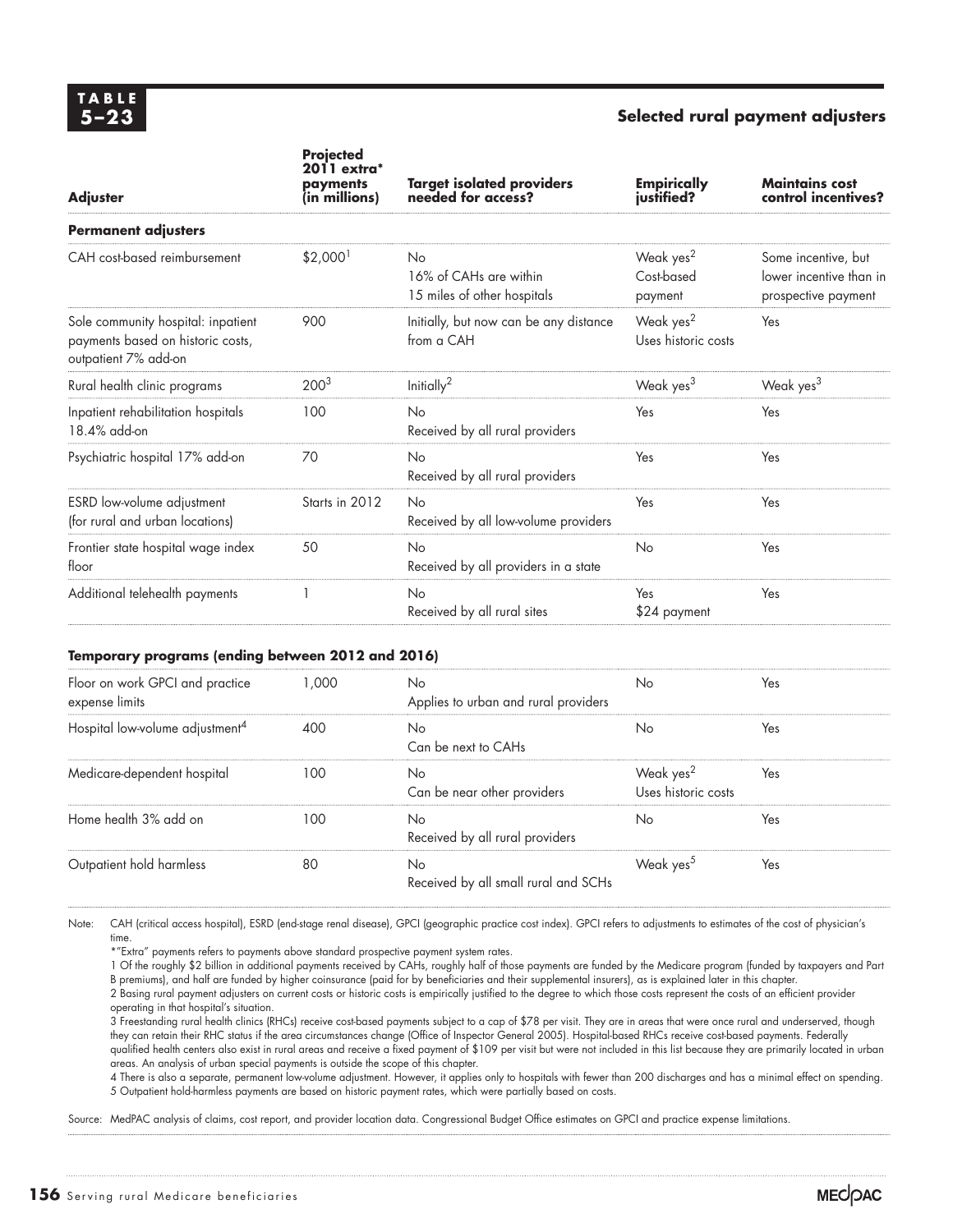**TABLE 5–23**

**Selected rural payment adjusters**

| Adjuster | Projected 2011 extra* payments (in millions) | Target isolated providers needed for access? | Empirically justified? | Maintains cost control incentives? |
|---|---|---|---|---|
| **Permanent adjusters** | | | | |
| CAH cost-based reimbursement | $2,000[1] | No 16% of CAHs are within 15 miles of other hospitals | Weak yes[2] Cost-based payment | Some incentive, but lower incentive than in prospective payment |
| Sole community hospital: inpatient payments based on historic costs, outpatient 7% add-on | 900 | Initially, but now can be any distance from a CAH | Weak yes[2] Uses historic costs | Yes |
| Rural health clinic programs | 200[3] | Initially[2] | Weak yes[3] | Weak yes[3] |
| Inpatient rehabilitation hospitals 18.4% add-on | 100 | No Received by all rural providers | Yes | Yes |
| Psychiatric hospital 17% add-on | 70 | No Received by all rural providers | Yes | Yes |
| ESRD low-volume adjustment (for rural and urban locations) | Starts in 2012 | No Received by all low-volume providers | Yes | Yes |
| Frontier state hospital wage index floor | 50 | No Received by all providers in a state | No | Yes |
| Additional telehealth payments | 1 | No Received by all rural sites | Yes $24 payment | Yes |
| **Temporary programs (ending between 2012 and 2016)** | | | | |
| Floor on work GPCI and practice expense limits | 1,000 | No Applies to urban and rural providers | No | Yes |
| Hospital low-volume adjustment[4] | 400 | No Can be next to CAHs | No | Yes |
| Medicare-dependent hospital | 100 | No Can be near other providers | Weak yes[2] Uses historic costs | Yes |
| Home health 3% add on | 100 | No Received by all rural providers | No | Yes |
| Outpatient hold harmless | 80 | No Received by all small rural and SCHs | Weak yes[5] | Yes |

Note: CAH (critical access hospital), ESRD (end-stage renal disease), GPCI (geographic practice cost index). GPCI refers to adjustments to estimates of the cost of physician's time.

*"Extra" payments refers to payments above standard prospective payment system rates.

1 Of the roughly $2 billion in additional payments received by CAHs, roughly half of those payments are funded by the Medicare program (funded by taxpayers and Part B premiums), and half are funded by higher coinsurance (paid for by beneficiaries and their supplemental insurers), as is explained later in this chapter.

2 Basing rural payment adjusters on current costs or historic costs is empirically justified to the degree to which those costs represent the costs of an efficient provider operating in that hospital's situation.

3 Freestanding rural health clinics (RHCs) receive cost-based payments subject to a cap of $78 per visit. They are in areas that were once rural and underserved, though they can retain their RHC status if the area circumstances change (Office of Inspector General 2005). Hospital-based RHCs receive cost-based payments. Federally qualified health centers also exist in rural areas and receive a fixed payment of $109 per visit but were not included in this list because they are primarily located in urban areas. An analysis of urban special payments is outside the scope of this chapter.

4 There is also a separate, permanent low-volume adjustment. However, it applies only to hospitals with fewer than 200 discharges and has a minimal effect on spending.

5 Outpatient hold-harmless payments are based on historic payment rates, which were partially based on costs.

Source: MedPAC analysis of claims, cost report, and provider location data. Congressional Budget Office estimates on GPCI and practice expense limitations.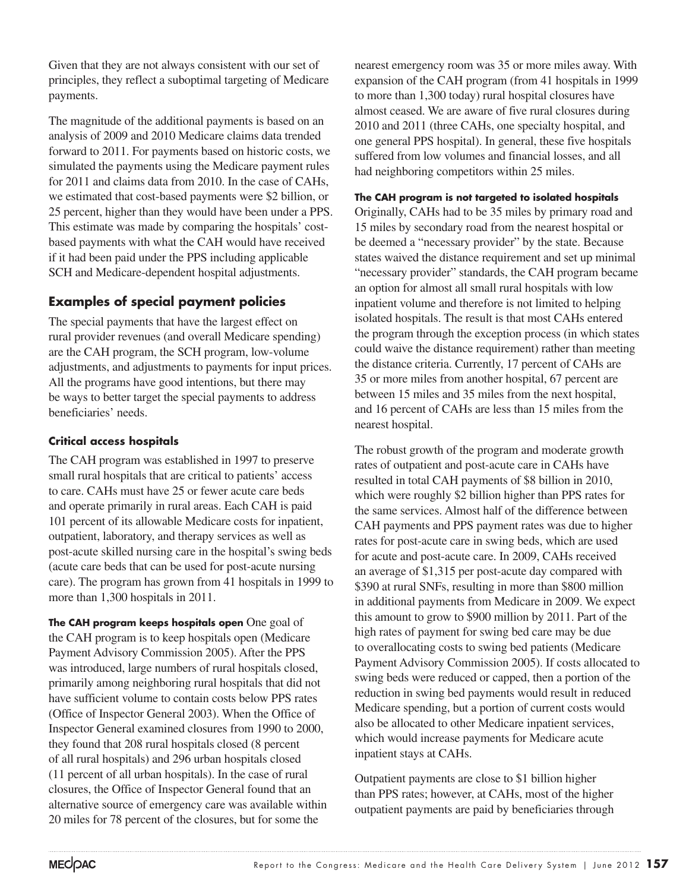Given that they are not always consistent with our set of principles, they reflect a suboptimal targeting of Medicare payments.

The magnitude of the additional payments is based on an analysis of 2009 and 2010 Medicare claims data trended forward to 2011. For payments based on historic costs, we simulated the payments using the Medicare payment rules for 2011 and claims data from 2010. In the case of CAHs, we estimated that cost-based payments were $2 billion, or 25 percent, higher than they would have been under a PPS. This estimate was made by comparing the hospitals' cost-based payments with what the CAH would have received if it had been paid under the PPS including applicable SCH and Medicare-dependent hospital adjustments.

## Examples of special payment policies

The special payments that have the largest effect on rural provider revenues (and overall Medicare spending) are the CAH program, the SCH program, low-volume adjustments, and adjustments to payments for input prices. All the programs have good intentions, but there may be ways to better target the special payments to address beneficiaries' needs.

### Critical access hospitals

The CAH program was established in 1997 to preserve small rural hospitals that are critical to patients' access to care. CAHs must have 25 or fewer acute care beds and operate primarily in rural areas. Each CAH is paid 101 percent of its allowable Medicare costs for inpatient, outpatient, laboratory, and therapy services as well as post-acute skilled nursing care in the hospital's swing beds (acute care beds that can be used for post-acute nursing care). The program has grown from 41 hospitals in 1999 to more than 1,300 hospitals in 2011.

**The CAH program keeps hospitals open** One goal of the CAH program is to keep hospitals open (Medicare Payment Advisory Commission 2005). After the PPS was introduced, large numbers of rural hospitals closed, primarily among neighboring rural hospitals that did not have sufficient volume to contain costs below PPS rates (Office of Inspector General 2003). When the Office of Inspector General examined closures from 1990 to 2000, they found that 208 rural hospitals closed (8 percent of all rural hospitals) and 296 urban hospitals closed (11 percent of all urban hospitals). In the case of rural closures, the Office of Inspector General found that an alternative source of emergency care was available within 20 miles for 78 percent of the closures, but for some the nearest emergency room was 35 or more miles away. With expansion of the CAH program (from 41 hospitals in 1999 to more than 1,300 today) rural hospital closures have almost ceased. We are aware of five rural closures during 2010 and 2011 (three CAHs, one specialty hospital, and one general PPS hospital). In general, these five hospitals suffered from low volumes and financial losses, and all had neighboring competitors within 25 miles.

**The CAH program is not targeted to isolated hospitals** Originally, CAHs had to be 35 miles by primary road and 15 miles by secondary road from the nearest hospital or be deemed a "necessary provider" by the state. Because states waived the distance requirement and set up minimal "necessary provider" standards, the CAH program became an option for almost all small rural hospitals with low inpatient volume and therefore is not limited to helping isolated hospitals. The result is that most CAHs entered the program through the exception process (in which states could waive the distance requirement) rather than meeting the distance criteria. Currently, 17 percent of CAHs are 35 or more miles from another hospital, 67 percent are between 15 miles and 35 miles from the next hospital, and 16 percent of CAHs are less than 15 miles from the nearest hospital.

The robust growth of the program and moderate growth rates of outpatient and post-acute care in CAHs have resulted in total CAH payments of $8 billion in 2010, which were roughly $2 billion higher than PPS rates for the same services. Almost half of the difference between CAH payments and PPS payment rates was due to higher rates for post-acute care in swing beds, which are used for acute and post-acute care. In 2009, CAHs received an average of $1,315 per post-acute day compared with $390 at rural SNFs, resulting in more than $800 million in additional payments from Medicare in 2009. We expect this amount to grow to $900 million by 2011. Part of the high rates of payment for swing bed care may be due to overallocating costs to swing bed patients (Medicare Payment Advisory Commission 2005). If costs allocated to swing beds were reduced or capped, then a portion of the reduction in swing bed payments would result in reduced Medicare spending, but a portion of current costs would also be allocated to other Medicare inpatient services, which would increase payments for Medicare acute inpatient stays at CAHs.

Outpatient payments are close to $1 billion higher than PPS rates; however, at CAHs, most of the higher outpatient payments are paid by beneficiaries through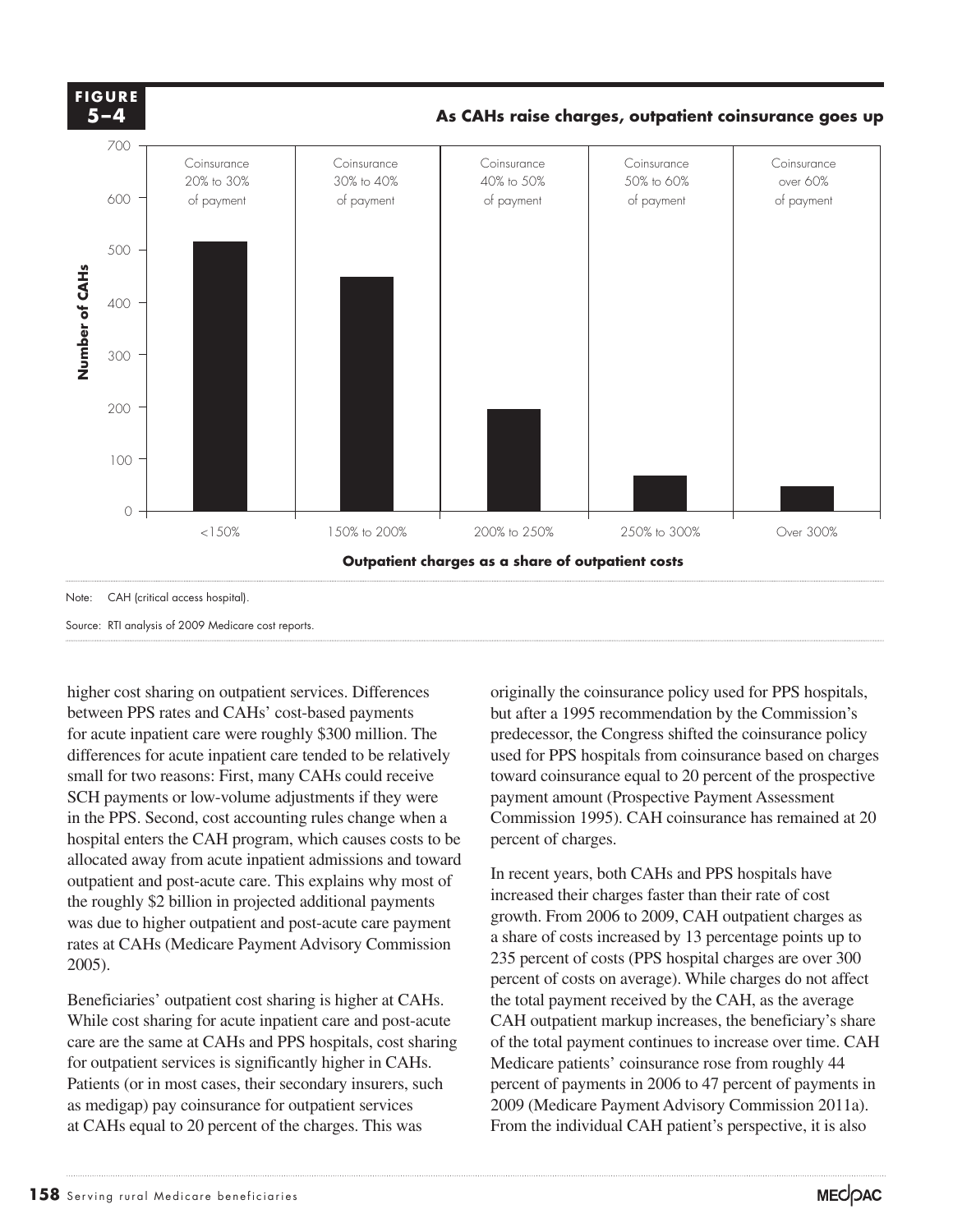**FIGURE 5–4**

**As CAHs raise charges, outpatient coinsurance goes up**

| Outpatient charges as a share of outpatient costs | Coinsurance | Number of CAHs (approx.) |
|---|---|---|
| <150% | Coinsurance 20% to 30% of payment | ~515 |
| 150% to 200% | Coinsurance 30% to 40% of payment | ~448 |
| 200% to 250% | Coinsurance 40% to 50% of payment | ~195 |
| 250% to 300% | Coinsurance 50% to 60% of payment | ~67 |
| Over 300% | Coinsurance over 60% of payment | ~47 |

Note: CAH (critical access hospital).

Source: RTI analysis of 2009 Medicare cost reports.

higher cost sharing on outpatient services. Differences between PPS rates and CAHs' cost-based payments for acute inpatient care were roughly \$300 million. The differences for acute inpatient care tended to be relatively small for two reasons: First, many CAHs could receive SCH payments or low-volume adjustments if they were in the PPS. Second, cost accounting rules change when a hospital enters the CAH program, which causes costs to be allocated away from acute inpatient admissions and toward outpatient and post-acute care. This explains why most of the roughly \$2 billion in projected additional payments was due to higher outpatient and post-acute care payment rates at CAHs (Medicare Payment Advisory Commission 2005).

Beneficiaries' outpatient cost sharing is higher at CAHs. While cost sharing for acute inpatient care and post-acute care are the same at CAHs and PPS hospitals, cost sharing for outpatient services is significantly higher in CAHs. Patients (or in most cases, their secondary insurers, such as medigap) pay coinsurance for outpatient services at CAHs equal to 20 percent of the charges. This was originally the coinsurance policy used for PPS hospitals, but after a 1995 recommendation by the Commission's predecessor, the Congress shifted the coinsurance policy used for PPS hospitals from coinsurance based on charges toward coinsurance equal to 20 percent of the prospective payment amount (Prospective Payment Assessment Commission 1995). CAH coinsurance has remained at 20 percent of charges.

In recent years, both CAHs and PPS hospitals have increased their charges faster than their rate of cost growth. From 2006 to 2009, CAH outpatient charges as a share of costs increased by 13 percentage points up to 235 percent of costs (PPS hospital charges are over 300 percent of costs on average). While charges do not affect the total payment received by the CAH, as the average CAH outpatient markup increases, the beneficiary's share of the total payment continues to increase over time. CAH Medicare patients' coinsurance rose from roughly 44 percent of payments in 2006 to 47 percent of payments in 2009 (Medicare Payment Advisory Commission 2011a). From the individual CAH patient's perspective, it is also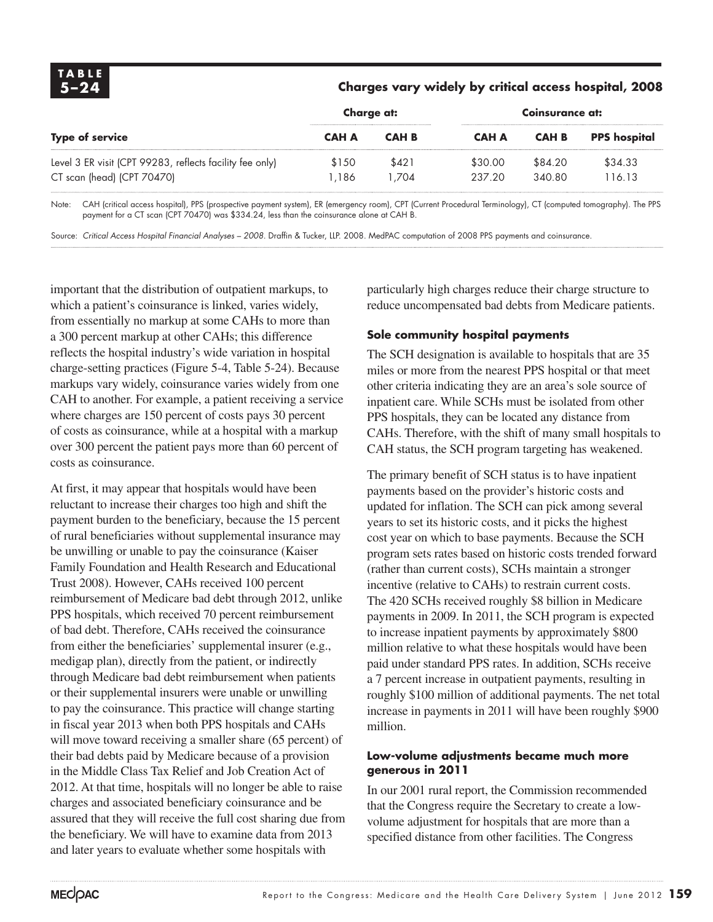**TABLE 5–24**

**Charges vary widely by critical access hospital, 2008**

| Type of service | Charge at: | | Coinsurance at: | | |
|---|---|---|---|---|---|
| | CAH A | CAH B | CAH A | CAH B | PPS hospital |
| Level 3 ER visit (CPT 99283, reflects facility fee only) | $150 | $421 | $30.00 | $84.20 | $34.33 |
| CT scan (head) (CPT 70470) | 1,186 | 1,704 | 237.20 | 340.80 | 116.13 |

Note: CAH (critical access hospital), PPS (prospective payment system), ER (emergency room), CPT (Current Procedural Terminology), CT (computed tomography). The PPS payment for a CT scan (CPT 70470) was $334.24, less than the coinsurance alone at CAH B.

Source: *Critical Access Hospital Financial Analyses – 2008*. Draffin & Tucker, LLP. 2008. MedPAC computation of 2008 PPS payments and coinsurance.

important that the distribution of outpatient markups, to which a patient's coinsurance is linked, varies widely, from essentially no markup at some CAHs to more than a 300 percent markup at other CAHs; this difference reflects the hospital industry's wide variation in hospital charge-setting practices (Figure 5-4, Table 5-24). Because markups vary widely, coinsurance varies widely from one CAH to another. For example, a patient receiving a service where charges are 150 percent of costs pays 30 percent of costs as coinsurance, while at a hospital with a markup over 300 percent the patient pays more than 60 percent of costs as coinsurance.

At first, it may appear that hospitals would have been reluctant to increase their charges too high and shift the payment burden to the beneficiary, because the 15 percent of rural beneficiaries without supplemental insurance may be unwilling or unable to pay the coinsurance (Kaiser Family Foundation and Health Research and Educational Trust 2008). However, CAHs received 100 percent reimbursement of Medicare bad debt through 2012, unlike PPS hospitals, which received 70 percent reimbursement of bad debt. Therefore, CAHs received the coinsurance from either the beneficiaries' supplemental insurer (e.g., medigap plan), directly from the patient, or indirectly through Medicare bad debt reimbursement when patients or their supplemental insurers were unable or unwilling to pay the coinsurance. This practice will change starting in fiscal year 2013 when both PPS hospitals and CAHs will move toward receiving a smaller share (65 percent) of their bad debts paid by Medicare because of a provision in the Middle Class Tax Relief and Job Creation Act of 2012. At that time, hospitals will no longer be able to raise charges and associated beneficiary coinsurance and be assured that they will receive the full cost sharing due from the beneficiary. We will have to examine data from 2013 and later years to evaluate whether some hospitals with particularly high charges reduce their charge structure to reduce uncompensated bad debts from Medicare patients.

### Sole community hospital payments

The SCH designation is available to hospitals that are 35 miles or more from the nearest PPS hospital or that meet other criteria indicating they are an area's sole source of inpatient care. While SCHs must be isolated from other PPS hospitals, they can be located any distance from CAHs. Therefore, with the shift of many small hospitals to CAH status, the SCH program targeting has weakened.

The primary benefit of SCH status is to have inpatient payments based on the provider's historic costs and updated for inflation. The SCH can pick among several years to set its historic costs, and it picks the highest cost year on which to base payments. Because the SCH program sets rates based on historic costs trended forward (rather than current costs), SCHs maintain a stronger incentive (relative to CAHs) to restrain current costs. The 420 SCHs received roughly $8 billion in Medicare payments in 2009. In 2011, the SCH program is expected to increase inpatient payments by approximately $800 million relative to what these hospitals would have been paid under standard PPS rates. In addition, SCHs receive a 7 percent increase in outpatient payments, resulting in roughly $100 million of additional payments. The net total increase in payments in 2011 will have been roughly $900 million.

### Low-volume adjustments became much more generous in 2011

In our 2001 rural report, the Commission recommended that the Congress require the Secretary to create a low-volume adjustment for hospitals that are more than a specified distance from other facilities. The Congress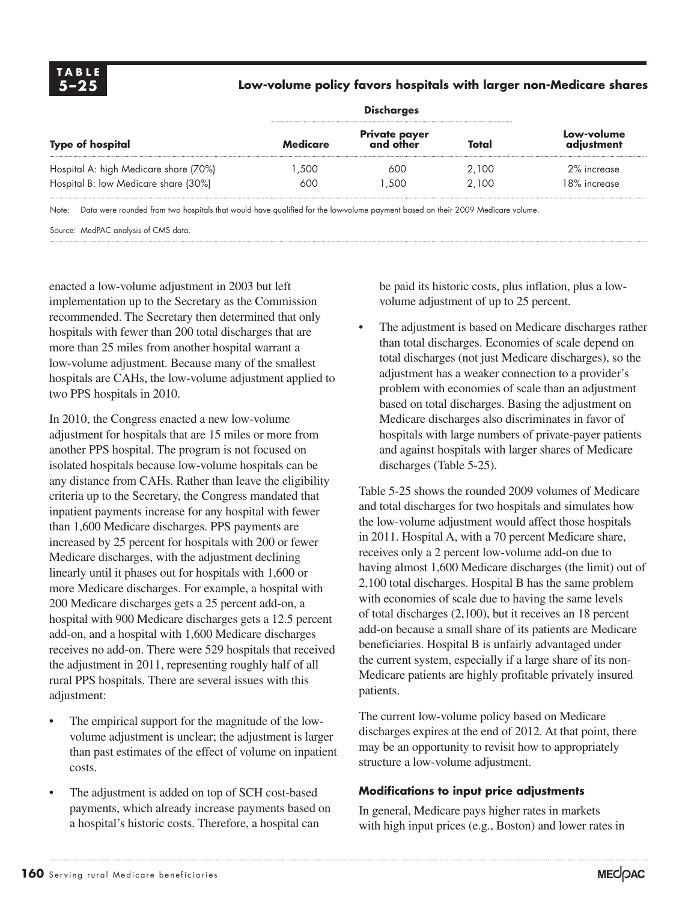**TABLE 5–25**

**Low-volume policy favors hospitals with larger non-Medicare shares**

| Type of hospital | Discharges | | | Low-volume adjustment |
|---|---|---|---|---|
| | Medicare | Private payer and other | Total | |
| Hospital A: high Medicare share (70%) | 1,500 | 600 | 2,100 | 2% increase |
| Hospital B: low Medicare share (30%) | 600 | 1,500 | 2,100 | 18% increase |

Note: Data were rounded from two hospitals that would have qualified for the low-volume payment based on their 2009 Medicare volume.

Source: MedPAC analysis of CMS data.

enacted a low-volume adjustment in 2003 but left implementation up to the Secretary as the Commission recommended. The Secretary then determined that only hospitals with fewer than 200 total discharges that are more than 25 miles from another hospital warrant a low-volume adjustment. Because many of the smallest hospitals are CAHs, the low-volume adjustment applied to two PPS hospitals in 2010.

In 2010, the Congress enacted a new low-volume adjustment for hospitals that are 15 miles or more from another PPS hospital. The program is not focused on isolated hospitals because low-volume hospitals can be any distance from CAHs. Rather than leave the eligibility criteria up to the Secretary, the Congress mandated that inpatient payments increase for any hospital with fewer than 1,600 Medicare discharges. PPS payments are increased by 25 percent for hospitals with 200 or fewer Medicare discharges, with the adjustment declining linearly until it phases out for hospitals with 1,600 or more Medicare discharges. For example, a hospital with 200 Medicare discharges gets a 25 percent add-on, a hospital with 900 Medicare discharges gets a 12.5 percent add-on, and a hospital with 1,600 Medicare discharges receives no add-on. There were 529 hospitals that received the adjustment in 2011, representing roughly half of all rural PPS hospitals. There are several issues with this adjustment:

- The empirical support for the magnitude of the low-volume adjustment is unclear; the adjustment is larger than past estimates of the effect of volume on inpatient costs.
- The adjustment is added on top of SCH cost-based payments, which already increase payments based on a hospital's historic costs. Therefore, a hospital can be paid its historic costs, plus inflation, plus a low-volume adjustment of up to 25 percent.
- The adjustment is based on Medicare discharges rather than total discharges. Economies of scale depend on total discharges (not just Medicare discharges), so the adjustment has a weaker connection to a provider's problem with economies of scale than an adjustment based on total discharges. Basing the adjustment on Medicare discharges also discriminates in favor of hospitals with large numbers of private-payer patients and against hospitals with larger shares of Medicare discharges (Table 5-25).

Table 5-25 shows the rounded 2009 volumes of Medicare and total discharges for two hospitals and simulates how the low-volume adjustment would affect those hospitals in 2011. Hospital A, with a 70 percent Medicare share, receives only a 2 percent low-volume add-on due to having almost 1,600 Medicare discharges (the limit) out of 2,100 total discharges. Hospital B has the same problem with economies of scale due to having the same levels of total discharges (2,100), but it receives an 18 percent add-on because a small share of its patients are Medicare beneficiaries. Hospital B is unfairly advantaged under the current system, especially if a large share of its non-Medicare patients are highly profitable privately insured patients.

The current low-volume policy based on Medicare discharges expires at the end of 2012. At that point, there may be an opportunity to revisit how to appropriately structure a low-volume adjustment.

### Modifications to input price adjustments

In general, Medicare pays higher rates in markets with high input prices (e.g., Boston) and lower rates in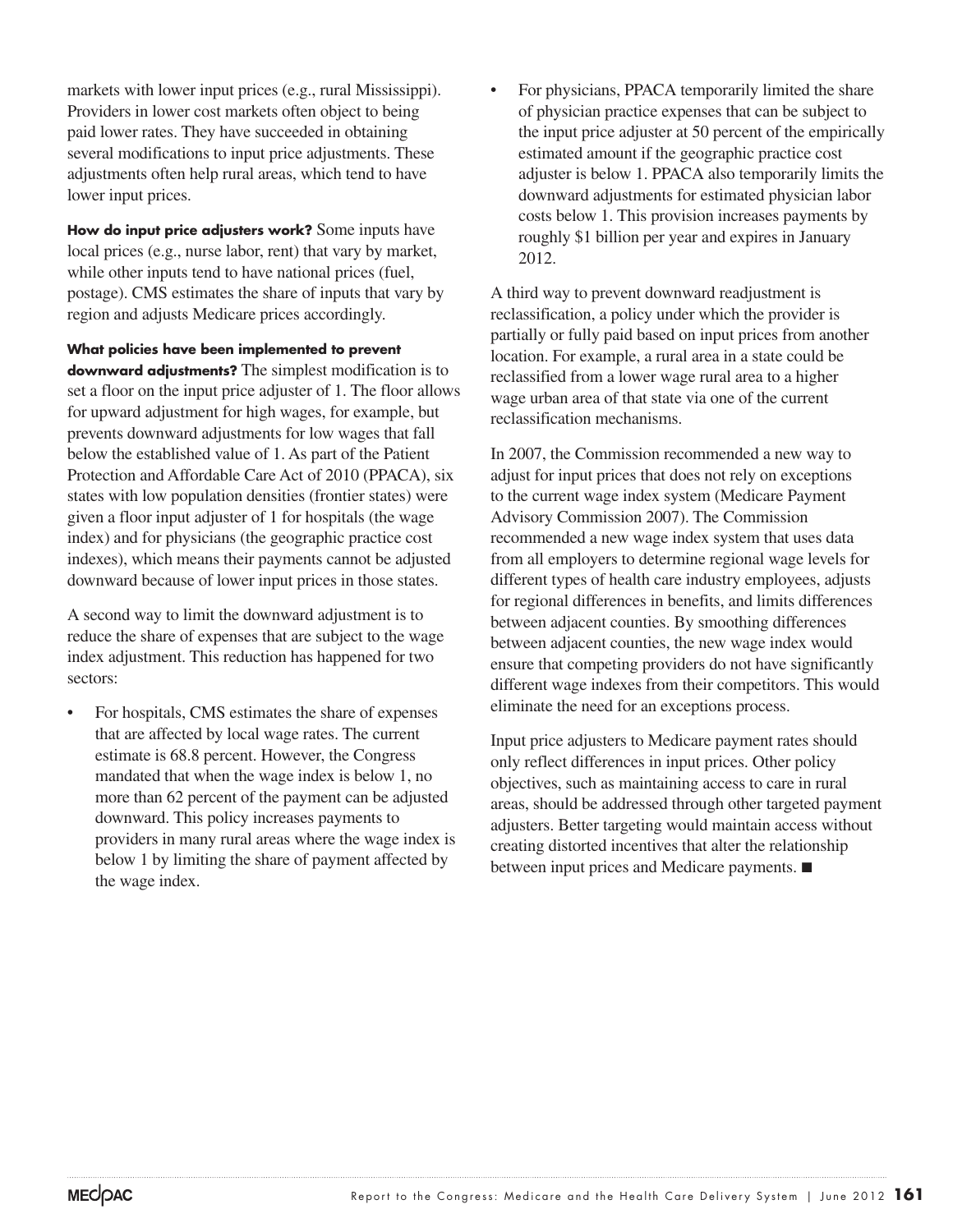markets with lower input prices (e.g., rural Mississippi). Providers in lower cost markets often object to being paid lower rates. They have succeeded in obtaining several modifications to input price adjustments. These adjustments often help rural areas, which tend to have lower input prices.

**How do input price adjusters work?** Some inputs have local prices (e.g., nurse labor, rent) that vary by market, while other inputs tend to have national prices (fuel, postage). CMS estimates the share of inputs that vary by region and adjusts Medicare prices accordingly.

**What policies have been implemented to prevent downward adjustments?** The simplest modification is to set a floor on the input price adjuster of 1. The floor allows for upward adjustment for high wages, for example, but prevents downward adjustments for low wages that fall below the established value of 1. As part of the Patient Protection and Affordable Care Act of 2010 (PPACA), six states with low population densities (frontier states) were given a floor input adjuster of 1 for hospitals (the wage index) and for physicians (the geographic practice cost indexes), which means their payments cannot be adjusted downward because of lower input prices in those states.

A second way to limit the downward adjustment is to reduce the share of expenses that are subject to the wage index adjustment. This reduction has happened for two sectors:

- For hospitals, CMS estimates the share of expenses that are affected by local wage rates. The current estimate is 68.8 percent. However, the Congress mandated that when the wage index is below 1, no more than 62 percent of the payment can be adjusted downward. This policy increases payments to providers in many rural areas where the wage index is below 1 by limiting the share of payment affected by the wage index.
- For physicians, PPACA temporarily limited the share of physician practice expenses that can be subject to the input price adjuster at 50 percent of the empirically estimated amount if the geographic practice cost adjuster is below 1. PPACA also temporarily limits the downward adjustments for estimated physician labor costs below 1. This provision increases payments by roughly $1 billion per year and expires in January 2012.

A third way to prevent downward readjustment is reclassification, a policy under which the provider is partially or fully paid based on input prices from another location. For example, a rural area in a state could be reclassified from a lower wage rural area to a higher wage urban area of that state via one of the current reclassification mechanisms.

In 2007, the Commission recommended a new way to adjust for input prices that does not rely on exceptions to the current wage index system (Medicare Payment Advisory Commission 2007). The Commission recommended a new wage index system that uses data from all employers to determine regional wage levels for different types of health care industry employees, adjusts for regional differences in benefits, and limits differences between adjacent counties. By smoothing differences between adjacent counties, the new wage index would ensure that competing providers do not have significantly different wage indexes from their competitors. This would eliminate the need for an exceptions process.

Input price adjusters to Medicare payment rates should only reflect differences in input prices. Other policy objectives, such as maintaining access to care in rural areas, should be addressed through other targeted payment adjusters. Better targeting would maintain access without creating distorted incentives that alter the relationship between input prices and Medicare payments. ■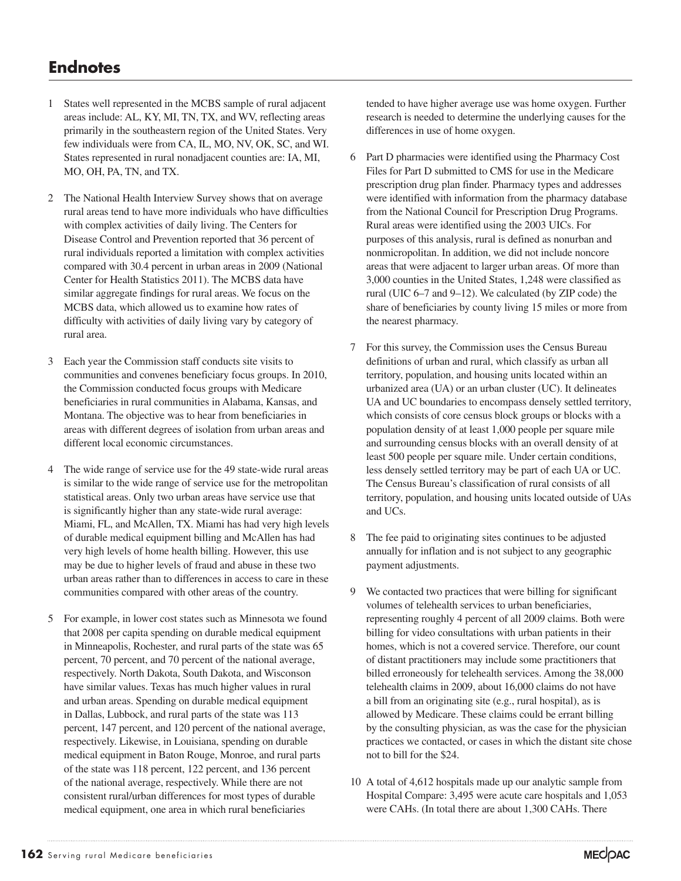## Endnotes

1 States well represented in the MCBS sample of rural adjacent areas include: AL, KY, MI, TN, TX, and WV, reflecting areas primarily in the southeastern region of the United States. Very few individuals were from CA, IL, MO, NV, OK, SC, and WI. States represented in rural nonadjacent counties are: IA, MI, MO, OH, PA, TN, and TX.

2 The National Health Interview Survey shows that on average rural areas tend to have more individuals who have difficulties with complex activities of daily living. The Centers for Disease Control and Prevention reported that 36 percent of rural individuals reported a limitation with complex activities compared with 30.4 percent in urban areas in 2009 (National Center for Health Statistics 2011). The MCBS data have similar aggregate findings for rural areas. We focus on the MCBS data, which allowed us to examine how rates of difficulty with activities of daily living vary by category of rural area.

3 Each year the Commission staff conducts site visits to communities and convenes beneficiary focus groups. In 2010, the Commission conducted focus groups with Medicare beneficiaries in rural communities in Alabama, Kansas, and Montana. The objective was to hear from beneficiaries in areas with different degrees of isolation from urban areas and different local economic circumstances.

4 The wide range of service use for the 49 state-wide rural areas is similar to the wide range of service use for the metropolitan statistical areas. Only two urban areas have service use that is significantly higher than any state-wide rural average: Miami, FL, and McAllen, TX. Miami has had very high levels of durable medical equipment billing and McAllen has had very high levels of home health billing. However, this use may be due to higher levels of fraud and abuse in these two urban areas rather than to differences in access to care in these communities compared with other areas of the country.

5 For example, in lower cost states such as Minnesota we found that 2008 per capita spending on durable medical equipment in Minneapolis, Rochester, and rural parts of the state was 65 percent, 70 percent, and 70 percent of the national average, respectively. North Dakota, South Dakota, and Wisconson have similar values. Texas has much higher values in rural and urban areas. Spending on durable medical equipment in Dallas, Lubbock, and rural parts of the state was 113 percent, 147 percent, and 120 percent of the national average, respectively. Likewise, in Louisiana, spending on durable medical equipment in Baton Rouge, Monroe, and rural parts of the state was 118 percent, 122 percent, and 136 percent of the national average, respectively. While there are not consistent rural/urban differences for most types of durable medical equipment, one area in which rural beneficiaries tended to have higher average use was home oxygen. Further research is needed to determine the underlying causes for the differences in use of home oxygen.

6 Part D pharmacies were identified using the Pharmacy Cost Files for Part D submitted to CMS for use in the Medicare prescription drug plan finder. Pharmacy types and addresses were identified with information from the pharmacy database from the National Council for Prescription Drug Programs. Rural areas were identified using the 2003 UICs. For purposes of this analysis, rural is defined as nonurban and nonmicropolitan. In addition, we did not include noncore areas that were adjacent to larger urban areas. Of more than 3,000 counties in the United States, 1,248 were classified as rural (UIC 6–7 and 9–12). We calculated (by ZIP code) the share of beneficiaries by county living 15 miles or more from the nearest pharmacy.

7 For this survey, the Commission uses the Census Bureau definitions of urban and rural, which classify as urban all territory, population, and housing units located within an urbanized area (UA) or an urban cluster (UC). It delineates UA and UC boundaries to encompass densely settled territory, which consists of core census block groups or blocks with a population density of at least 1,000 people per square mile and surrounding census blocks with an overall density of at least 500 people per square mile. Under certain conditions, less densely settled territory may be part of each UA or UC. The Census Bureau's classification of rural consists of all territory, population, and housing units located outside of UAs and UCs.

8 The fee paid to originating sites continues to be adjusted annually for inflation and is not subject to any geographic payment adjustments.

9 We contacted two practices that were billing for significant volumes of telehealth services to urban beneficiaries, representing roughly 4 percent of all 2009 claims. Both were billing for video consultations with urban patients in their homes, which is not a covered service. Therefore, our count of distant practitioners may include some practitioners that billed erroneously for telehealth services. Among the 38,000 telehealth claims in 2009, about 16,000 claims do not have a bill from an originating site (e.g., rural hospital), as is allowed by Medicare. These claims could be errant billing by the consulting physician, as was the case for the physician practices we contacted, or cases in which the distant site chose not to bill for the $24.

10 A total of 4,612 hospitals made up our analytic sample from Hospital Compare: 3,495 were acute care hospitals and 1,053 were CAHs. (In total there are about 1,300 CAHs. There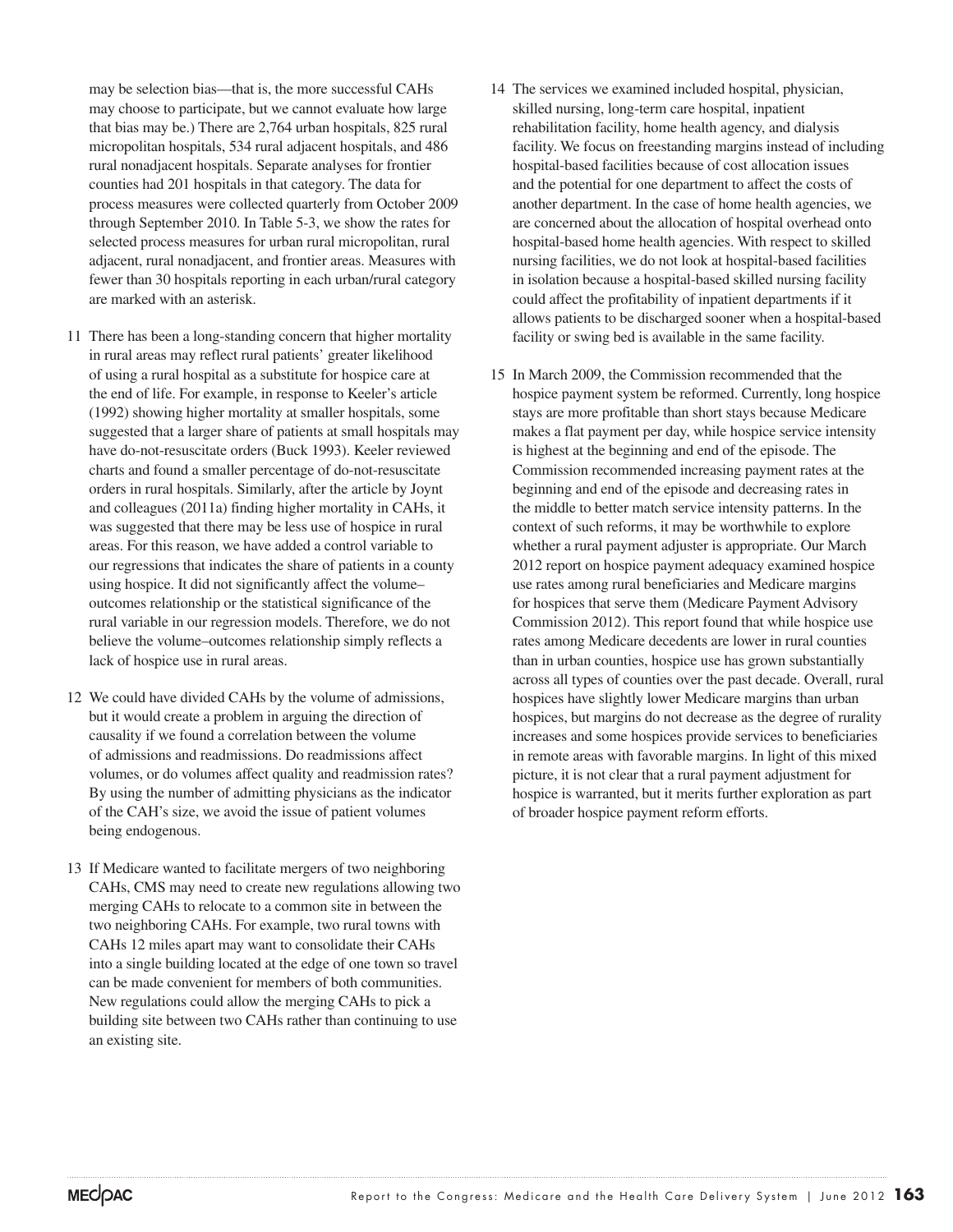may be selection bias—that is, the more successful CAHs may choose to participate, but we cannot evaluate how large that bias may be.) There are 2,764 urban hospitals, 825 rural micropolitan hospitals, 534 rural adjacent hospitals, and 486 rural nonadjacent hospitals. Separate analyses for frontier counties had 201 hospitals in that category. The data for process measures were collected quarterly from October 2009 through September 2010. In Table 5-3, we show the rates for selected process measures for urban rural micropolitan, rural adjacent, rural nonadjacent, and frontier areas. Measures with fewer than 30 hospitals reporting in each urban/rural category are marked with an asterisk.

11 There has been a long-standing concern that higher mortality in rural areas may reflect rural patients' greater likelihood of using a rural hospital as a substitute for hospice care at the end of life. For example, in response to Keeler's article (1992) showing higher mortality at smaller hospitals, some suggested that a larger share of patients at small hospitals may have do-not-resuscitate orders (Buck 1993). Keeler reviewed charts and found a smaller percentage of do-not-resuscitate orders in rural hospitals. Similarly, after the article by Joynt and colleagues (2011a) finding higher mortality in CAHs, it was suggested that there may be less use of hospice in rural areas. For this reason, we have added a control variable to our regressions that indicates the share of patients in a county using hospice. It did not significantly affect the volume–outcomes relationship or the statistical significance of the rural variable in our regression models. Therefore, we do not believe the volume–outcomes relationship simply reflects a lack of hospice use in rural areas.

12 We could have divided CAHs by the volume of admissions, but it would create a problem in arguing the direction of causality if we found a correlation between the volume of admissions and readmissions. Do readmissions affect volumes, or do volumes affect quality and readmission rates? By using the number of admitting physicians as the indicator of the CAH's size, we avoid the issue of patient volumes being endogenous.

13 If Medicare wanted to facilitate mergers of two neighboring CAHs, CMS may need to create new regulations allowing two merging CAHs to relocate to a common site in between the two neighboring CAHs. For example, two rural towns with CAHs 12 miles apart may want to consolidate their CAHs into a single building located at the edge of one town so travel can be made convenient for members of both communities. New regulations could allow the merging CAHs to pick a building site between two CAHs rather than continuing to use an existing site.

14 The services we examined included hospital, physician, skilled nursing, long-term care hospital, inpatient rehabilitation facility, home health agency, and dialysis facility. We focus on freestanding margins instead of including hospital-based facilities because of cost allocation issues and the potential for one department to affect the costs of another department. In the case of home health agencies, we are concerned about the allocation of hospital overhead onto hospital-based home health agencies. With respect to skilled nursing facilities, we do not look at hospital-based facilities in isolation because a hospital-based skilled nursing facility could affect the profitability of inpatient departments if it allows patients to be discharged sooner when a hospital-based facility or swing bed is available in the same facility.

15 In March 2009, the Commission recommended that the hospice payment system be reformed. Currently, long hospice stays are more profitable than short stays because Medicare makes a flat payment per day, while hospice service intensity is highest at the beginning and end of the episode. The Commission recommended increasing payment rates at the beginning and end of the episode and decreasing rates in the middle to better match service intensity patterns. In the context of such reforms, it may be worthwhile to explore whether a rural payment adjuster is appropriate. Our March 2012 report on hospice payment adequacy examined hospice use rates among rural beneficiaries and Medicare margins for hospices that serve them (Medicare Payment Advisory Commission 2012). This report found that while hospice use rates among Medicare decedents are lower in rural counties than in urban counties, hospice use has grown substantially across all types of counties over the past decade. Overall, rural hospices have slightly lower Medicare margins than urban hospices, but margins do not decrease as the degree of rurality increases and some hospices provide services to beneficiaries in remote areas with favorable margins. In light of this mixed picture, it is not clear that a rural payment adjustment for hospice is warranted, but it merits further exploration as part of broader hospice payment reform efforts.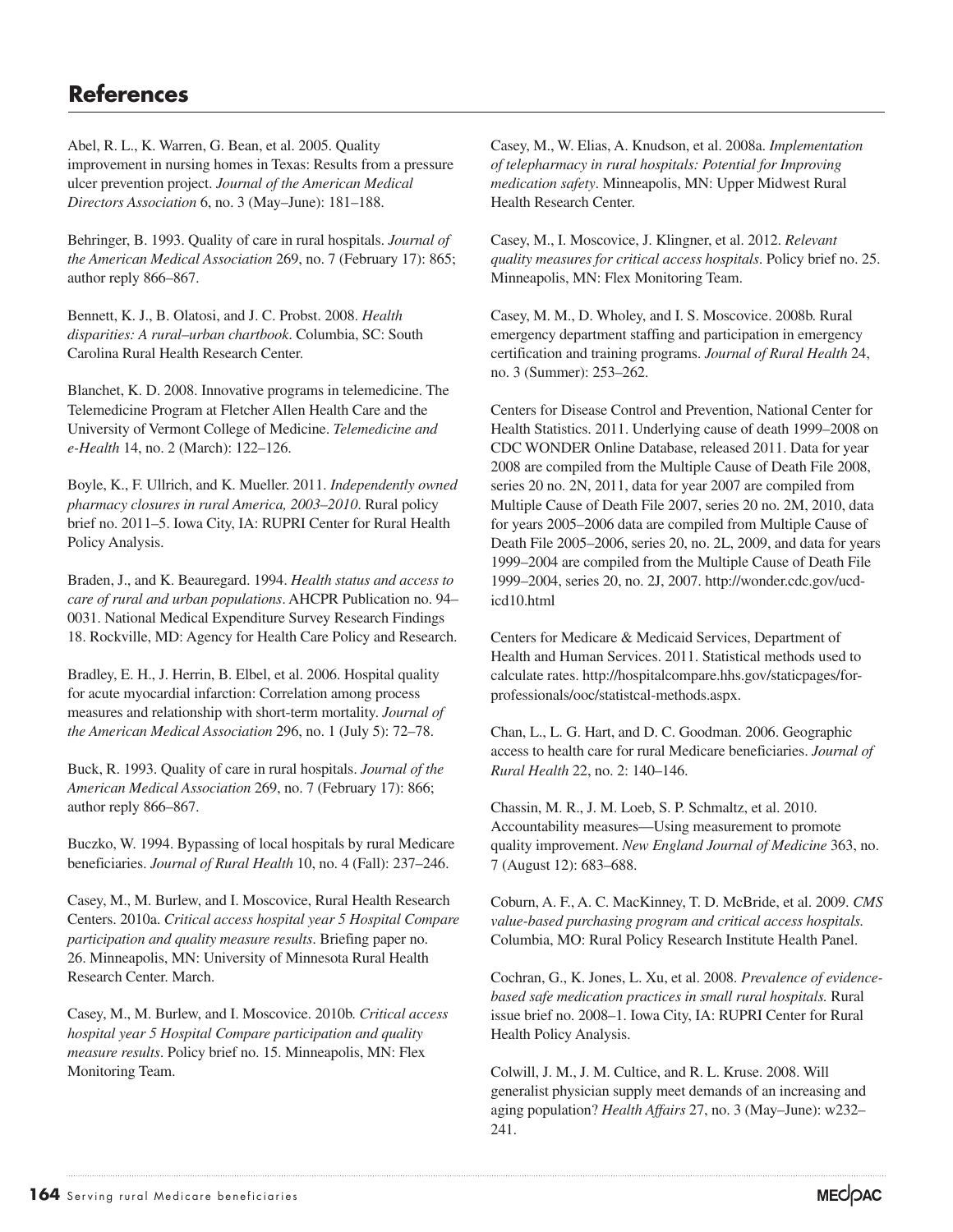## References

Abel, R. L., K. Warren, G. Bean, et al. 2005. Quality improvement in nursing homes in Texas: Results from a pressure ulcer prevention project. *Journal of the American Medical Directors Association* 6, no. 3 (May–June): 181–188.

Behringer, B. 1993. Quality of care in rural hospitals. *Journal of the American Medical Association* 269, no. 7 (February 17): 865; author reply 866–867.

Bennett, K. J., B. Olatosi, and J. C. Probst. 2008. *Health disparities: A rural–urban chartbook*. Columbia, SC: South Carolina Rural Health Research Center.

Blanchet, K. D. 2008. Innovative programs in telemedicine. The Telemedicine Program at Fletcher Allen Health Care and the University of Vermont College of Medicine. *Telemedicine and e-Health* 14, no. 2 (March): 122–126.

Boyle, K., F. Ullrich, and K. Mueller. 2011. *Independently owned pharmacy closures in rural America, 2003–2010*. Rural policy brief no. 2011–5. Iowa City, IA: RUPRI Center for Rural Health Policy Analysis.

Braden, J., and K. Beauregard. 1994. *Health status and access to care of rural and urban populations*. AHCPR Publication no. 94–0031. National Medical Expenditure Survey Research Findings 18. Rockville, MD: Agency for Health Care Policy and Research.

Bradley, E. H., J. Herrin, B. Elbel, et al. 2006. Hospital quality for acute myocardial infarction: Correlation among process measures and relationship with short-term mortality. *Journal of the American Medical Association* 296, no. 1 (July 5): 72–78.

Buck, R. 1993. Quality of care in rural hospitals. *Journal of the American Medical Association* 269, no. 7 (February 17): 866; author reply 866–867.

Buczko, W. 1994. Bypassing of local hospitals by rural Medicare beneficiaries. *Journal of Rural Health* 10, no. 4 (Fall): 237–246.

Casey, M., M. Burlew, and I. Moscovice, Rural Health Research Centers. 2010a. *Critical access hospital year 5 Hospital Compare participation and quality measure results*. Briefing paper no. 26. Minneapolis, MN: University of Minnesota Rural Health Research Center. March.

Casey, M., M. Burlew, and I. Moscovice. 2010b. *Critical access hospital year 5 Hospital Compare participation and quality measure results*. Policy brief no. 15. Minneapolis, MN: Flex Monitoring Team.

Casey, M., W. Elias, A. Knudson, et al. 2008a. *Implementation of telepharmacy in rural hospitals: Potential for Improving medication safety*. Minneapolis, MN: Upper Midwest Rural Health Research Center.

Casey, M., I. Moscovice, J. Klingner, et al. 2012. *Relevant quality measures for critical access hospitals*. Policy brief no. 25. Minneapolis, MN: Flex Monitoring Team.

Casey, M. M., D. Wholey, and I. S. Moscovice. 2008b. Rural emergency department staffing and participation in emergency certification and training programs. *Journal of Rural Health* 24, no. 3 (Summer): 253–262.

Centers for Disease Control and Prevention, National Center for Health Statistics. 2011. Underlying cause of death 1999–2008 on CDC WONDER Online Database, released 2011. Data for year 2008 are compiled from the Multiple Cause of Death File 2008, series 20 no. 2N, 2011, data for year 2007 are compiled from Multiple Cause of Death File 2007, series 20 no. 2M, 2010, data for years 2005–2006 data are compiled from Multiple Cause of Death File 2005–2006, series 20, no. 2L, 2009, and data for years 1999–2004 are compiled from the Multiple Cause of Death File 1999–2004, series 20, no. 2J, 2007. http://wonder.cdc.gov/ucd-icd10.html

Centers for Medicare & Medicaid Services, Department of Health and Human Services. 2011. Statistical methods used to calculate rates. http://hospitalcompare.hhs.gov/staticpages/for-professionals/ooc/statistcal-methods.aspx.

Chan, L., L. G. Hart, and D. C. Goodman. 2006. Geographic access to health care for rural Medicare beneficiaries. *Journal of Rural Health* 22, no. 2: 140–146.

Chassin, M. R., J. M. Loeb, S. P. Schmaltz, et al. 2010. Accountability measures—Using measurement to promote quality improvement. *New England Journal of Medicine* 363, no. 7 (August 12): 683–688.

Coburn, A. F., A. C. MacKinney, T. D. McBride, et al. 2009. *CMS value-based purchasing program and critical access hospitals.* Columbia, MO: Rural Policy Research Institute Health Panel.

Cochran, G., K. Jones, L. Xu, et al. 2008. *Prevalence of evidence-based safe medication practices in small rural hospitals.* Rural issue brief no. 2008–1. Iowa City, IA: RUPRI Center for Rural Health Policy Analysis.

Colwill, J. M., J. M. Cultice, and R. L. Kruse. 2008. Will generalist physician supply meet demands of an increasing and aging population? *Health Affairs* 27, no. 3 (May–June): w232–241.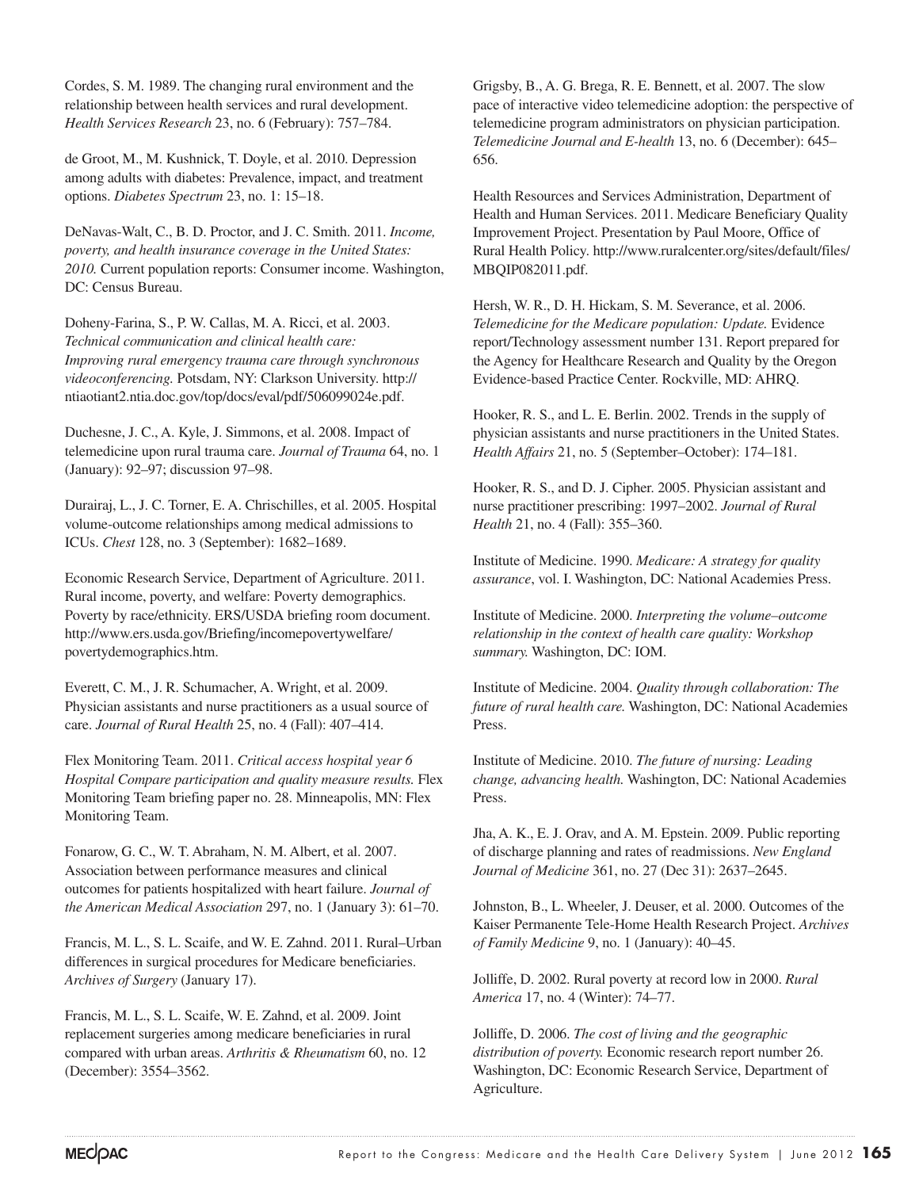Cordes, S. M. 1989. The changing rural environment and the relationship between health services and rural development. *Health Services Research* 23, no. 6 (February): 757–784.

de Groot, M., M. Kushnick, T. Doyle, et al. 2010. Depression among adults with diabetes: Prevalence, impact, and treatment options. *Diabetes Spectrum* 23, no. 1: 15–18.

DeNavas-Walt, C., B. D. Proctor, and J. C. Smith. 2011. *Income, poverty, and health insurance coverage in the United States: 2010.* Current population reports: Consumer income. Washington, DC: Census Bureau.

Doheny-Farina, S., P. W. Callas, M. A. Ricci, et al. 2003. *Technical communication and clinical health care: Improving rural emergency trauma care through synchronous videoconferencing.* Potsdam, NY: Clarkson University. http://ntiaotiant2.ntia.doc.gov/top/docs/eval/pdf/506099024e.pdf.

Duchesne, J. C., A. Kyle, J. Simmons, et al. 2008. Impact of telemedicine upon rural trauma care. *Journal of Trauma* 64, no. 1 (January): 92–97; discussion 97–98.

Durairaj, L., J. C. Torner, E. A. Chrischilles, et al. 2005. Hospital volume-outcome relationships among medical admissions to ICUs. *Chest* 128, no. 3 (September): 1682–1689.

Economic Research Service, Department of Agriculture. 2011. Rural income, poverty, and welfare: Poverty demographics. Poverty by race/ethnicity. ERS/USDA briefing room document. http://www.ers.usda.gov/Briefing/incomepovertywelfare/povertydemographics.htm.

Everett, C. M., J. R. Schumacher, A. Wright, et al. 2009. Physician assistants and nurse practitioners as a usual source of care. *Journal of Rural Health* 25, no. 4 (Fall): 407–414.

Flex Monitoring Team. 2011. *Critical access hospital year 6 Hospital Compare participation and quality measure results.* Flex Monitoring Team briefing paper no. 28. Minneapolis, MN: Flex Monitoring Team.

Fonarow, G. C., W. T. Abraham, N. M. Albert, et al. 2007. Association between performance measures and clinical outcomes for patients hospitalized with heart failure. *Journal of the American Medical Association* 297, no. 1 (January 3): 61–70.

Francis, M. L., S. L. Scaife, and W. E. Zahnd. 2011. Rural–Urban differences in surgical procedures for Medicare beneficiaries. *Archives of Surgery* (January 17).

Francis, M. L., S. L. Scaife, W. E. Zahnd, et al. 2009. Joint replacement surgeries among medicare beneficiaries in rural compared with urban areas. *Arthritis & Rheumatism* 60, no. 12 (December): 3554–3562.

Grigsby, B., A. G. Brega, R. E. Bennett, et al. 2007. The slow pace of interactive video telemedicine adoption: the perspective of telemedicine program administrators on physician participation. *Telemedicine Journal and E-health* 13, no. 6 (December): 645–656.

Health Resources and Services Administration, Department of Health and Human Services. 2011. Medicare Beneficiary Quality Improvement Project. Presentation by Paul Moore, Office of Rural Health Policy. http://www.ruralcenter.org/sites/default/files/MBQIP082011.pdf.

Hersh, W. R., D. H. Hickam, S. M. Severance, et al. 2006. *Telemedicine for the Medicare population: Update.* Evidence report/Technology assessment number 131. Report prepared for the Agency for Healthcare Research and Quality by the Oregon Evidence-based Practice Center. Rockville, MD: AHRQ.

Hooker, R. S., and L. E. Berlin. 2002. Trends in the supply of physician assistants and nurse practitioners in the United States. *Health Affairs* 21, no. 5 (September–October): 174–181.

Hooker, R. S., and D. J. Cipher. 2005. Physician assistant and nurse practitioner prescribing: 1997–2002. *Journal of Rural Health* 21, no. 4 (Fall): 355–360.

Institute of Medicine. 1990. *Medicare: A strategy for quality assurance*, vol. I. Washington, DC: National Academies Press.

Institute of Medicine. 2000. *Interpreting the volume–outcome relationship in the context of health care quality: Workshop summary.* Washington, DC: IOM.

Institute of Medicine. 2004. *Quality through collaboration: The future of rural health care.* Washington, DC: National Academies Press.

Institute of Medicine. 2010. *The future of nursing: Leading change, advancing health.* Washington, DC: National Academies Press.

Jha, A. K., E. J. Orav, and A. M. Epstein. 2009. Public reporting of discharge planning and rates of readmissions. *New England Journal of Medicine* 361, no. 27 (Dec 31): 2637–2645.

Johnston, B., L. Wheeler, J. Deuser, et al. 2000. Outcomes of the Kaiser Permanente Tele-Home Health Research Project. *Archives of Family Medicine* 9, no. 1 (January): 40–45.

Jolliffe, D. 2002. Rural poverty at record low in 2000. *Rural America* 17, no. 4 (Winter): 74–77.

Jolliffe, D. 2006. *The cost of living and the geographic distribution of poverty.* Economic research report number 26. Washington, DC: Economic Research Service, Department of Agriculture.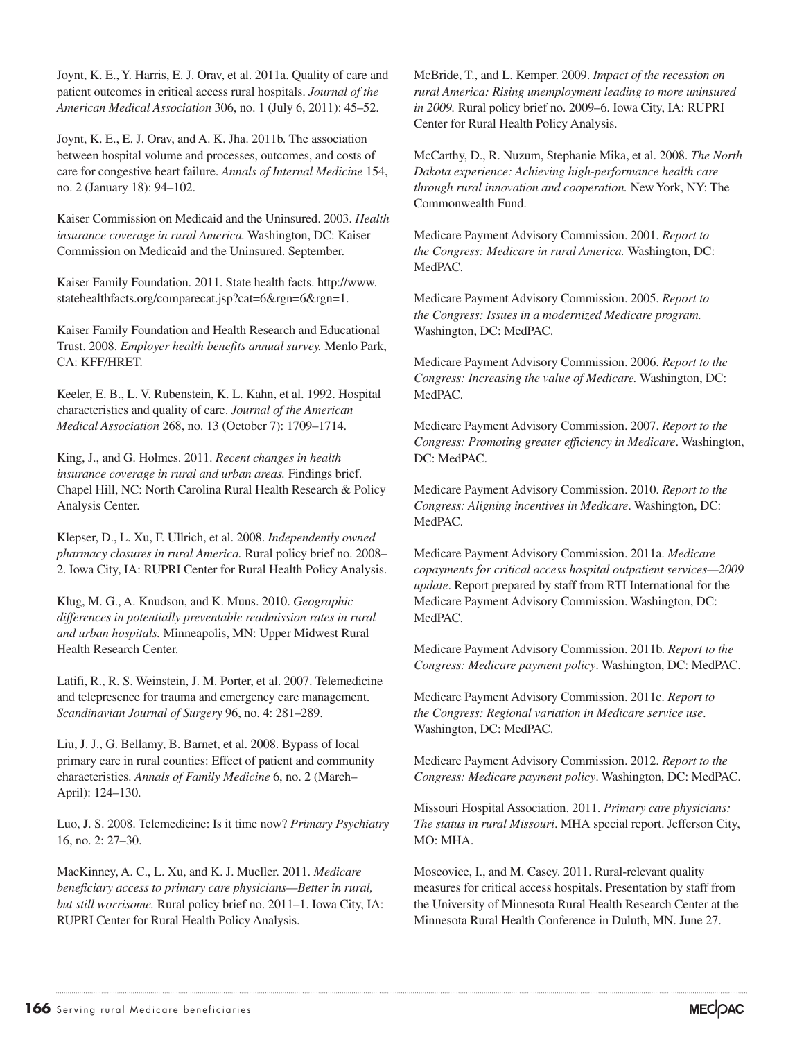Joynt, K. E., Y. Harris, E. J. Orav, et al. 2011a. Quality of care and patient outcomes in critical access rural hospitals. *Journal of the American Medical Association* 306, no. 1 (July 6, 2011): 45–52.

Joynt, K. E., E. J. Orav, and A. K. Jha. 2011b. The association between hospital volume and processes, outcomes, and costs of care for congestive heart failure. *Annals of Internal Medicine* 154, no. 2 (January 18): 94–102.

Kaiser Commission on Medicaid and the Uninsured. 2003. *Health insurance coverage in rural America.* Washington, DC: Kaiser Commission on Medicaid and the Uninsured. September.

Kaiser Family Foundation. 2011. State health facts. http://www.statehealthfacts.org/comparecat.jsp?cat=6&rgn=6&rgn=1.

Kaiser Family Foundation and Health Research and Educational Trust. 2008. *Employer health benefits annual survey.* Menlo Park, CA: KFF/HRET.

Keeler, E. B., L. V. Rubenstein, K. L. Kahn, et al. 1992. Hospital characteristics and quality of care. *Journal of the American Medical Association* 268, no. 13 (October 7): 1709–1714.

King, J., and G. Holmes. 2011. *Recent changes in health insurance coverage in rural and urban areas.* Findings brief. Chapel Hill, NC: North Carolina Rural Health Research & Policy Analysis Center.

Klepser, D., L. Xu, F. Ullrich, et al. 2008. *Independently owned pharmacy closures in rural America.* Rural policy brief no. 2008–2. Iowa City, IA: RUPRI Center for Rural Health Policy Analysis.

Klug, M. G., A. Knudson, and K. Muus. 2010. *Geographic differences in potentially preventable readmission rates in rural and urban hospitals.* Minneapolis, MN: Upper Midwest Rural Health Research Center.

Latifi, R., R. S. Weinstein, J. M. Porter, et al. 2007. Telemedicine and telepresence for trauma and emergency care management. *Scandinavian Journal of Surgery* 96, no. 4: 281–289.

Liu, J. J., G. Bellamy, B. Barnet, et al. 2008. Bypass of local primary care in rural counties: Effect of patient and community characteristics. *Annals of Family Medicine* 6, no. 2 (March–April): 124–130.

Luo, J. S. 2008. Telemedicine: Is it time now? *Primary Psychiatry* 16, no. 2: 27–30.

MacKinney, A. C., L. Xu, and K. J. Mueller. 2011. *Medicare beneficiary access to primary care physicians—Better in rural, but still worrisome.* Rural policy brief no. 2011–1. Iowa City, IA: RUPRI Center for Rural Health Policy Analysis.

McBride, T., and L. Kemper. 2009. *Impact of the recession on rural America: Rising unemployment leading to more uninsured in 2009.* Rural policy brief no. 2009–6. Iowa City, IA: RUPRI Center for Rural Health Policy Analysis.

McCarthy, D., R. Nuzum, Stephanie Mika, et al. 2008. *The North Dakota experience: Achieving high-performance health care through rural innovation and cooperation.* New York, NY: The Commonwealth Fund.

Medicare Payment Advisory Commission. 2001. *Report to the Congress: Medicare in rural America.* Washington, DC: MedPAC.

Medicare Payment Advisory Commission. 2005. *Report to the Congress: Issues in a modernized Medicare program.* Washington, DC: MedPAC.

Medicare Payment Advisory Commission. 2006. *Report to the Congress: Increasing the value of Medicare.* Washington, DC: MedPAC.

Medicare Payment Advisory Commission. 2007. *Report to the Congress: Promoting greater efficiency in Medicare*. Washington, DC: MedPAC.

Medicare Payment Advisory Commission. 2010. *Report to the Congress: Aligning incentives in Medicare*. Washington, DC: MedPAC.

Medicare Payment Advisory Commission. 2011a. *Medicare copayments for critical access hospital outpatient services—2009 update*. Report prepared by staff from RTI International for the Medicare Payment Advisory Commission. Washington, DC: MedPAC.

Medicare Payment Advisory Commission. 2011b. *Report to the Congress: Medicare payment policy*. Washington, DC: MedPAC.

Medicare Payment Advisory Commission. 2011c. *Report to the Congress: Regional variation in Medicare service use*. Washington, DC: MedPAC.

Medicare Payment Advisory Commission. 2012. *Report to the Congress: Medicare payment policy*. Washington, DC: MedPAC.

Missouri Hospital Association. 2011. *Primary care physicians: The status in rural Missouri*. MHA special report. Jefferson City, MO: MHA.

Moscovice, I., and M. Casey. 2011. Rural-relevant quality measures for critical access hospitals. Presentation by staff from the University of Minnesota Rural Health Research Center at the Minnesota Rural Health Conference in Duluth, MN. June 27.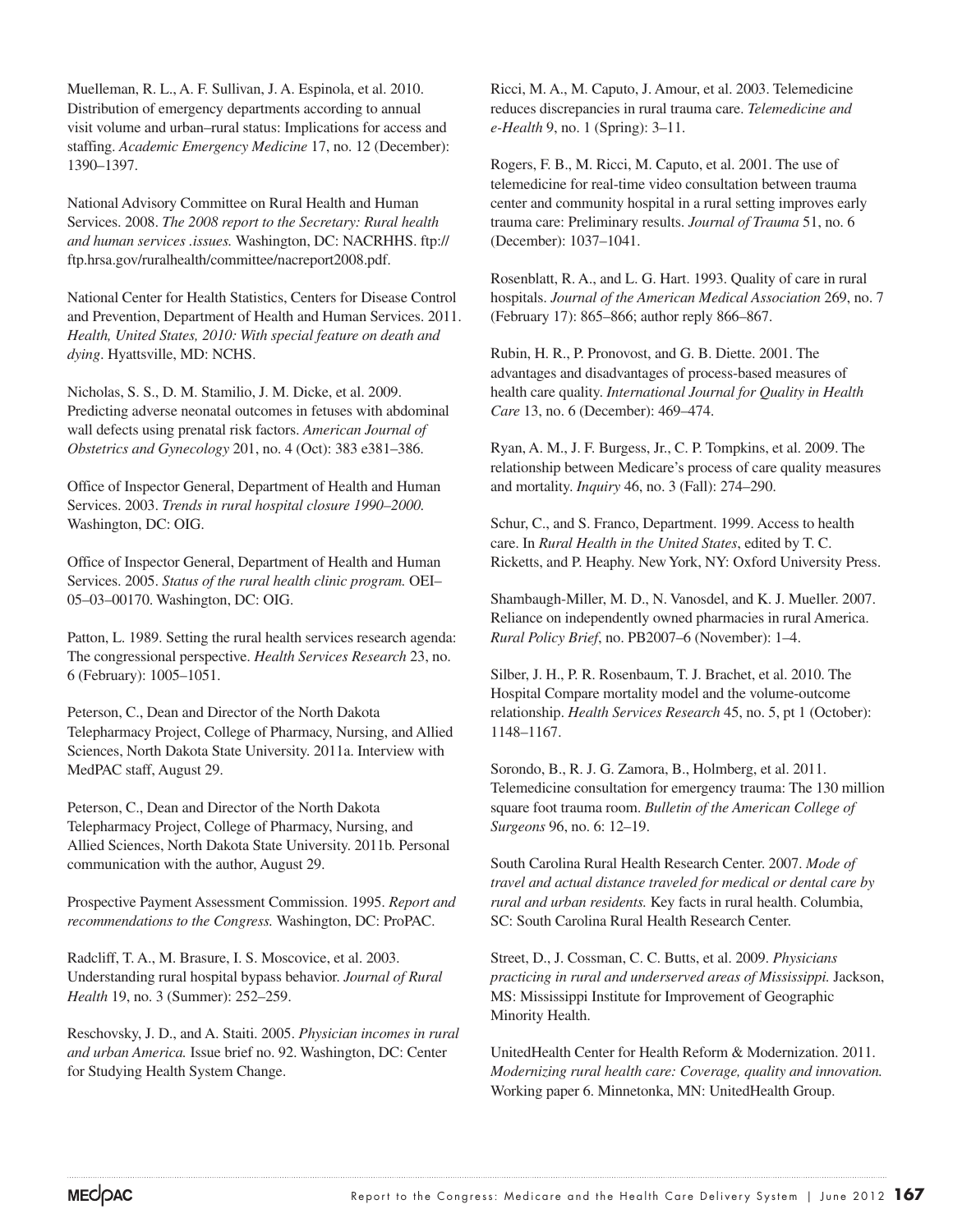Muelleman, R. L., A. F. Sullivan, J. A. Espinola, et al. 2010. Distribution of emergency departments according to annual visit volume and urban–rural status: Implications for access and staffing. *Academic Emergency Medicine* 17, no. 12 (December): 1390–1397.

National Advisory Committee on Rural Health and Human Services. 2008. *The 2008 report to the Secretary: Rural health and human services .issues.* Washington, DC: NACRHHS. ftp://ftp.hrsa.gov/ruralhealth/committee/nacreport2008.pdf.

National Center for Health Statistics, Centers for Disease Control and Prevention, Department of Health and Human Services. 2011. *Health, United States, 2010: With special feature on death and dying*. Hyattsville, MD: NCHS.

Nicholas, S. S., D. M. Stamilio, J. M. Dicke, et al. 2009. Predicting adverse neonatal outcomes in fetuses with abdominal wall defects using prenatal risk factors. *American Journal of Obstetrics and Gynecology* 201, no. 4 (Oct): 383 e381–386.

Office of Inspector General, Department of Health and Human Services. 2003. *Trends in rural hospital closure 1990–2000.* Washington, DC: OIG.

Office of Inspector General, Department of Health and Human Services. 2005. *Status of the rural health clinic program.* OEI–05–03–00170. Washington, DC: OIG.

Patton, L. 1989. Setting the rural health services research agenda: The congressional perspective. *Health Services Research* 23, no. 6 (February): 1005–1051.

Peterson, C., Dean and Director of the North Dakota Telepharmacy Project, College of Pharmacy, Nursing, and Allied Sciences, North Dakota State University. 2011a. Interview with MedPAC staff, August 29.

Peterson, C., Dean and Director of the North Dakota Telepharmacy Project, College of Pharmacy, Nursing, and Allied Sciences, North Dakota State University. 2011b. Personal communication with the author, August 29.

Prospective Payment Assessment Commission. 1995. *Report and recommendations to the Congress.* Washington, DC: ProPAC.

Radcliff, T. A., M. Brasure, I. S. Moscovice, et al. 2003. Understanding rural hospital bypass behavior. *Journal of Rural Health* 19, no. 3 (Summer): 252–259.

Reschovsky, J. D., and A. Staiti. 2005. *Physician incomes in rural and urban America.* Issue brief no. 92. Washington, DC: Center for Studying Health System Change.

Ricci, M. A., M. Caputo, J. Amour, et al. 2003. Telemedicine reduces discrepancies in rural trauma care. *Telemedicine and e-Health* 9, no. 1 (Spring): 3–11.

Rogers, F. B., M. Ricci, M. Caputo, et al. 2001. The use of telemedicine for real-time video consultation between trauma center and community hospital in a rural setting improves early trauma care: Preliminary results. *Journal of Trauma* 51, no. 6 (December): 1037–1041.

Rosenblatt, R. A., and L. G. Hart. 1993. Quality of care in rural hospitals. *Journal of the American Medical Association* 269, no. 7 (February 17): 865–866; author reply 866–867.

Rubin, H. R., P. Pronovost, and G. B. Diette. 2001. The advantages and disadvantages of process-based measures of health care quality. *International Journal for Quality in Health Care* 13, no. 6 (December): 469–474.

Ryan, A. M., J. F. Burgess, Jr., C. P. Tompkins, et al. 2009. The relationship between Medicare's process of care quality measures and mortality. *Inquiry* 46, no. 3 (Fall): 274–290.

Schur, C., and S. Franco, Department. 1999. Access to health care. In *Rural Health in the United States*, edited by T. C. Ricketts, and P. Heaphy. New York, NY: Oxford University Press.

Shambaugh-Miller, M. D., N. Vanosdel, and K. J. Mueller. 2007. Reliance on independently owned pharmacies in rural America. *Rural Policy Brief*, no. PB2007–6 (November): 1–4.

Silber, J. H., P. R. Rosenbaum, T. J. Brachet, et al. 2010. The Hospital Compare mortality model and the volume-outcome relationship. *Health Services Research* 45, no. 5, pt 1 (October): 1148–1167.

Sorondo, B., R. J. G. Zamora, B., Holmberg, et al. 2011. Telemedicine consultation for emergency trauma: The 130 million square foot trauma room. *Bulletin of the American College of Surgeons* 96, no. 6: 12–19.

South Carolina Rural Health Research Center. 2007. *Mode of travel and actual distance traveled for medical or dental care by rural and urban residents.* Key facts in rural health. Columbia, SC: South Carolina Rural Health Research Center.

Street, D., J. Cossman, C. C. Butts, et al. 2009. *Physicians practicing in rural and underserved areas of Mississippi.* Jackson, MS: Mississippi Institute for Improvement of Geographic Minority Health.

UnitedHealth Center for Health Reform & Modernization. 2011. *Modernizing rural health care: Coverage, quality and innovation.* Working paper 6. Minnetonka, MN: UnitedHealth Group.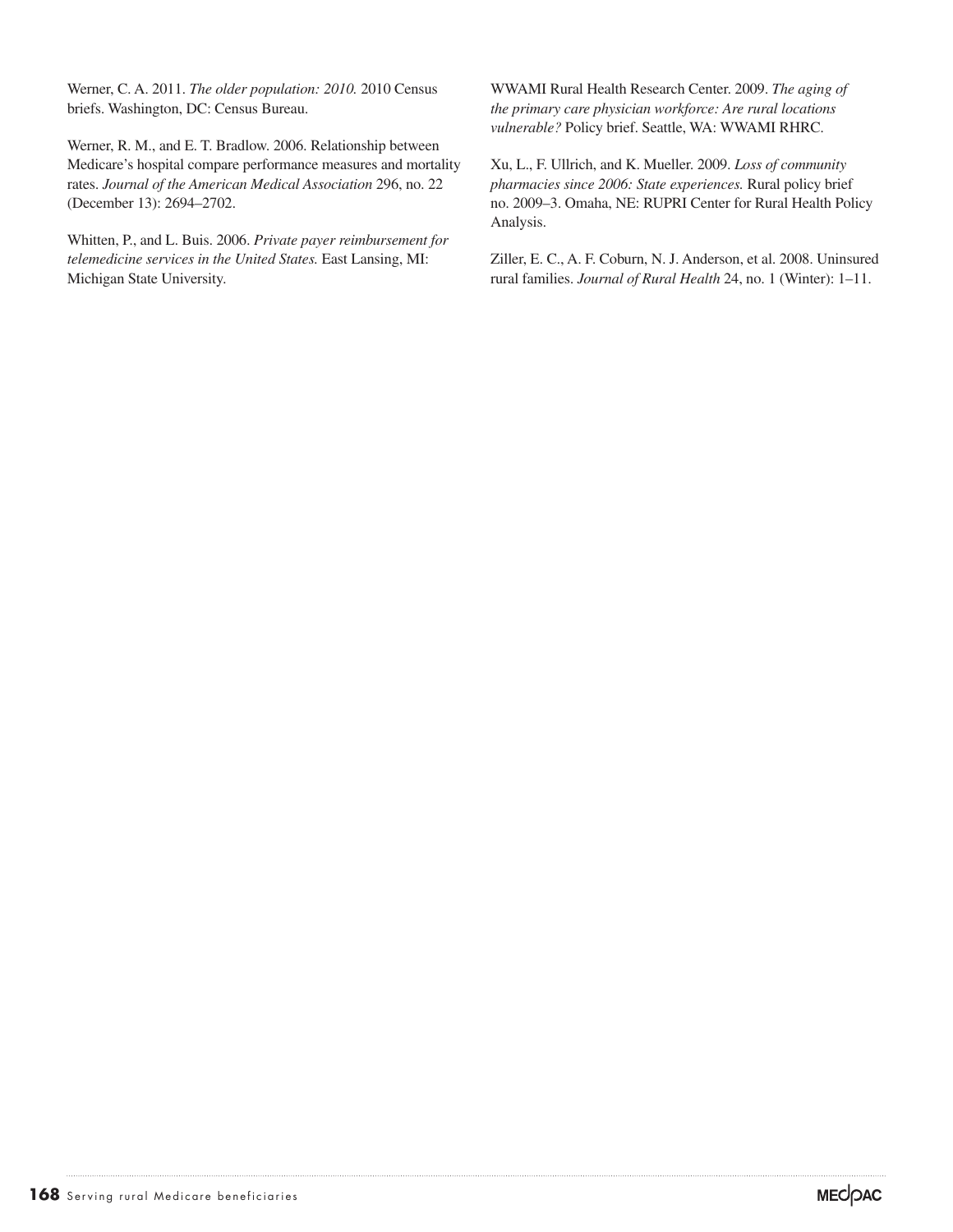Werner, C. A. 2011. *The older population: 2010.* 2010 Census briefs. Washington, DC: Census Bureau.

Werner, R. M., and E. T. Bradlow. 2006. Relationship between Medicare's hospital compare performance measures and mortality rates. *Journal of the American Medical Association* 296, no. 22 (December 13): 2694–2702.

Whitten, P., and L. Buis. 2006. *Private payer reimbursement for telemedicine services in the United States.* East Lansing, MI: Michigan State University.

WWAMI Rural Health Research Center. 2009. *The aging of the primary care physician workforce: Are rural locations vulnerable?* Policy brief. Seattle, WA: WWAMI RHRC.

Xu, L., F. Ullrich, and K. Mueller. 2009. *Loss of community pharmacies since 2006: State experiences.* Rural policy brief no. 2009–3. Omaha, NE: RUPRI Center for Rural Health Policy Analysis.

Ziller, E. C., A. F. Coburn, N. J. Anderson, et al. 2008. Uninsured rural families. *Journal of Rural Health* 24, no. 1 (Winter): 1–11.